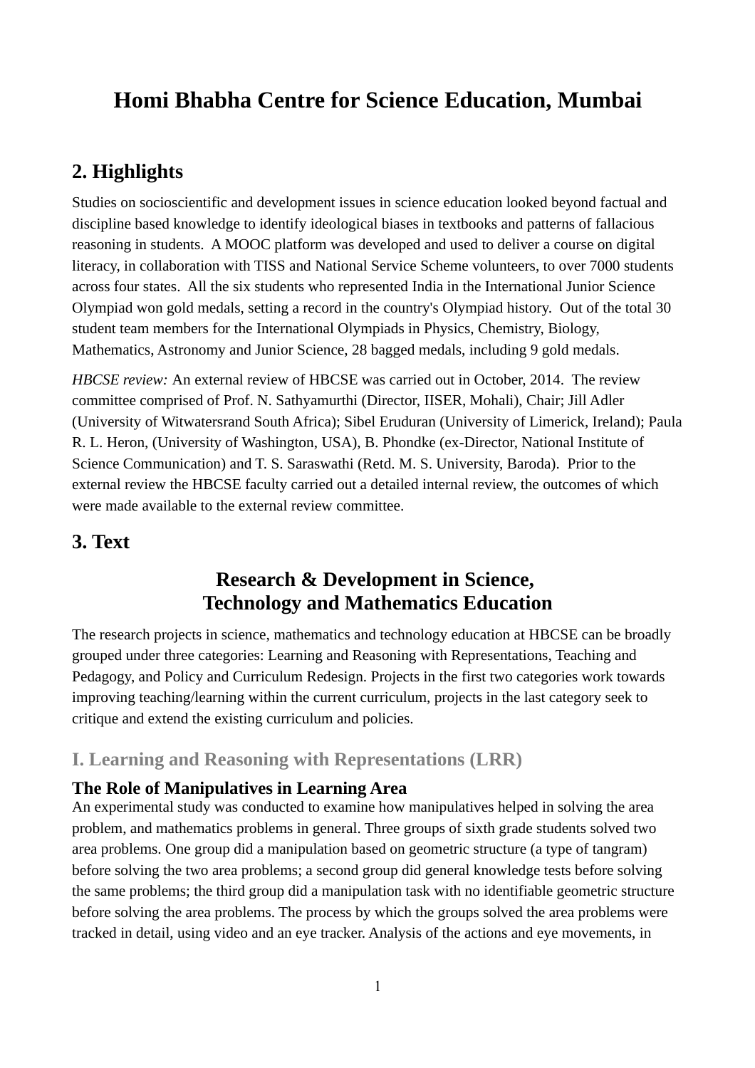# Homi Bhabha Centre for Science Education, Mumbai

## 2. Highlights

Studies on socioscientific and development issues in science education looked beyond factual and discipline based knowledge to identify ideological biases in textbooks and patterns of fallacious reasoning in students. A MOOC platform was developed and used to deliver a course on digital literacy, in collaboration with TISS and National Service Scheme volunteers, to over 7000 students across four states. All the six students who represented India in the International Junior Science Olympiad won gold medals, setting a record in the country's Olympiad history. Out of the total 30 student team members for the International Olympiads in Physics, Chemistry, Biology, Mathematics, Astronomy and Junior Science, 28 bagged medals, including 9 gold medals.

*HBCSE review:* An external review of HBCSE was carried out in October, 2014. The review committee comprised of Prof. N. Sathyamurthi (Director, IISER, Mohali), Chair; Jill Adler (University of Witwatersrand South Africa); Sibel Eruduran (University of Limerick, Ireland); Paula R. L. Heron, (University of Washington, USA), B. Phondke (ex-Director, National Institute of Science Communication) and T. S. Saraswathi (Retd. M. S. University, Baroda). Prior to the external review the HBCSE faculty carried out a detailed internal review, the outcomes of which were made available to the external review committee.

## 3. Text

## Research & Development in Science, Technology and Mathematics Education

The research projects in science, mathematics and technology education at HBCSE can be broadly grouped under three categories: Learning and Reasoning with Representations, Teaching and Pedagogy, and Policy and Curriculum Redesign. Projects in the first two categories work towards improving teaching/learning within the current curriculum, projects in the last category seek to critique and extend the existing curriculum and policies.

### I. Learning and Reasoning with Representations (LRR)

#### The Role of Manipulatives in Learning Area

An experimental study was conducted to examine how manipulatives helped in solving the area problem, and mathematics problems in general. Three groups of sixth grade students solved two area problems. One group did a manipulation based on geometric structure (a type of tangram) before solving the two area problems; a second group did general knowledge tests before solving the same problems; the third group did a manipulation task with no identifiable geometric structure before solving the area problems. The process by which the groups solved the area problems were tracked in detail, using video and an eye tracker. Analysis of the actions and eye movements, in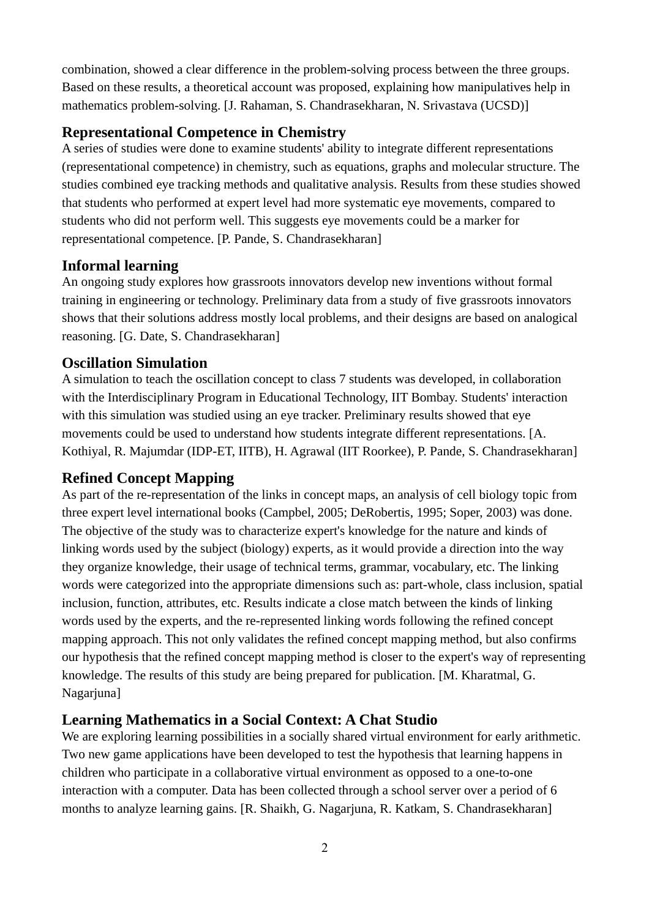combination, showed a clear difference in the problem-solving process between the three groups. Based on these results, a theoretical account was proposed, explaining how manipulatives help in mathematics problem-solving. [J. Rahaman, S. Chandrasekharan, N. Srivastava (UCSD)]

### Representational Competence in Chemistry

A series of studies were done to examine students' ability to integrate different representations (representational competence) in chemistry, such as equations, graphs and molecular structure. The studies combined eye tracking methods and qualitative analysis. Results from these studies showed that students who performed at expert level had more systematic eye movements, compared to students who did not perform well. This suggests eye movements could be a marker for representational competence. [P. Pande, S. Chandrasekharan]

### Informal learning

An ongoing study explores how grassroots innovators develop new inventions without formal training in engineering or technology. Preliminary data from a study of five grassroots innovators shows that their solutions address mostly local problems, and their designs are based on analogical reasoning. [G. Date, S. Chandrasekharan]

### Oscillation Simulation

A simulation to teach the oscillation concept to class 7 students was developed, in collaboration with the Interdisciplinary Program in Educational Technology, IIT Bombay. Students' interaction with this simulation was studied using an eye tracker. Preliminary results showed that eye movements could be used to understand how students integrate different representations. [A. Kothiyal, R. Majumdar (IDP-ET, IITB), H. Agrawal (IIT Roorkee), P. Pande, S. Chandrasekharan]

### Refined Concept Mapping

As part of the re-representation of the links in concept maps, an analysis of cell biology topic from three expert level international books (Campbel, 2005; DeRobertis, 1995; Soper, 2003) was done. The objective of the study was to characterize expert's knowledge for the nature and kinds of linking words used by the subject (biology) experts, as it would provide a direction into the way they organize knowledge, their usage of technical terms, grammar, vocabulary, etc. The linking words were categorized into the appropriate dimensions such as: part-whole, class inclusion, spatial inclusion, function, attributes, etc. Results indicate a close match between the kinds of linking words used by the experts, and the re-represented linking words following the refined concept mapping approach. This not only validates the refined concept mapping method, but also confirms our hypothesis that the refined concept mapping method is closer to the expert's way of representing knowledge. The results of this study are being prepared for publication. [M. Kharatmal, G. Nagarjuna]

### Learning Mathematics in a Social Context: A Chat Studio

We are exploring learning possibilities in a socially shared virtual environment for early arithmetic. Two new game applications have been developed to test the hypothesis that learning happens in children who participate in a collaborative virtual environment as opposed to a one-to-one interaction with a computer. Data has been collected through a school server over a period of 6 months to analyze learning gains. [R. Shaikh, G. Nagarjuna, R. Katkam, S. Chandrasekharan]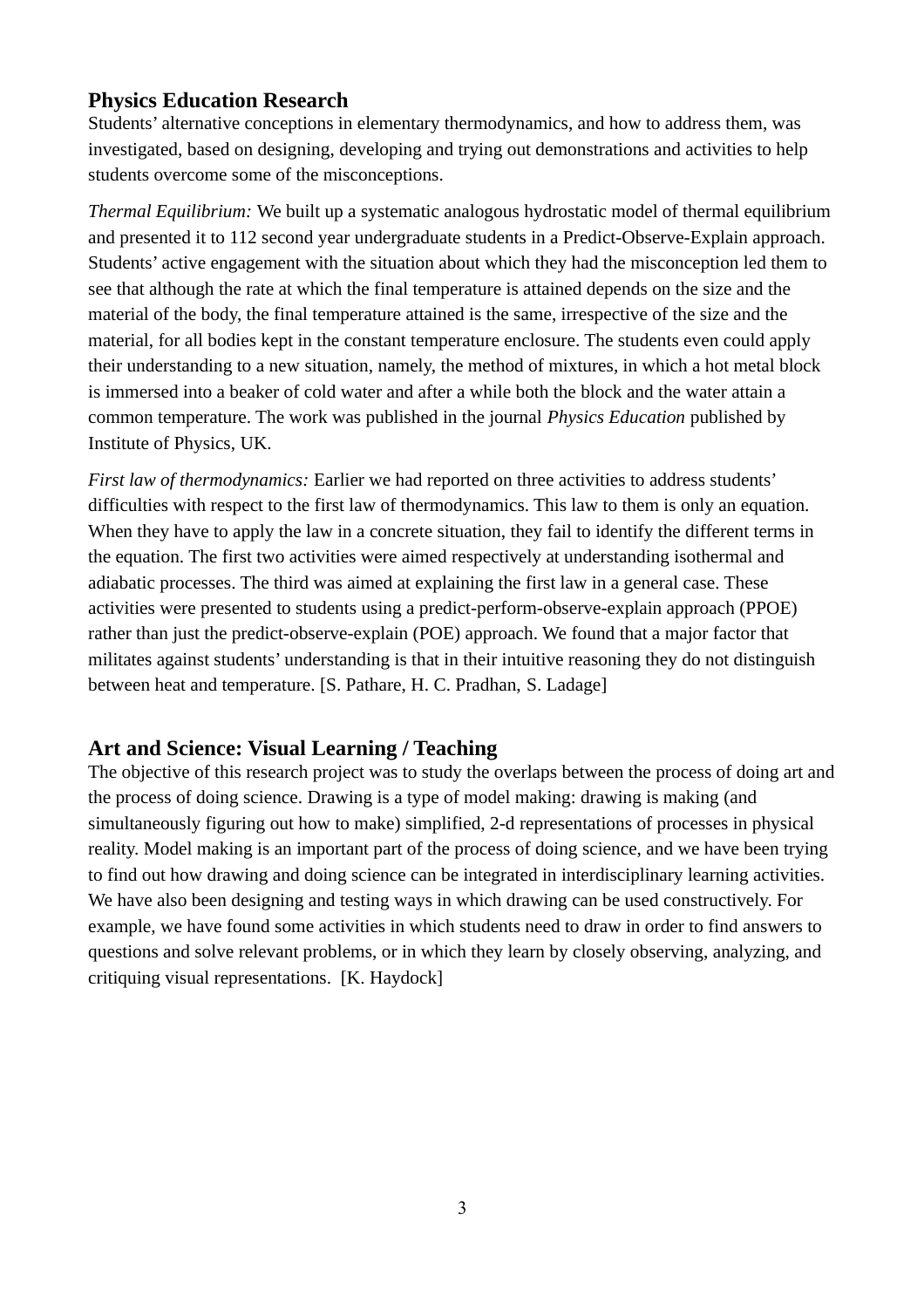## Physics Education Research

Students' alternative conceptions in elementary thermodynamics, and how to address them, was investigated, based on designing, developing and trying out demonstrations and activities to help students overcome some of the misconceptions.

*Thermal Equilibrium:* We built up a systematic analogous hydrostatic model of thermal equilibrium and presented it to 112 second year undergraduate students in a Predict-Observe-Explain approach. Students' active engagement with the situation about which they had the misconception led them to see that although the rate at which the final temperature is attained depends on the size and the material of the body, the final temperature attained is the same, irrespective of the size and the material, for all bodies kept in the constant temperature enclosure. The students even could apply their understanding to a new situation, namely, the method of mixtures, in which a hot metal block is immersed into a beaker of cold water and after a while both the block and the water attain a common temperature. The work was published in the journal *Physics Education* published by Institute of Physics, UK.

*First law of thermodynamics:* Earlier we had reported on three activities to address students' difficulties with respect to the first law of thermodynamics. This law to them is only an equation. When they have to apply the law in a concrete situation, they fail to identify the different terms in the equation. The first two activities were aimed respectively at understanding isothermal and adiabatic processes. The third was aimed at explaining the first law in a general case. These activities were presented to students using a predict-perform-observe-explain approach (PPOE) rather than just the predict-observe-explain (POE) approach. We found that a major factor that militates against students' understanding is that in their intuitive reasoning they do not distinguish between heat and temperature. [S. Pathare, H. C. Pradhan, S. Ladage]

## Art and Science: Visual Learning / Teaching

The objective of this research project was to study the overlaps between the process of doing art and the process of doing science. Drawing is a type of model making: drawing is making (and simultaneously figuring out how to make) simplified, 2-d representations of processes in physical reality. Model making is an important part of the process of doing science, and we have been trying to find out how drawing and doing science can be integrated in interdisciplinary learning activities. We have also been designing and testing ways in which drawing can be used constructively. For example, we have found some activities in which students need to draw in order to find answers to questions and solve relevant problems, or in which they learn by closely observing, analyzing, and critiquing visual representations. [K. Haydock]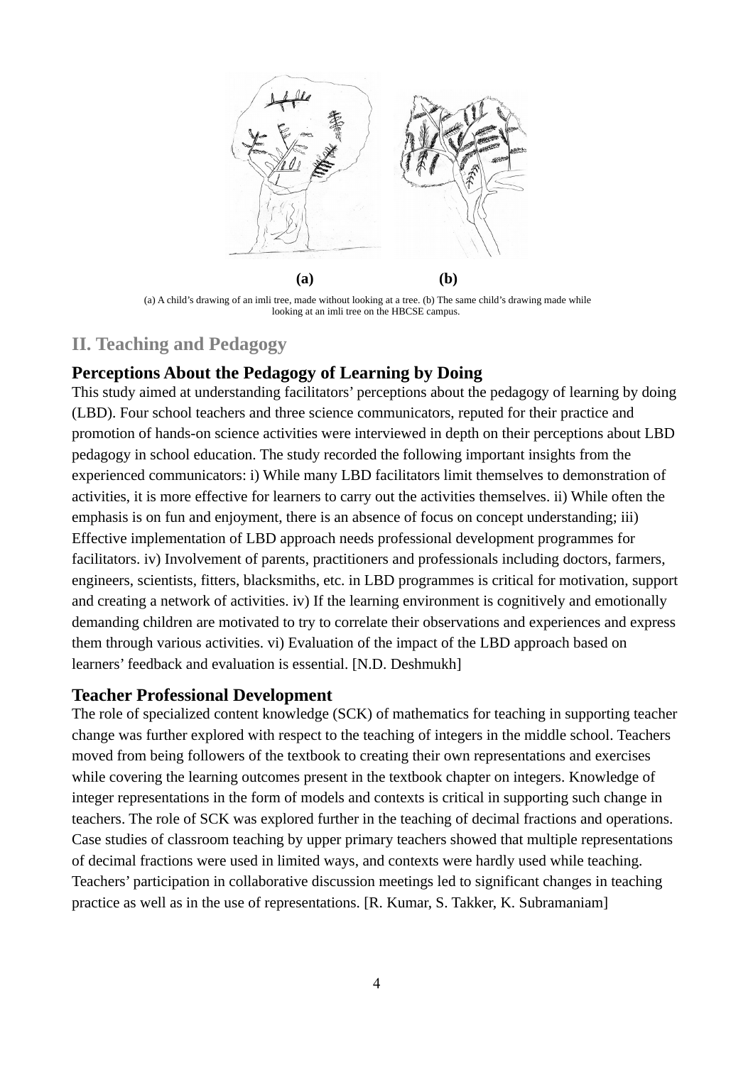**(a)** **(b)**

(a) A child's drawing of an imli tree, made without looking at a tree. (b) The same child's drawing made while looking at an imli tree on the HBCSE campus.

## II. Teaching and Pedagogy

### Perceptions About the Pedagogy of Learning by Doing

This study aimed at understanding facilitators' perceptions about the pedagogy of learning by doing (LBD). Four school teachers and three science communicators, reputed for their practice and promotion of hands-on science activities were interviewed in depth on their perceptions about LBD pedagogy in school education. The study recorded the following important insights from the experienced communicators: i) While many LBD facilitators limit themselves to demonstration of activities, it is more effective for learners to carry out the activities themselves. ii) While often the emphasis is on fun and enjoyment, there is an absence of focus on concept understanding; iii) Effective implementation of LBD approach needs professional development programmes for facilitators. iv) Involvement of parents, practitioners and professionals including doctors, farmers, engineers, scientists, fitters, blacksmiths, etc. in LBD programmes is critical for motivation, support and creating a network of activities. iv) If the learning environment is cognitively and emotionally demanding children are motivated to try to correlate their observations and experiences and express them through various activities. vi) Evaluation of the impact of the LBD approach based on learners' feedback and evaluation is essential. [N.D. Deshmukh]

### Teacher Professional Development

The role of specialized content knowledge (SCK) of mathematics for teaching in supporting teacher change was further explored with respect to the teaching of integers in the middle school. Teachers moved from being followers of the textbook to creating their own representations and exercises while covering the learning outcomes present in the textbook chapter on integers. Knowledge of integer representations in the form of models and contexts is critical in supporting such change in teachers. The role of SCK was explored further in the teaching of decimal fractions and operations. Case studies of classroom teaching by upper primary teachers showed that multiple representations of decimal fractions were used in limited ways, and contexts were hardly used while teaching. Teachers' participation in collaborative discussion meetings led to significant changes in teaching practice as well as in the use of representations. [R. Kumar, S. Takker, K. Subramaniam]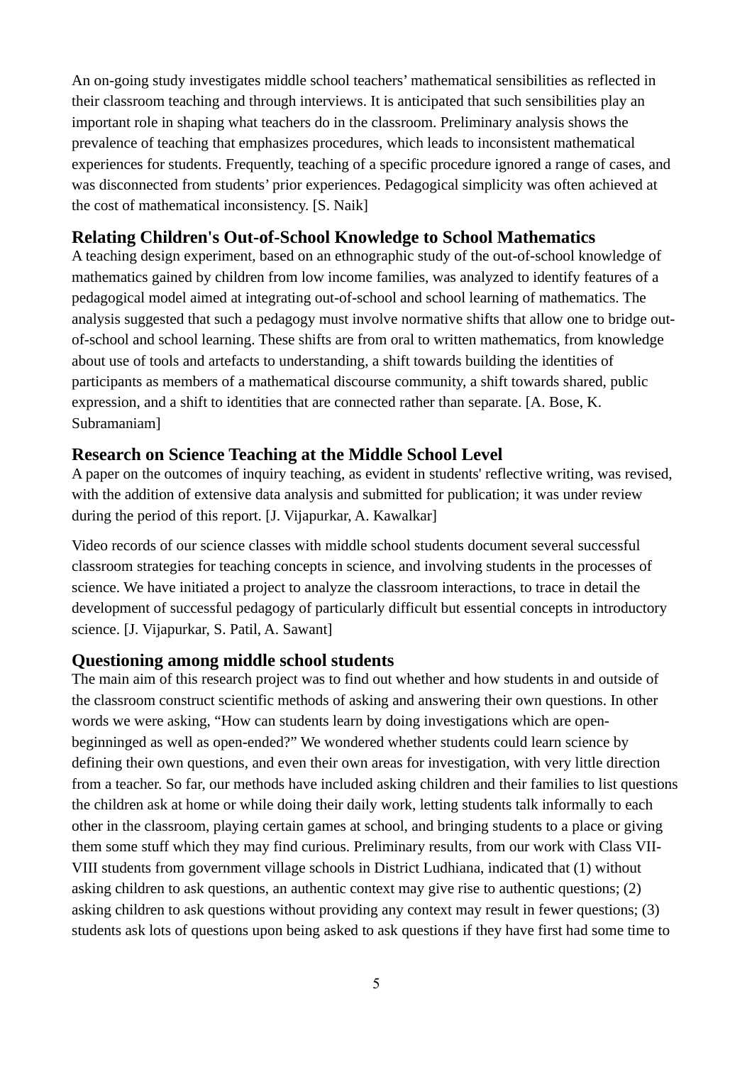An on-going study investigates middle school teachers' mathematical sensibilities as reflected in their classroom teaching and through interviews. It is anticipated that such sensibilities play an important role in shaping what teachers do in the classroom. Preliminary analysis shows the prevalence of teaching that emphasizes procedures, which leads to inconsistent mathematical experiences for students. Frequently, teaching of a specific procedure ignored a range of cases, and was disconnected from students' prior experiences. Pedagogical simplicity was often achieved at the cost of mathematical inconsistency. [S. Naik]

### Relating Children's Out-of-School Knowledge to School Mathematics

A teaching design experiment, based on an ethnographic study of the out-of-school knowledge of mathematics gained by children from low income families, was analyzed to identify features of a pedagogical model aimed at integrating out-of-school and school learning of mathematics. The analysis suggested that such a pedagogy must involve normative shifts that allow one to bridge out-of-school and school learning. These shifts are from oral to written mathematics, from knowledge about use of tools and artefacts to understanding, a shift towards building the identities of participants as members of a mathematical discourse community, a shift towards shared, public expression, and a shift to identities that are connected rather than separate. [A. Bose, K. Subramaniam]

### Research on Science Teaching at the Middle School Level

A paper on the outcomes of inquiry teaching, as evident in students' reflective writing, was revised, with the addition of extensive data analysis and submitted for publication; it was under review during the period of this report. [J. Vijapurkar, A. Kawalkar]

Video records of our science classes with middle school students document several successful classroom strategies for teaching concepts in science, and involving students in the processes of science. We have initiated a project to analyze the classroom interactions, to trace in detail the development of successful pedagogy of particularly difficult but essential concepts in introductory science. [J. Vijapurkar, S. Patil, A. Sawant]

### Questioning among middle school students

The main aim of this research project was to find out whether and how students in and outside of the classroom construct scientific methods of asking and answering their own questions. In other words we were asking, "How can students learn by doing investigations which are open-beginninged as well as open-ended?" We wondered whether students could learn science by defining their own questions, and even their own areas for investigation, with very little direction from a teacher. So far, our methods have included asking children and their families to list questions the children ask at home or while doing their daily work, letting students talk informally to each other in the classroom, playing certain games at school, and bringing students to a place or giving them some stuff which they may find curious. Preliminary results, from our work with Class VII-VIII students from government village schools in District Ludhiana, indicated that (1) without asking children to ask questions, an authentic context may give rise to authentic questions; (2) asking children to ask questions without providing any context may result in fewer questions; (3) students ask lots of questions upon being asked to ask questions if they have first had some time to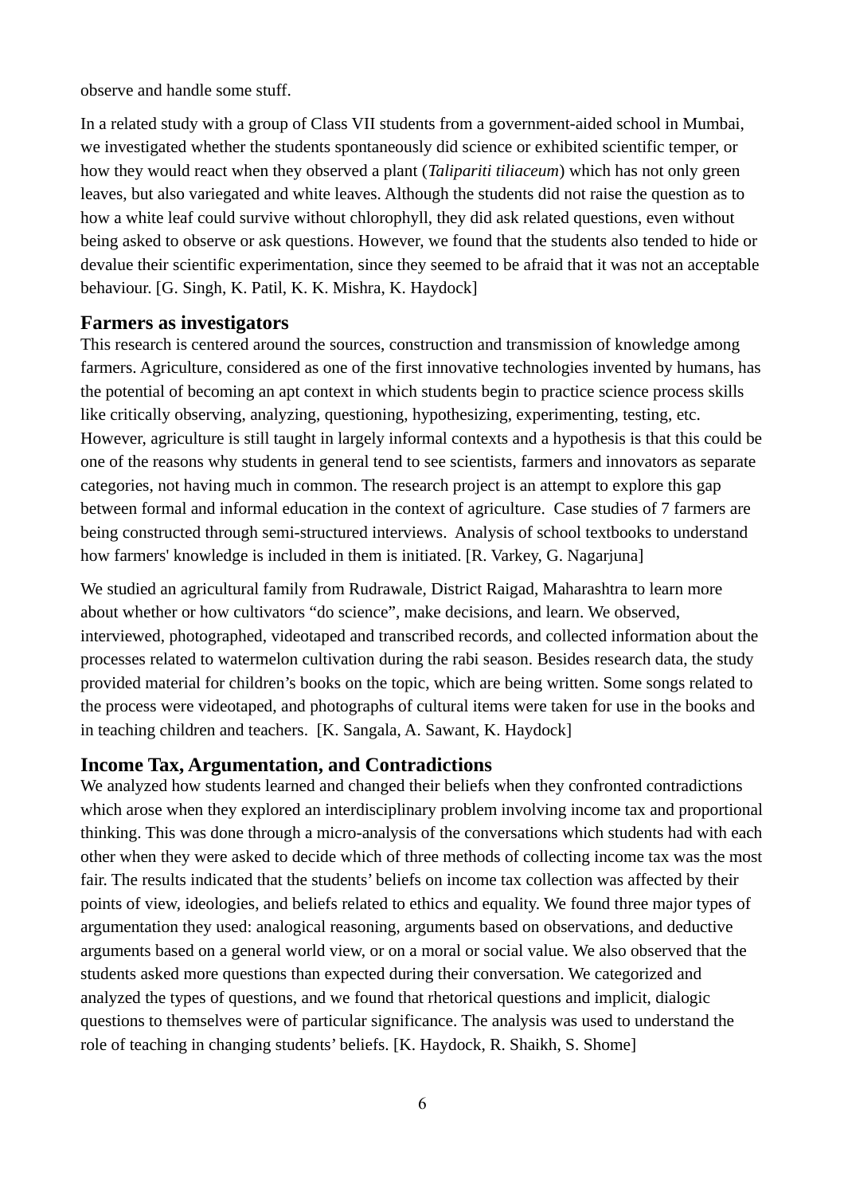observe and handle some stuff.

In a related study with a group of Class VII students from a government-aided school in Mumbai, we investigated whether the students spontaneously did science or exhibited scientific temper, or how they would react when they observed a plant (*Talipariti tiliaceum*) which has not only green leaves, but also variegated and white leaves. Although the students did not raise the question as to how a white leaf could survive without chlorophyll, they did ask related questions, even without being asked to observe or ask questions. However, we found that the students also tended to hide or devalue their scientific experimentation, since they seemed to be afraid that it was not an acceptable behaviour. [G. Singh, K. Patil, K. K. Mishra, K. Haydock]

## Farmers as investigators

This research is centered around the sources, construction and transmission of knowledge among farmers. Agriculture, considered as one of the first innovative technologies invented by humans, has the potential of becoming an apt context in which students begin to practice science process skills like critically observing, analyzing, questioning, hypothesizing, experimenting, testing, etc. However, agriculture is still taught in largely informal contexts and a hypothesis is that this could be one of the reasons why students in general tend to see scientists, farmers and innovators as separate categories, not having much in common. The research project is an attempt to explore this gap between formal and informal education in the context of agriculture. Case studies of 7 farmers are being constructed through semi-structured interviews. Analysis of school textbooks to understand how farmers' knowledge is included in them is initiated. [R. Varkey, G. Nagarjuna]

We studied an agricultural family from Rudrawale, District Raigad, Maharashtra to learn more about whether or how cultivators "do science", make decisions, and learn. We observed, interviewed, photographed, videotaped and transcribed records, and collected information about the processes related to watermelon cultivation during the rabi season. Besides research data, the study provided material for children's books on the topic, which are being written. Some songs related to the process were videotaped, and photographs of cultural items were taken for use in the books and in teaching children and teachers. [K. Sangala, A. Sawant, K. Haydock]

## Income Tax, Argumentation, and Contradictions

We analyzed how students learned and changed their beliefs when they confronted contradictions which arose when they explored an interdisciplinary problem involving income tax and proportional thinking. This was done through a micro-analysis of the conversations which students had with each other when they were asked to decide which of three methods of collecting income tax was the most fair. The results indicated that the students' beliefs on income tax collection was affected by their points of view, ideologies, and beliefs related to ethics and equality. We found three major types of argumentation they used: analogical reasoning, arguments based on observations, and deductive arguments based on a general world view, or on a moral or social value. We also observed that the students asked more questions than expected during their conversation. We categorized and analyzed the types of questions, and we found that rhetorical questions and implicit, dialogic questions to themselves were of particular significance. The analysis was used to understand the role of teaching in changing students' beliefs. [K. Haydock, R. Shaikh, S. Shome]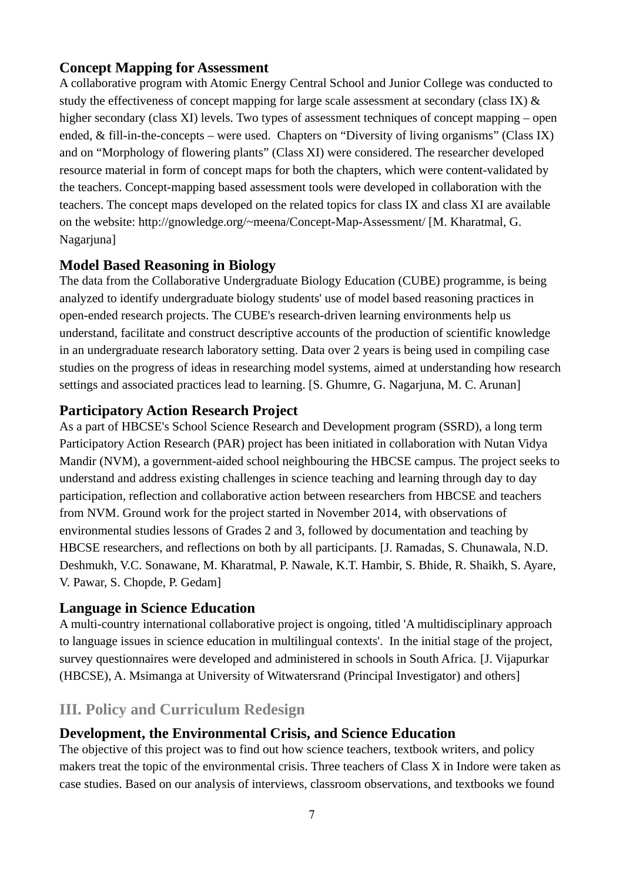### Concept Mapping for Assessment

A collaborative program with Atomic Energy Central School and Junior College was conducted to study the effectiveness of concept mapping for large scale assessment at secondary (class IX) & higher secondary (class XI) levels. Two types of assessment techniques of concept mapping – open ended, & fill-in-the-concepts – were used. Chapters on "Diversity of living organisms" (Class IX) and on "Morphology of flowering plants" (Class XI) were considered. The researcher developed resource material in form of concept maps for both the chapters, which were content-validated by the teachers. Concept-mapping based assessment tools were developed in collaboration with the teachers. The concept maps developed on the related topics for class IX and class XI are available on the website: http://gnowledge.org/~meena/Concept-Map-Assessment/ [M. Kharatmal, G. Nagarjuna]

### Model Based Reasoning in Biology

The data from the Collaborative Undergraduate Biology Education (CUBE) programme, is being analyzed to identify undergraduate biology students' use of model based reasoning practices in open-ended research projects. The CUBE's research-driven learning environments help us understand, facilitate and construct descriptive accounts of the production of scientific knowledge in an undergraduate research laboratory setting. Data over 2 years is being used in compiling case studies on the progress of ideas in researching model systems, aimed at understanding how research settings and associated practices lead to learning. [S. Ghumre, G. Nagarjuna, M. C. Arunan]

### Participatory Action Research Project

As a part of HBCSE's School Science Research and Development program (SSRD), a long term Participatory Action Research (PAR) project has been initiated in collaboration with Nutan Vidya Mandir (NVM), a government-aided school neighbouring the HBCSE campus. The project seeks to understand and address existing challenges in science teaching and learning through day to day participation, reflection and collaborative action between researchers from HBCSE and teachers from NVM. Ground work for the project started in November 2014, with observations of environmental studies lessons of Grades 2 and 3, followed by documentation and teaching by HBCSE researchers, and reflections on both by all participants. [J. Ramadas, S. Chunawala, N.D. Deshmukh, V.C. Sonawane, M. Kharatmal, P. Nawale, K.T. Hambir, S. Bhide, R. Shaikh, S. Ayare, V. Pawar, S. Chopde, P. Gedam]

### Language in Science Education

A multi-country international collaborative project is ongoing, titled 'A multidisciplinary approach to language issues in science education in multilingual contexts'. In the initial stage of the project, survey questionnaires were developed and administered in schools in South Africa. [J. Vijapurkar (HBCSE), A. Msimanga at University of Witwatersrand (Principal Investigator) and others]

## III. Policy and Curriculum Redesign

### Development, the Environmental Crisis, and Science Education

The objective of this project was to find out how science teachers, textbook writers, and policy makers treat the topic of the environmental crisis. Three teachers of Class X in Indore were taken as case studies. Based on our analysis of interviews, classroom observations, and textbooks we found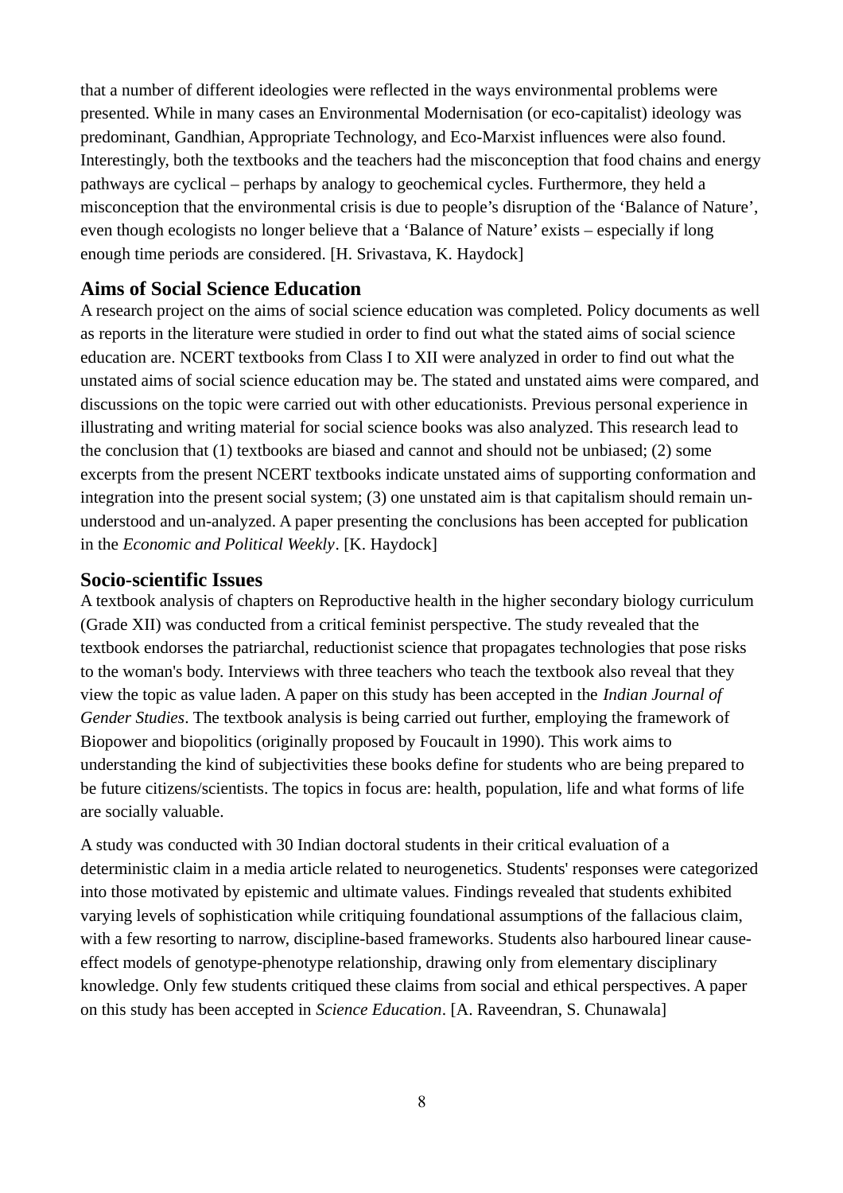that a number of different ideologies were reflected in the ways environmental problems were presented. While in many cases an Environmental Modernisation (or eco-capitalist) ideology was predominant, Gandhian, Appropriate Technology, and Eco-Marxist influences were also found. Interestingly, both the textbooks and the teachers had the misconception that food chains and energy pathways are cyclical – perhaps by analogy to geochemical cycles. Furthermore, they held a misconception that the environmental crisis is due to people's disruption of the 'Balance of Nature', even though ecologists no longer believe that a 'Balance of Nature' exists – especially if long enough time periods are considered. [H. Srivastava, K. Haydock]

### Aims of Social Science Education

A research project on the aims of social science education was completed. Policy documents as well as reports in the literature were studied in order to find out what the stated aims of social science education are. NCERT textbooks from Class I to XII were analyzed in order to find out what the unstated aims of social science education may be. The stated and unstated aims were compared, and discussions on the topic were carried out with other educationists. Previous personal experience in illustrating and writing material for social science books was also analyzed. This research lead to the conclusion that (1) textbooks are biased and cannot and should not be unbiased; (2) some excerpts from the present NCERT textbooks indicate unstated aims of supporting conformation and integration into the present social system; (3) one unstated aim is that capitalism should remain un-understood and un-analyzed. A paper presenting the conclusions has been accepted for publication in the *Economic and Political Weekly*. [K. Haydock]

### Socio-scientific Issues

A textbook analysis of chapters on Reproductive health in the higher secondary biology curriculum (Grade XII) was conducted from a critical feminist perspective. The study revealed that the textbook endorses the patriarchal, reductionist science that propagates technologies that pose risks to the woman's body. Interviews with three teachers who teach the textbook also reveal that they view the topic as value laden. A paper on this study has been accepted in the *Indian Journal of Gender Studies*. The textbook analysis is being carried out further, employing the framework of Biopower and biopolitics (originally proposed by Foucault in 1990). This work aims to understanding the kind of subjectivities these books define for students who are being prepared to be future citizens/scientists. The topics in focus are: health, population, life and what forms of life are socially valuable.

A study was conducted with 30 Indian doctoral students in their critical evaluation of a deterministic claim in a media article related to neurogenetics. Students' responses were categorized into those motivated by epistemic and ultimate values. Findings revealed that students exhibited varying levels of sophistication while critiquing foundational assumptions of the fallacious claim, with a few resorting to narrow, discipline-based frameworks. Students also harboured linear cause-effect models of genotype-phenotype relationship, drawing only from elementary disciplinary knowledge. Only few students critiqued these claims from social and ethical perspectives. A paper on this study has been accepted in *Science Education*. [A. Raveendran, S. Chunawala]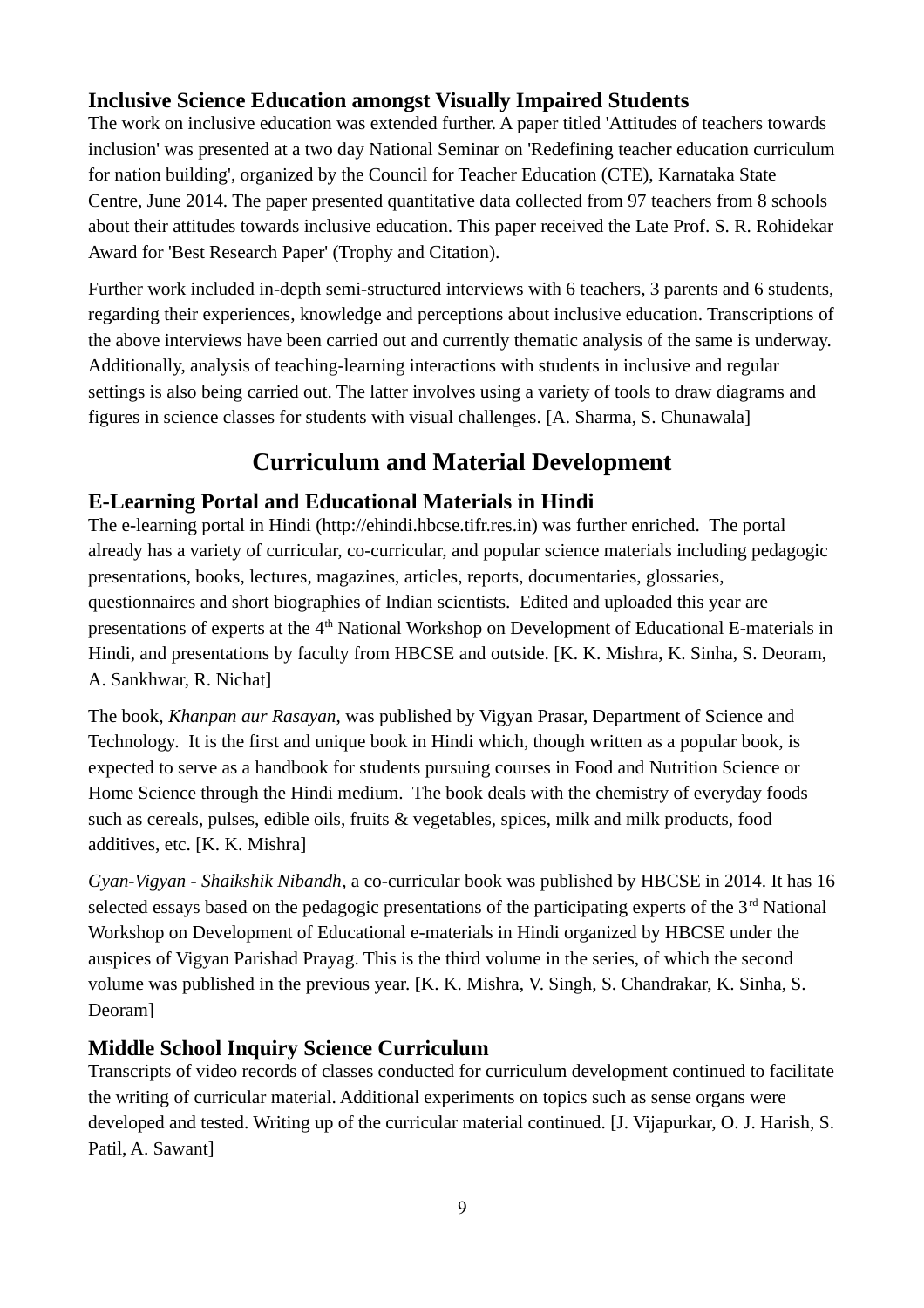### Inclusive Science Education amongst Visually Impaired Students

The work on inclusive education was extended further. A paper titled 'Attitudes of teachers towards inclusion' was presented at a two day National Seminar on 'Redefining teacher education curriculum for nation building', organized by the Council for Teacher Education (CTE), Karnataka State Centre, June 2014. The paper presented quantitative data collected from 97 teachers from 8 schools about their attitudes towards inclusive education. This paper received the Late Prof. S. R. Rohidekar Award for 'Best Research Paper' (Trophy and Citation).

Further work included in-depth semi-structured interviews with 6 teachers, 3 parents and 6 students, regarding their experiences, knowledge and perceptions about inclusive education. Transcriptions of the above interviews have been carried out and currently thematic analysis of the same is underway. Additionally, analysis of teaching-learning interactions with students in inclusive and regular settings is also being carried out. The latter involves using a variety of tools to draw diagrams and figures in science classes for students with visual challenges. [A. Sharma, S. Chunawala]

## Curriculum and Material Development

### E-Learning Portal and Educational Materials in Hindi

The e-learning portal in Hindi (http://ehindi.hbcse.tifr.res.in) was further enriched. The portal already has a variety of curricular, co-curricular, and popular science materials including pedagogic presentations, books, lectures, magazines, articles, reports, documentaries, glossaries, questionnaires and short biographies of Indian scientists. Edited and uploaded this year are presentations of experts at the 4th National Workshop on Development of Educational E-materials in Hindi, and presentations by faculty from HBCSE and outside. [K. K. Mishra, K. Sinha, S. Deoram, A. Sankhwar, R. Nichat]

The book, *Khanpan aur Rasayan*, was published by Vigyan Prasar, Department of Science and Technology. It is the first and unique book in Hindi which, though written as a popular book, is expected to serve as a handbook for students pursuing courses in Food and Nutrition Science or Home Science through the Hindi medium. The book deals with the chemistry of everyday foods such as cereals, pulses, edible oils, fruits & vegetables, spices, milk and milk products, food additives, etc. [K. K. Mishra]

*Gyan-Vigyan - Shaikshik Nibandh*, a co-curricular book was published by HBCSE in 2014. It has 16 selected essays based on the pedagogic presentations of the participating experts of the 3rd National Workshop on Development of Educational e-materials in Hindi organized by HBCSE under the auspices of Vigyan Parishad Prayag. This is the third volume in the series, of which the second volume was published in the previous year. [K. K. Mishra, V. Singh, S. Chandrakar, K. Sinha, S. Deoram]

### Middle School Inquiry Science Curriculum

Transcripts of video records of classes conducted for curriculum development continued to facilitate the writing of curricular material. Additional experiments on topics such as sense organs were developed and tested. Writing up of the curricular material continued. [J. Vijapurkar, O. J. Harish, S. Patil, A. Sawant]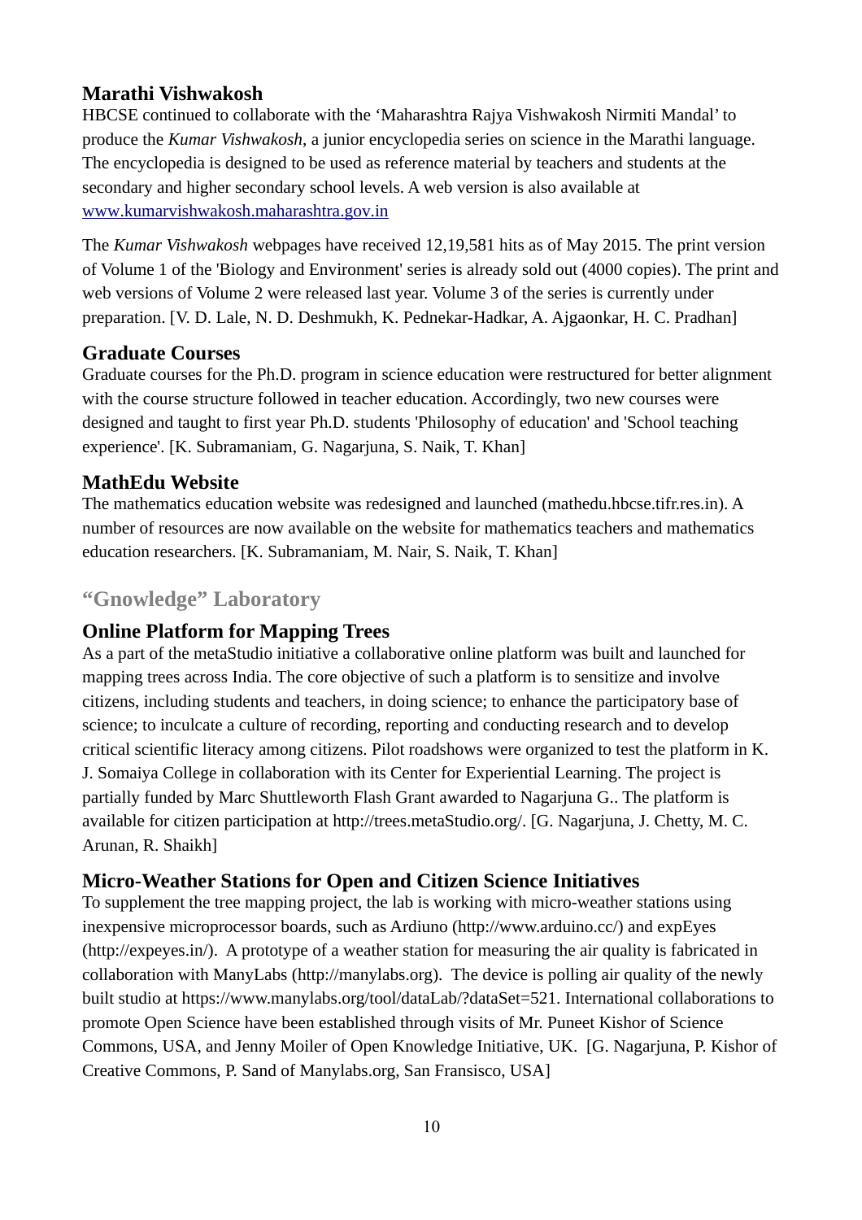### Marathi Vishwakosh

HBCSE continued to collaborate with the 'Maharashtra Rajya Vishwakosh Nirmiti Mandal' to produce the *Kumar Vishwakosh*, a junior encyclopedia series on science in the Marathi language. The encyclopedia is designed to be used as reference material by teachers and students at the secondary and higher secondary school levels. A web version is also available at [www.kumarvishwakosh.maharashtra.gov.in](http://www.kumarvishwakosh.maharashtra.gov.in)

The *Kumar Vishwakosh* webpages have received 12,19,581 hits as of May 2015. The print version of Volume 1 of the 'Biology and Environment' series is already sold out (4000 copies). The print and web versions of Volume 2 were released last year. Volume 3 of the series is currently under preparation. [V. D. Lale, N. D. Deshmukh, K. Pednekar-Hadkar, A. Ajgaonkar, H. C. Pradhan]

### Graduate Courses

Graduate courses for the Ph.D. program in science education were restructured for better alignment with the course structure followed in teacher education. Accordingly, two new courses were designed and taught to first year Ph.D. students 'Philosophy of education' and 'School teaching experience'. [K. Subramaniam, G. Nagarjuna, S. Naik, T. Khan]

### MathEdu Website

The mathematics education website was redesigned and launched (mathedu.hbcse.tifr.res.in). A number of resources are now available on the website for mathematics teachers and mathematics education researchers. [K. Subramaniam, M. Nair, S. Naik, T. Khan]

## "Gnowledge" Laboratory

### Online Platform for Mapping Trees

As a part of the metaStudio initiative a collaborative online platform was built and launched for mapping trees across India. The core objective of such a platform is to sensitize and involve citizens, including students and teachers, in doing science; to enhance the participatory base of science; to inculcate a culture of recording, reporting and conducting research and to develop critical scientific literacy among citizens. Pilot roadshows were organized to test the platform in K. J. Somaiya College in collaboration with its Center for Experiential Learning. The project is partially funded by Marc Shuttleworth Flash Grant awarded to Nagarjuna G.. The platform is available for citizen participation at http://trees.metaStudio.org/. [G. Nagarjuna, J. Chetty, M. C. Arunan, R. Shaikh]

### Micro-Weather Stations for Open and Citizen Science Initiatives

To supplement the tree mapping project, the lab is working with micro-weather stations using inexpensive microprocessor boards, such as Ardiuno (http://www.arduino.cc/) and expEyes (http://expeyes.in/). A prototype of a weather station for measuring the air quality is fabricated in collaboration with ManyLabs (http://manylabs.org). The device is polling air quality of the newly built studio at https://www.manylabs.org/tool/dataLab/?dataSet=521. International collaborations to promote Open Science have been established through visits of Mr. Puneet Kishor of Science Commons, USA, and Jenny Moiler of Open Knowledge Initiative, UK. [G. Nagarjuna, P. Kishor of Creative Commons, P. Sand of Manylabs.org, San Fransisco, USA]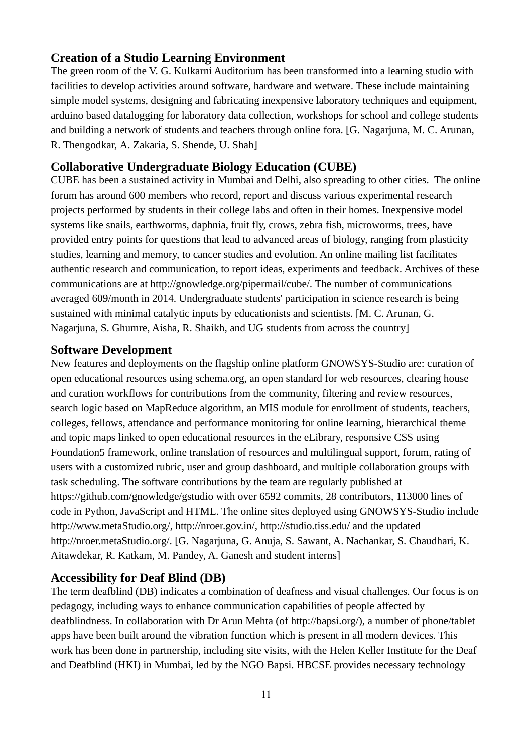### Creation of a Studio Learning Environment

The green room of the V. G. Kulkarni Auditorium has been transformed into a learning studio with facilities to develop activities around software, hardware and wetware. These include maintaining simple model systems, designing and fabricating inexpensive laboratory techniques and equipment, arduino based datalogging for laboratory data collection, workshops for school and college students and building a network of students and teachers through online fora. [G. Nagarjuna, M. C. Arunan, R. Thengodkar, A. Zakaria, S. Shende, U. Shah]

### Collaborative Undergraduate Biology Education (CUBE)

CUBE has been a sustained activity in Mumbai and Delhi, also spreading to other cities. The online forum has around 600 members who record, report and discuss various experimental research projects performed by students in their college labs and often in their homes. Inexpensive model systems like snails, earthworms, daphnia, fruit fly, crows, zebra fish, microworms, trees, have provided entry points for questions that lead to advanced areas of biology, ranging from plasticity studies, learning and memory, to cancer studies and evolution. An online mailing list facilitates authentic research and communication, to report ideas, experiments and feedback. Archives of these communications are at http://gnowledge.org/pipermail/cube/. The number of communications averaged 609/month in 2014. Undergraduate students' participation in science research is being sustained with minimal catalytic inputs by educationists and scientists. [M. C. Arunan, G. Nagarjuna, S. Ghumre, Aisha, R. Shaikh, and UG students from across the country]

### Software Development

New features and deployments on the flagship online platform GNOWSYS-Studio are: curation of open educational resources using schema.org, an open standard for web resources, clearing house and curation workflows for contributions from the community, filtering and review resources, search logic based on MapReduce algorithm, an MIS module for enrollment of students, teachers, colleges, fellows, attendance and performance monitoring for online learning, hierarchical theme and topic maps linked to open educational resources in the eLibrary, responsive CSS using Foundation5 framework, online translation of resources and multilingual support, forum, rating of users with a customized rubric, user and group dashboard, and multiple collaboration groups with task scheduling. The software contributions by the team are regularly published at https://github.com/gnowledge/gstudio with over 6592 commits, 28 contributors, 113000 lines of code in Python, JavaScript and HTML. The online sites deployed using GNOWSYS-Studio include http://www.metaStudio.org/, http://nroer.gov.in/, http://studio.tiss.edu/ and the updated http://nroer.metaStudio.org/. [G. Nagarjuna, G. Anuja, S. Sawant, A. Nachankar, S. Chaudhari, K. Aitawdekar, R. Katkam, M. Pandey, A. Ganesh and student interns]

### Accessibility for Deaf Blind (DB)

The term deafblind (DB) indicates a combination of deafness and visual challenges. Our focus is on pedagogy, including ways to enhance communication capabilities of people affected by deafblindness. In collaboration with Dr Arun Mehta (of http://bapsi.org/), a number of phone/tablet apps have been built around the vibration function which is present in all modern devices. This work has been done in partnership, including site visits, with the Helen Keller Institute for the Deaf and Deafblind (HKI) in Mumbai, led by the NGO Bapsi. HBCSE provides necessary technology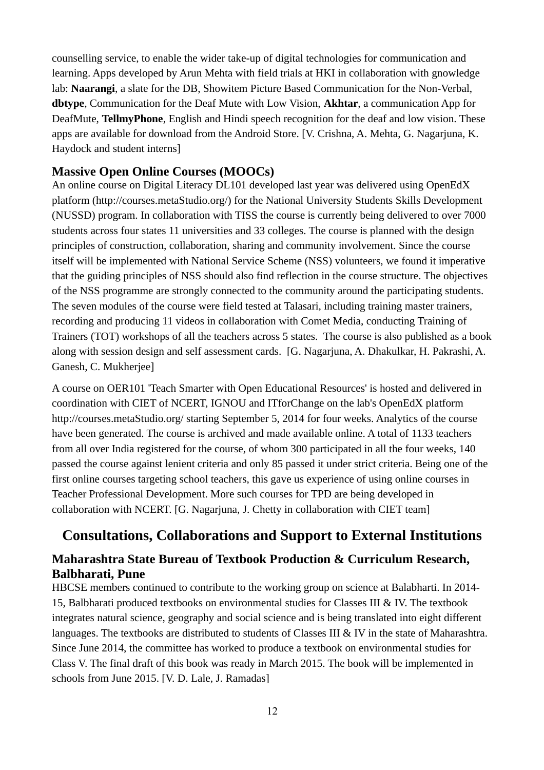counselling service, to enable the wider take-up of digital technologies for communication and learning. Apps developed by Arun Mehta with field trials at HKI in collaboration with gnowledge lab: **Naarangi**, a slate for the DB, Showitem Picture Based Communication for the Non-Verbal, **dbtype**, Communication for the Deaf Mute with Low Vision, **Akhtar**, a communication App for DeafMute, **TellmyPhone**, English and Hindi speech recognition for the deaf and low vision. These apps are available for download from the Android Store. [V. Crishna, A. Mehta, G. Nagarjuna, K. Haydock and student interns]

### Massive Open Online Courses (MOOCs)

An online course on Digital Literacy DL101 developed last year was delivered using OpenEdX platform (http://courses.metaStudio.org/) for the National University Students Skills Development (NUSSD) program. In collaboration with TISS the course is currently being delivered to over 7000 students across four states 11 universities and 33 colleges. The course is planned with the design principles of construction, collaboration, sharing and community involvement. Since the course itself will be implemented with National Service Scheme (NSS) volunteers, we found it imperative that the guiding principles of NSS should also find reflection in the course structure. The objectives of the NSS programme are strongly connected to the community around the participating students. The seven modules of the course were field tested at Talasari, including training master trainers, recording and producing 11 videos in collaboration with Comet Media, conducting Training of Trainers (TOT) workshops of all the teachers across 5 states. The course is also published as a book along with session design and self assessment cards. [G. Nagarjuna, A. Dhakulkar, H. Pakrashi, A. Ganesh, C. Mukherjee]

A course on OER101 'Teach Smarter with Open Educational Resources' is hosted and delivered in coordination with CIET of NCERT, IGNOU and ITforChange on the lab's OpenEdX platform http://courses.metaStudio.org/ starting September 5, 2014 for four weeks. Analytics of the course have been generated. The course is archived and made available online. A total of 1133 teachers from all over India registered for the course, of whom 300 participated in all the four weeks, 140 passed the course against lenient criteria and only 85 passed it under strict criteria. Being one of the first online courses targeting school teachers, this gave us experience of using online courses in Teacher Professional Development. More such courses for TPD are being developed in collaboration with NCERT. [G. Nagarjuna, J. Chetty in collaboration with CIET team]

## Consultations, Collaborations and Support to External Institutions

### Maharashtra State Bureau of Textbook Production & Curriculum Research, Balbharati, Pune

HBCSE members continued to contribute to the working group on science at Balabharti. In 2014-15, Balbharati produced textbooks on environmental studies for Classes III & IV. The textbook integrates natural science, geography and social science and is being translated into eight different languages. The textbooks are distributed to students of Classes III & IV in the state of Maharashtra. Since June 2014, the committee has worked to produce a textbook on environmental studies for Class V. The final draft of this book was ready in March 2015. The book will be implemented in schools from June 2015. [V. D. Lale, J. Ramadas]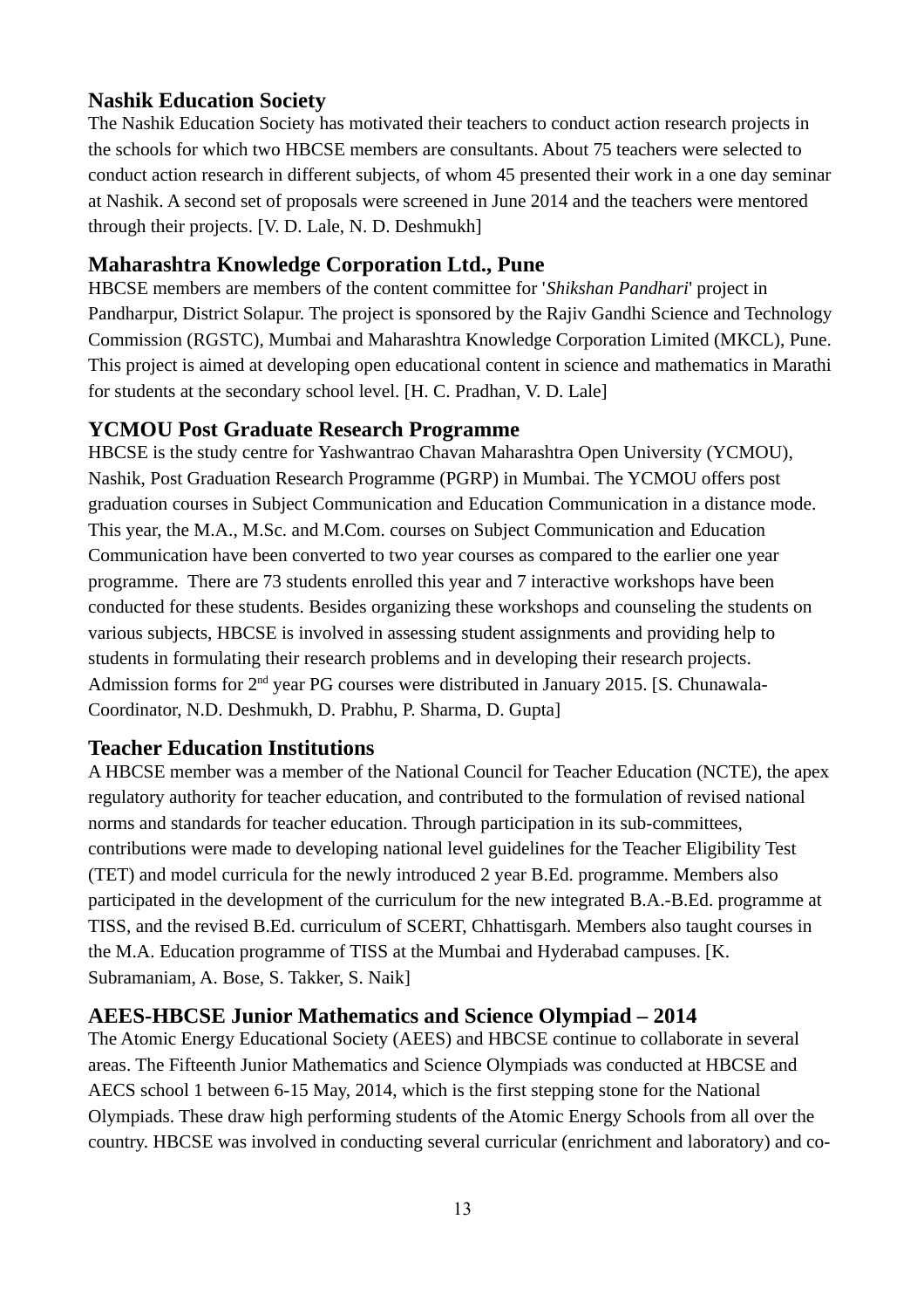### Nashik Education Society

The Nashik Education Society has motivated their teachers to conduct action research projects in the schools for which two HBCSE members are consultants. About 75 teachers were selected to conduct action research in different subjects, of whom 45 presented their work in a one day seminar at Nashik. A second set of proposals were screened in June 2014 and the teachers were mentored through their projects. [V. D. Lale, N. D. Deshmukh]

### Maharashtra Knowledge Corporation Ltd., Pune

HBCSE members are members of the content committee for '*Shikshan Pandhari*' project in Pandharpur, District Solapur. The project is sponsored by the Rajiv Gandhi Science and Technology Commission (RGSTC), Mumbai and Maharashtra Knowledge Corporation Limited (MKCL), Pune. This project is aimed at developing open educational content in science and mathematics in Marathi for students at the secondary school level. [H. C. Pradhan, V. D. Lale]

### YCMOU Post Graduate Research Programme

HBCSE is the study centre for Yashwantrao Chavan Maharashtra Open University (YCMOU), Nashik, Post Graduation Research Programme (PGRP) in Mumbai. The YCMOU offers post graduation courses in Subject Communication and Education Communication in a distance mode. This year, the M.A., M.Sc. and M.Com. courses on Subject Communication and Education Communication have been converted to two year courses as compared to the earlier one year programme. There are 73 students enrolled this year and 7 interactive workshops have been conducted for these students. Besides organizing these workshops and counseling the students on various subjects, HBCSE is involved in assessing student assignments and providing help to students in formulating their research problems and in developing their research projects. Admission forms for 2nd year PG courses were distributed in January 2015. [S. Chunawala- Coordinator, N.D. Deshmukh, D. Prabhu, P. Sharma, D. Gupta]

### Teacher Education Institutions

A HBCSE member was a member of the National Council for Teacher Education (NCTE), the apex regulatory authority for teacher education, and contributed to the formulation of revised national norms and standards for teacher education. Through participation in its sub-committees, contributions were made to developing national level guidelines for the Teacher Eligibility Test (TET) and model curricula for the newly introduced 2 year B.Ed. programme. Members also participated in the development of the curriculum for the new integrated B.A.-B.Ed. programme at TISS, and the revised B.Ed. curriculum of SCERT, Chhattisgarh. Members also taught courses in the M.A. Education programme of TISS at the Mumbai and Hyderabad campuses. [K. Subramaniam, A. Bose, S. Takker, S. Naik]

### AEES-HBCSE Junior Mathematics and Science Olympiad – 2014

The Atomic Energy Educational Society (AEES) and HBCSE continue to collaborate in several areas. The Fifteenth Junior Mathematics and Science Olympiads was conducted at HBCSE and AECS school 1 between 6-15 May, 2014, which is the first stepping stone for the National Olympiads. These draw high performing students of the Atomic Energy Schools from all over the country. HBCSE was involved in conducting several curricular (enrichment and laboratory) and co-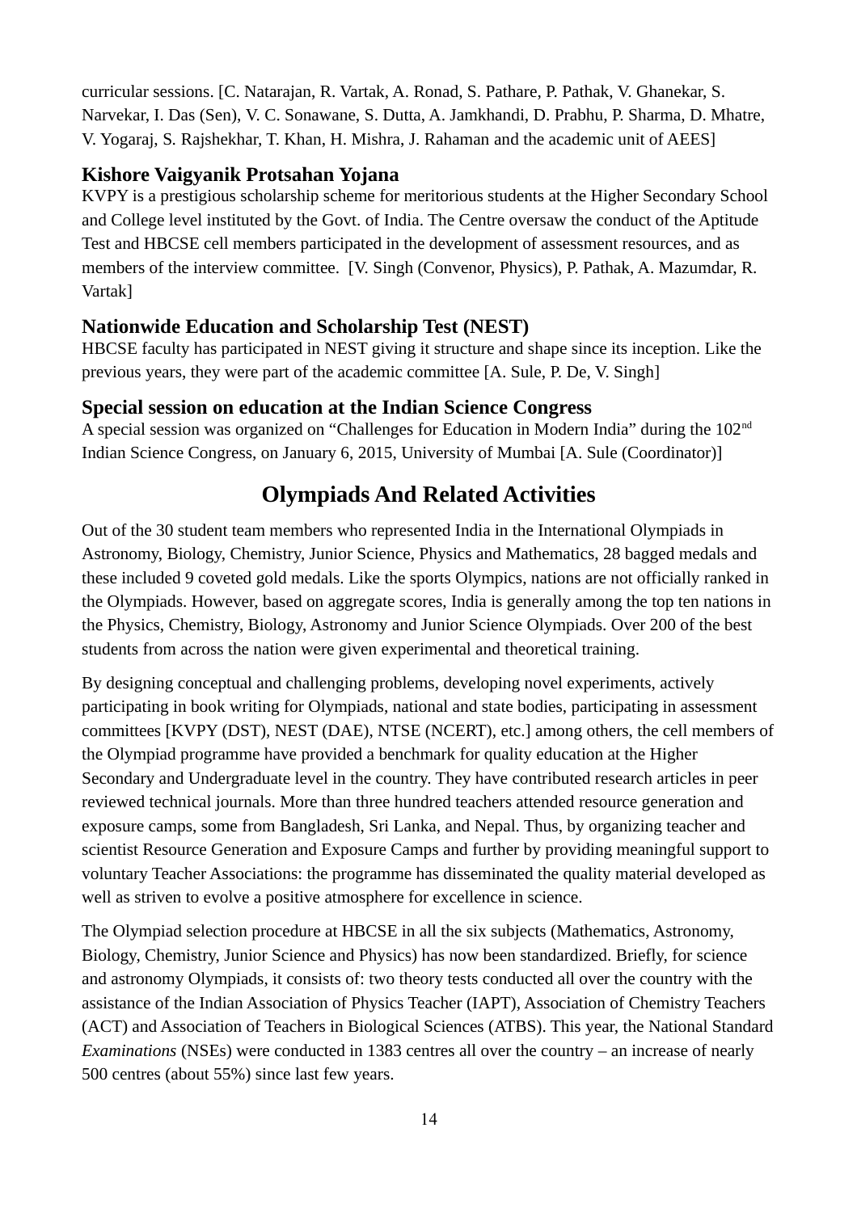curricular sessions. [C. Natarajan, R. Vartak, A. Ronad, S. Pathare, P. Pathak, V. Ghanekar, S. Narvekar, I. Das (Sen), V. C. Sonawane, S. Dutta, A. Jamkhandi, D. Prabhu, P. Sharma, D. Mhatre, V. Yogaraj, S. Rajshekhar, T. Khan, H. Mishra, J. Rahaman and the academic unit of AEES]

### Kishore Vaigyanik Protsahan Yojana

KVPY is a prestigious scholarship scheme for meritorious students at the Higher Secondary School and College level instituted by the Govt. of India. The Centre oversaw the conduct of the Aptitude Test and HBCSE cell members participated in the development of assessment resources, and as members of the interview committee. [V. Singh (Convenor, Physics), P. Pathak, A. Mazumdar, R. Vartak]

### Nationwide Education and Scholarship Test (NEST)

HBCSE faculty has participated in NEST giving it structure and shape since its inception. Like the previous years, they were part of the academic committee [A. Sule, P. De, V. Singh]

### Special session on education at the Indian Science Congress

A special session was organized on "Challenges for Education in Modern India" during the 102nd Indian Science Congress, on January 6, 2015, University of Mumbai [A. Sule (Coordinator)]

## Olympiads And Related Activities

Out of the 30 student team members who represented India in the International Olympiads in Astronomy, Biology, Chemistry, Junior Science, Physics and Mathematics, 28 bagged medals and these included 9 coveted gold medals. Like the sports Olympics, nations are not officially ranked in the Olympiads. However, based on aggregate scores, India is generally among the top ten nations in the Physics, Chemistry, Biology, Astronomy and Junior Science Olympiads. Over 200 of the best students from across the nation were given experimental and theoretical training.

By designing conceptual and challenging problems, developing novel experiments, actively participating in book writing for Olympiads, national and state bodies, participating in assessment committees [KVPY (DST), NEST (DAE), NTSE (NCERT), etc.] among others, the cell members of the Olympiad programme have provided a benchmark for quality education at the Higher Secondary and Undergraduate level in the country. They have contributed research articles in peer reviewed technical journals. More than three hundred teachers attended resource generation and exposure camps, some from Bangladesh, Sri Lanka, and Nepal. Thus, by organizing teacher and scientist Resource Generation and Exposure Camps and further by providing meaningful support to voluntary Teacher Associations: the programme has disseminated the quality material developed as well as striven to evolve a positive atmosphere for excellence in science.

The Olympiad selection procedure at HBCSE in all the six subjects (Mathematics, Astronomy, Biology, Chemistry, Junior Science and Physics) has now been standardized. Briefly, for science and astronomy Olympiads, it consists of: two theory tests conducted all over the country with the assistance of the Indian Association of Physics Teacher (IAPT), Association of Chemistry Teachers (ACT) and Association of Teachers in Biological Sciences (ATBS). This year, the National Standard *Examinations* (NSEs) were conducted in 1383 centres all over the country – an increase of nearly 500 centres (about 55%) since last few years.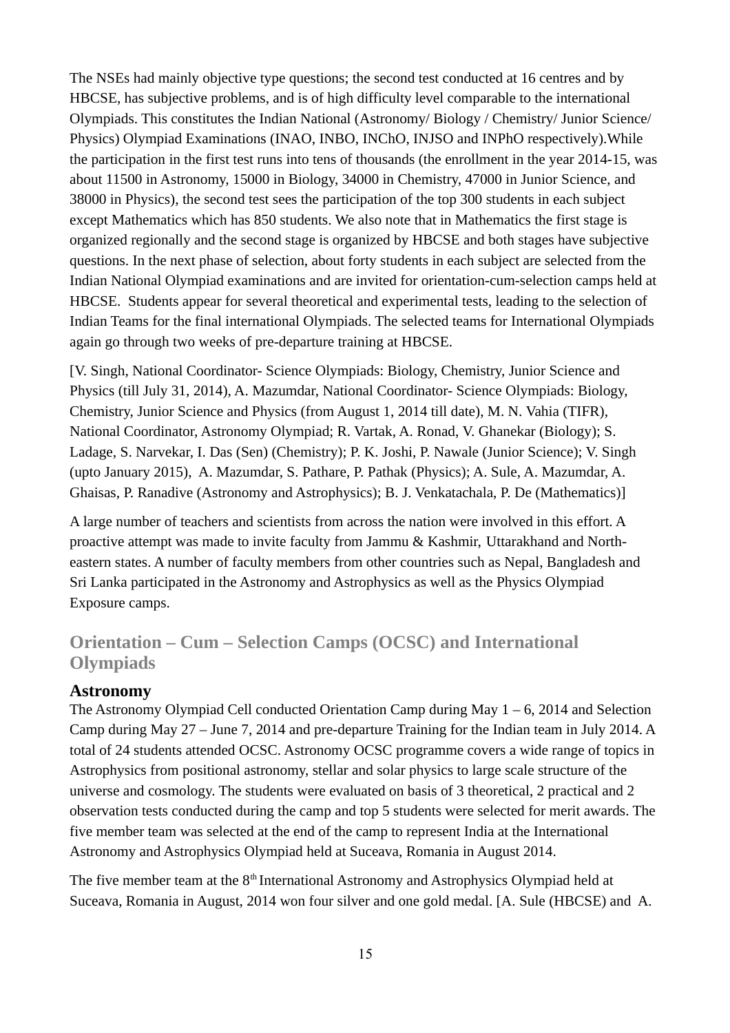The NSEs had mainly objective type questions; the second test conducted at 16 centres and by HBCSE, has subjective problems, and is of high difficulty level comparable to the international Olympiads. This constitutes the Indian National (Astronomy/ Biology / Chemistry/ Junior Science/ Physics) Olympiad Examinations (INAO, INBO, INChO, INJSO and INPhO respectively).While the participation in the first test runs into tens of thousands (the enrollment in the year 2014-15, was about 11500 in Astronomy, 15000 in Biology, 34000 in Chemistry, 47000 in Junior Science, and 38000 in Physics), the second test sees the participation of the top 300 students in each subject except Mathematics which has 850 students. We also note that in Mathematics the first stage is organized regionally and the second stage is organized by HBCSE and both stages have subjective questions. In the next phase of selection, about forty students in each subject are selected from the Indian National Olympiad examinations and are invited for orientation-cum-selection camps held at HBCSE. Students appear for several theoretical and experimental tests, leading to the selection of Indian Teams for the final international Olympiads. The selected teams for International Olympiads again go through two weeks of pre-departure training at HBCSE.

[V. Singh, National Coordinator- Science Olympiads: Biology, Chemistry, Junior Science and Physics (till July 31, 2014), A. Mazumdar, National Coordinator- Science Olympiads: Biology, Chemistry, Junior Science and Physics (from August 1, 2014 till date), M. N. Vahia (TIFR), National Coordinator, Astronomy Olympiad; R. Vartak, A. Ronad, V. Ghanekar (Biology); S. Ladage, S. Narvekar, I. Das (Sen) (Chemistry); P. K. Joshi, P. Nawale (Junior Science); V. Singh (upto January 2015), A. Mazumdar, S. Pathare, P. Pathak (Physics); A. Sule, A. Mazumdar, A. Ghaisas, P. Ranadive (Astronomy and Astrophysics); B. J. Venkatachala, P. De (Mathematics)]

A large number of teachers and scientists from across the nation were involved in this effort. A proactive attempt was made to invite faculty from Jammu & Kashmir, Uttarakhand and North-eastern states. A number of faculty members from other countries such as Nepal, Bangladesh and Sri Lanka participated in the Astronomy and Astrophysics as well as the Physics Olympiad Exposure camps.

## Orientation – Cum – Selection Camps (OCSC) and International Olympiads

### Astronomy

The Astronomy Olympiad Cell conducted Orientation Camp during May 1 – 6, 2014 and Selection Camp during May 27 – June 7, 2014 and pre-departure Training for the Indian team in July 2014. A total of 24 students attended OCSC. Astronomy OCSC programme covers a wide range of topics in Astrophysics from positional astronomy, stellar and solar physics to large scale structure of the universe and cosmology. The students were evaluated on basis of 3 theoretical, 2 practical and 2 observation tests conducted during the camp and top 5 students were selected for merit awards. The five member team was selected at the end of the camp to represent India at the International Astronomy and Astrophysics Olympiad held at Suceava, Romania in August 2014.

The five member team at the 8th International Astronomy and Astrophysics Olympiad held at Suceava, Romania in August, 2014 won four silver and one gold medal. [A. Sule (HBCSE) and A.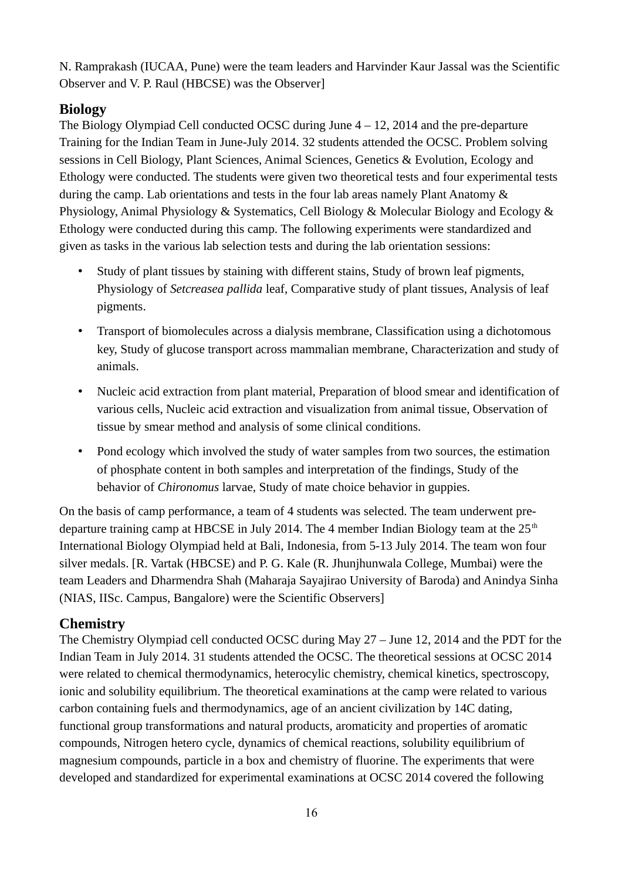N. Ramprakash (IUCAA, Pune) were the team leaders and Harvinder Kaur Jassal was the Scientific Observer and V. P. Raul (HBCSE) was the Observer]

## Biology

The Biology Olympiad Cell conducted OCSC during June 4 – 12, 2014 and the pre-departure Training for the Indian Team in June-July 2014. 32 students attended the OCSC. Problem solving sessions in Cell Biology, Plant Sciences, Animal Sciences, Genetics & Evolution, Ecology and Ethology were conducted. The students were given two theoretical tests and four experimental tests during the camp. Lab orientations and tests in the four lab areas namely Plant Anatomy & Physiology, Animal Physiology & Systematics, Cell Biology & Molecular Biology and Ecology & Ethology were conducted during this camp. The following experiments were standardized and given as tasks in the various lab selection tests and during the lab orientation sessions:

- Study of plant tissues by staining with different stains, Study of brown leaf pigments, Physiology of *Setcreasea pallida* leaf, Comparative study of plant tissues, Analysis of leaf pigments.
- Transport of biomolecules across a dialysis membrane, Classification using a dichotomous key, Study of glucose transport across mammalian membrane, Characterization and study of animals.
- Nucleic acid extraction from plant material, Preparation of blood smear and identification of various cells, Nucleic acid extraction and visualization from animal tissue, Observation of tissue by smear method and analysis of some clinical conditions.
- Pond ecology which involved the study of water samples from two sources, the estimation of phosphate content in both samples and interpretation of the findings, Study of the behavior of *Chironomus* larvae, Study of mate choice behavior in guppies.

On the basis of camp performance, a team of 4 students was selected. The team underwent pre-departure training camp at HBCSE in July 2014. The 4 member Indian Biology team at the 25$^{th}$ International Biology Olympiad held at Bali, Indonesia, from 5-13 July 2014. The team won four silver medals. [R. Vartak (HBCSE) and P. G. Kale (R. Jhunjhunwala College, Mumbai) were the team Leaders and Dharmendra Shah (Maharaja Sayajirao University of Baroda) and Anindya Sinha (NIAS, IISc. Campus, Bangalore) were the Scientific Observers]

## Chemistry

The Chemistry Olympiad cell conducted OCSC during May 27 – June 12, 2014 and the PDT for the Indian Team in July 2014. 31 students attended the OCSC. The theoretical sessions at OCSC 2014 were related to chemical thermodynamics, heterocylic chemistry, chemical kinetics, spectroscopy, ionic and solubility equilibrium. The theoretical examinations at the camp were related to various carbon containing fuels and thermodynamics, age of an ancient civilization by 14C dating, functional group transformations and natural products, aromaticity and properties of aromatic compounds, Nitrogen hetero cycle, dynamics of chemical reactions, solubility equilibrium of magnesium compounds, particle in a box and chemistry of fluorine. The experiments that were developed and standardized for experimental examinations at OCSC 2014 covered the following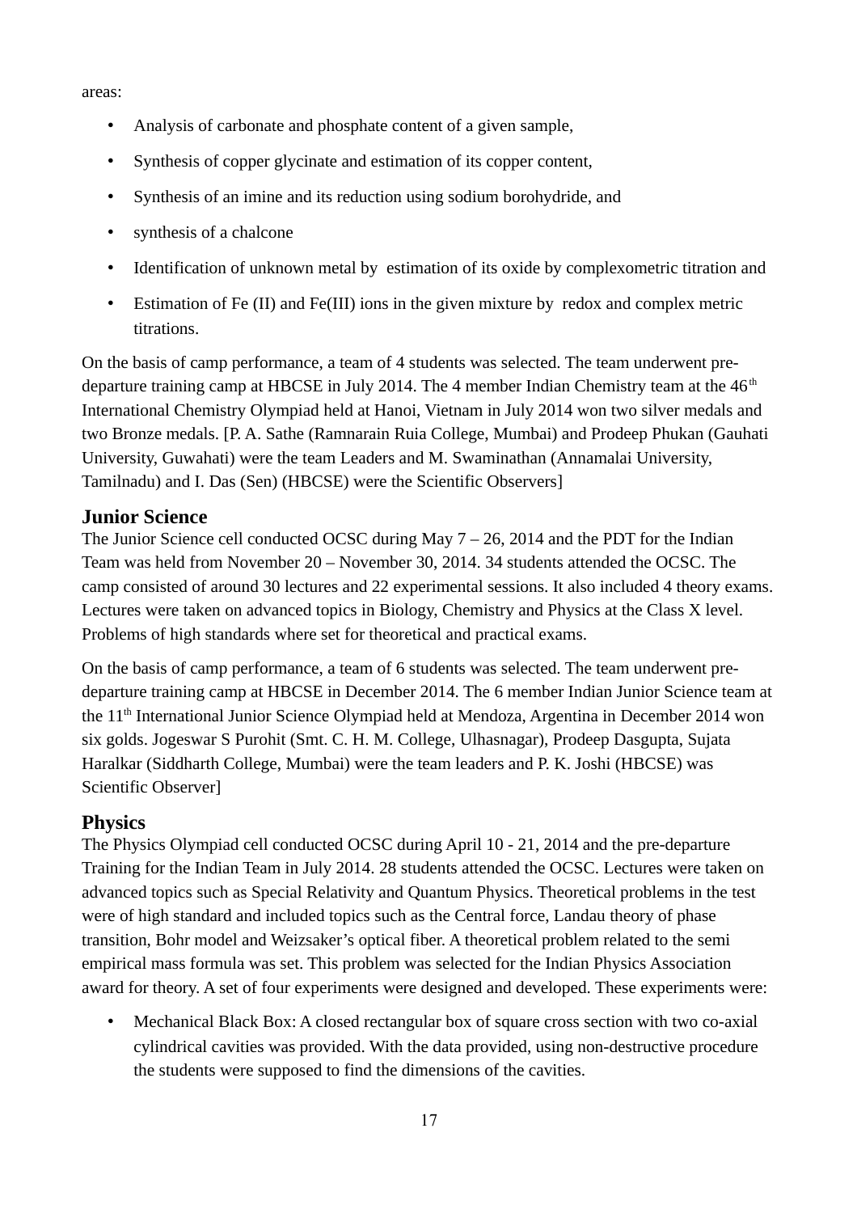areas:

- Analysis of carbonate and phosphate content of a given sample,
- Synthesis of copper glycinate and estimation of its copper content,
- Synthesis of an imine and its reduction using sodium borohydride, and
- synthesis of a chalcone
- Identification of unknown metal by estimation of its oxide by complexometric titration and
- Estimation of Fe (II) and Fe(III) ions in the given mixture by redox and complex metric titrations.

On the basis of camp performance, a team of 4 students was selected. The team underwent pre-departure training camp at HBCSE in July 2014. The 4 member Indian Chemistry team at the 46th International Chemistry Olympiad held at Hanoi, Vietnam in July 2014 won two silver medals and two Bronze medals. [P. A. Sathe (Ramnarain Ruia College, Mumbai) and Prodeep Phukan (Gauhati University, Guwahati) were the team Leaders and M. Swaminathan (Annamalai University, Tamilnadu) and I. Das (Sen) (HBCSE) were the Scientific Observers]

## Junior Science

The Junior Science cell conducted OCSC during May 7 – 26, 2014 and the PDT for the Indian Team was held from November 20 – November 30, 2014. 34 students attended the OCSC. The camp consisted of around 30 lectures and 22 experimental sessions. It also included 4 theory exams. Lectures were taken on advanced topics in Biology, Chemistry and Physics at the Class X level. Problems of high standards where set for theoretical and practical exams.

On the basis of camp performance, a team of 6 students was selected. The team underwent pre-departure training camp at HBCSE in December 2014. The 6 member Indian Junior Science team at the 11th International Junior Science Olympiad held at Mendoza, Argentina in December 2014 won six golds. Jogeswar S Purohit (Smt. C. H. M. College, Ulhasnagar), Prodeep Dasgupta, Sujata Haralkar (Siddharth College, Mumbai) were the team leaders and P. K. Joshi (HBCSE) was Scientific Observer]

## Physics

The Physics Olympiad cell conducted OCSC during April 10 - 21, 2014 and the pre-departure Training for the Indian Team in July 2014. 28 students attended the OCSC. Lectures were taken on advanced topics such as Special Relativity and Quantum Physics. Theoretical problems in the test were of high standard and included topics such as the Central force, Landau theory of phase transition, Bohr model and Weizsaker's optical fiber. A theoretical problem related to the semi empirical mass formula was set. This problem was selected for the Indian Physics Association award for theory. A set of four experiments were designed and developed. These experiments were:

- Mechanical Black Box: A closed rectangular box of square cross section with two co-axial cylindrical cavities was provided. With the data provided, using non-destructive procedure the students were supposed to find the dimensions of the cavities.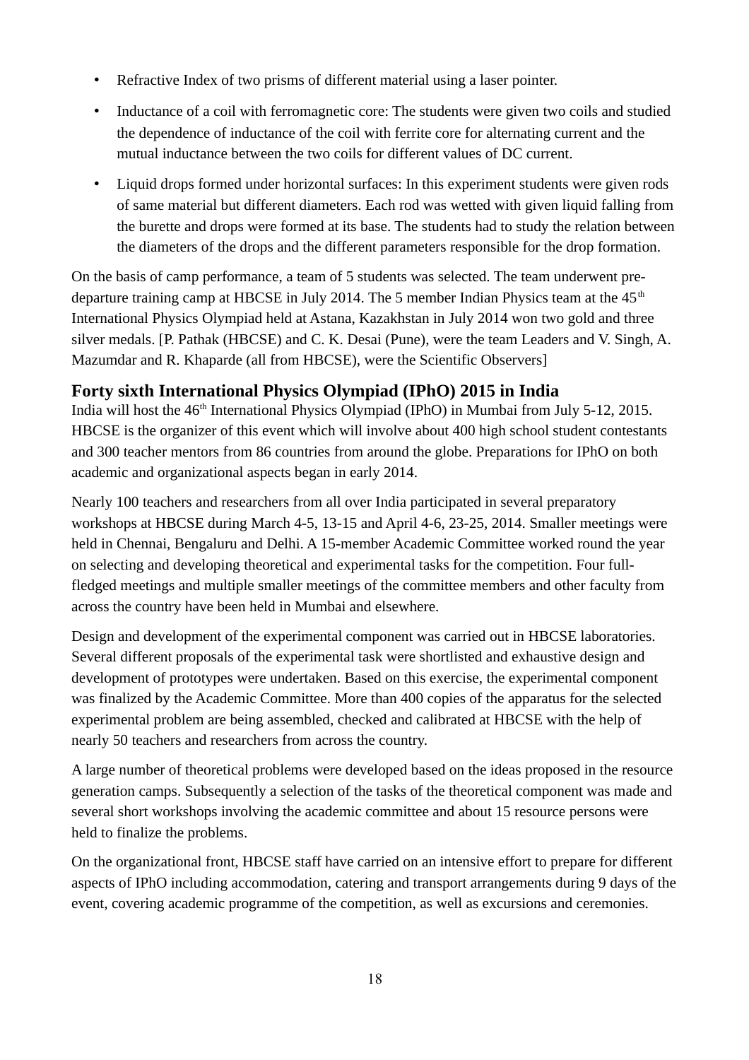- Refractive Index of two prisms of different material using a laser pointer.
- Inductance of a coil with ferromagnetic core: The students were given two coils and studied the dependence of inductance of the coil with ferrite core for alternating current and the mutual inductance between the two coils for different values of DC current.
- Liquid drops formed under horizontal surfaces: In this experiment students were given rods of same material but different diameters. Each rod was wetted with given liquid falling from the burette and drops were formed at its base. The students had to study the relation between the diameters of the drops and the different parameters responsible for the drop formation.

On the basis of camp performance, a team of 5 students was selected. The team underwent pre-departure training camp at HBCSE in July 2014. The 5 member Indian Physics team at the 45th International Physics Olympiad held at Astana, Kazakhstan in July 2014 won two gold and three silver medals. [P. Pathak (HBCSE) and C. K. Desai (Pune), were the team Leaders and V. Singh, A. Mazumdar and R. Khaparde (all from HBCSE), were the Scientific Observers]

## Forty sixth International Physics Olympiad (IPhO) 2015 in India

India will host the 46th International Physics Olympiad (IPhO) in Mumbai from July 5-12, 2015. HBCSE is the organizer of this event which will involve about 400 high school student contestants and 300 teacher mentors from 86 countries from around the globe. Preparations for IPhO on both academic and organizational aspects began in early 2014.

Nearly 100 teachers and researchers from all over India participated in several preparatory workshops at HBCSE during March 4-5, 13-15 and April 4-6, 23-25, 2014. Smaller meetings were held in Chennai, Bengaluru and Delhi. A 15-member Academic Committee worked round the year on selecting and developing theoretical and experimental tasks for the competition. Four full-fledged meetings and multiple smaller meetings of the committee members and other faculty from across the country have been held in Mumbai and elsewhere.

Design and development of the experimental component was carried out in HBCSE laboratories. Several different proposals of the experimental task were shortlisted and exhaustive design and development of prototypes were undertaken. Based on this exercise, the experimental component was finalized by the Academic Committee. More than 400 copies of the apparatus for the selected experimental problem are being assembled, checked and calibrated at HBCSE with the help of nearly 50 teachers and researchers from across the country.

A large number of theoretical problems were developed based on the ideas proposed in the resource generation camps. Subsequently a selection of the tasks of the theoretical component was made and several short workshops involving the academic committee and about 15 resource persons were held to finalize the problems.

On the organizational front, HBCSE staff have carried on an intensive effort to prepare for different aspects of IPhO including accommodation, catering and transport arrangements during 9 days of the event, covering academic programme of the competition, as well as excursions and ceremonies.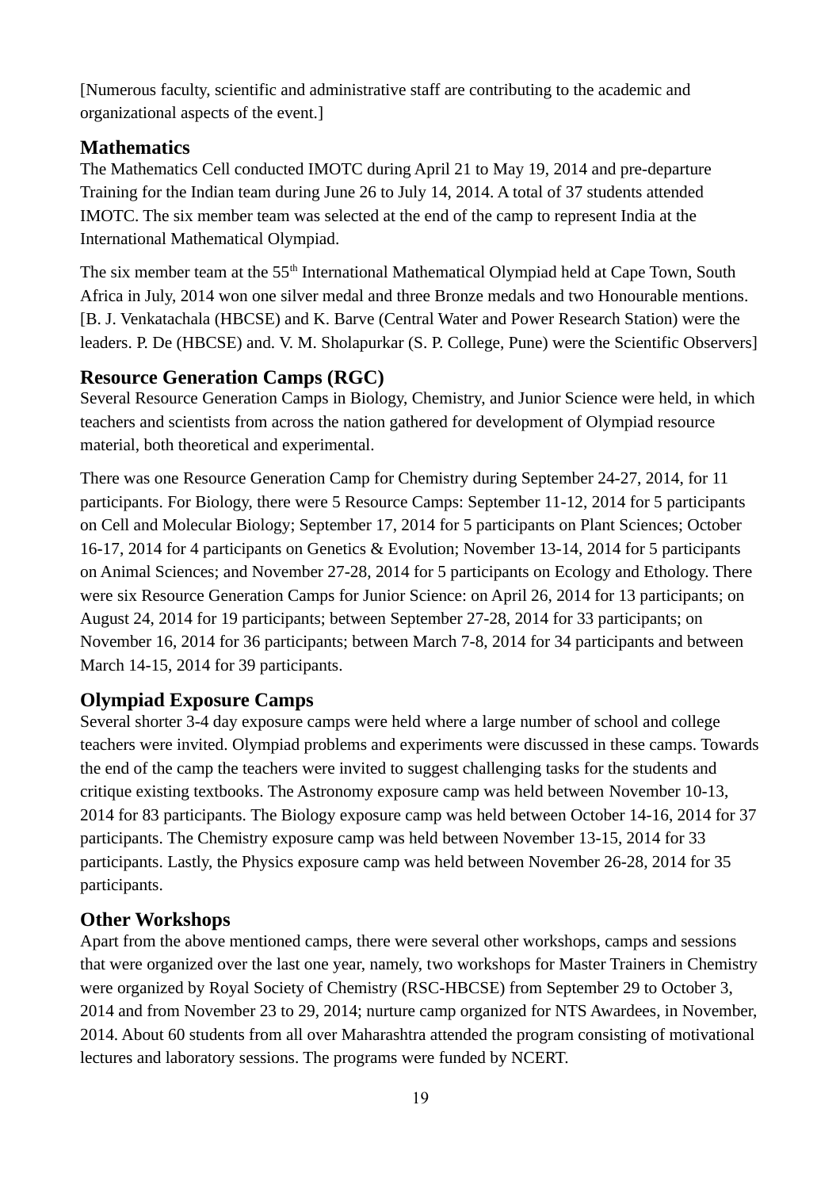[Numerous faculty, scientific and administrative staff are contributing to the academic and organizational aspects of the event.]

## Mathematics

The Mathematics Cell conducted IMOTC during April 21 to May 19, 2014 and pre-departure Training for the Indian team during June 26 to July 14, 2014. A total of 37 students attended IMOTC. The six member team was selected at the end of the camp to represent India at the International Mathematical Olympiad.

The six member team at the 55th International Mathematical Olympiad held at Cape Town, South Africa in July, 2014 won one silver medal and three Bronze medals and two Honourable mentions. [B. J. Venkatachala (HBCSE) and K. Barve (Central Water and Power Research Station) were the leaders. P. De (HBCSE) and. V. M. Sholapurkar (S. P. College, Pune) were the Scientific Observers]

## Resource Generation Camps (RGC)

Several Resource Generation Camps in Biology, Chemistry, and Junior Science were held, in which teachers and scientists from across the nation gathered for development of Olympiad resource material, both theoretical and experimental.

There was one Resource Generation Camp for Chemistry during September 24-27, 2014, for 11 participants. For Biology, there were 5 Resource Camps: September 11-12, 2014 for 5 participants on Cell and Molecular Biology; September 17, 2014 for 5 participants on Plant Sciences; October 16-17, 2014 for 4 participants on Genetics & Evolution; November 13-14, 2014 for 5 participants on Animal Sciences; and November 27-28, 2014 for 5 participants on Ecology and Ethology. There were six Resource Generation Camps for Junior Science: on April 26, 2014 for 13 participants; on August 24, 2014 for 19 participants; between September 27-28, 2014 for 33 participants; on November 16, 2014 for 36 participants; between March 7-8, 2014 for 34 participants and between March 14-15, 2014 for 39 participants.

## Olympiad Exposure Camps

Several shorter 3-4 day exposure camps were held where a large number of school and college teachers were invited. Olympiad problems and experiments were discussed in these camps. Towards the end of the camp the teachers were invited to suggest challenging tasks for the students and critique existing textbooks. The Astronomy exposure camp was held between November 10-13, 2014 for 83 participants. The Biology exposure camp was held between October 14-16, 2014 for 37 participants. The Chemistry exposure camp was held between November 13-15, 2014 for 33 participants. Lastly, the Physics exposure camp was held between November 26-28, 2014 for 35 participants.

## Other Workshops

Apart from the above mentioned camps, there were several other workshops, camps and sessions that were organized over the last one year, namely, two workshops for Master Trainers in Chemistry were organized by Royal Society of Chemistry (RSC-HBCSE) from September 29 to October 3, 2014 and from November 23 to 29, 2014; nurture camp organized for NTS Awardees, in November, 2014. About 60 students from all over Maharashtra attended the program consisting of motivational lectures and laboratory sessions. The programs were funded by NCERT.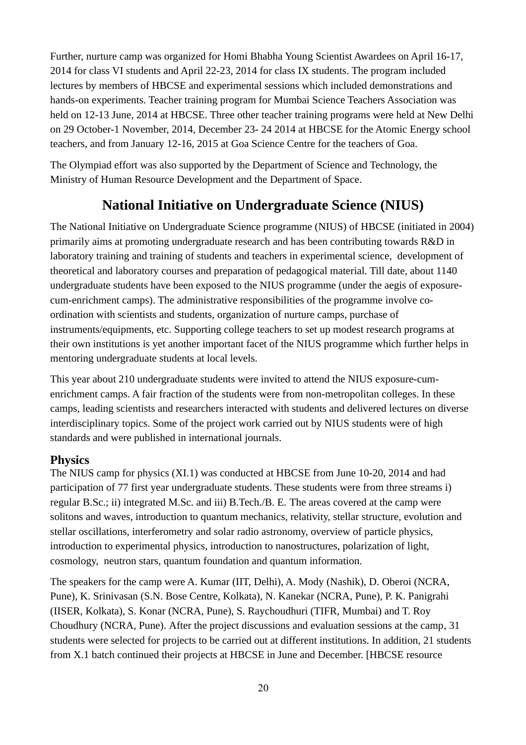Further, nurture camp was organized for Homi Bhabha Young Scientist Awardees on April 16-17, 2014 for class VI students and April 22-23, 2014 for class IX students. The program included lectures by members of HBCSE and experimental sessions which included demonstrations and hands-on experiments. Teacher training program for Mumbai Science Teachers Association was held on 12-13 June, 2014 at HBCSE. Three other teacher training programs were held at New Delhi on 29 October-1 November, 2014, December 23- 24 2014 at HBCSE for the Atomic Energy school teachers, and from January 12-16, 2015 at Goa Science Centre for the teachers of Goa.

The Olympiad effort was also supported by the Department of Science and Technology, the Ministry of Human Resource Development and the Department of Space.

## National Initiative on Undergraduate Science (NIUS)

The National Initiative on Undergraduate Science programme (NIUS) of HBCSE (initiated in 2004) primarily aims at promoting undergraduate research and has been contributing towards R&D in laboratory training and training of students and teachers in experimental science, development of theoretical and laboratory courses and preparation of pedagogical material. Till date, about 1140 undergraduate students have been exposed to the NIUS programme (under the aegis of exposure-cum-enrichment camps). The administrative responsibilities of the programme involve co-ordination with scientists and students, organization of nurture camps, purchase of instruments/equipments, etc. Supporting college teachers to set up modest research programs at their own institutions is yet another important facet of the NIUS programme which further helps in mentoring undergraduate students at local levels.

This year about 210 undergraduate students were invited to attend the NIUS exposure-cum-enrichment camps. A fair fraction of the students were from non-metropolitan colleges. In these camps, leading scientists and researchers interacted with students and delivered lectures on diverse interdisciplinary topics. Some of the project work carried out by NIUS students were of high standards and were published in international journals.

### Physics

The NIUS camp for physics (XI.1) was conducted at HBCSE from June 10-20, 2014 and had participation of 77 first year undergraduate students. These students were from three streams i) regular B.Sc.; ii) integrated M.Sc. and iii) B.Tech./B. E. The areas covered at the camp were solitons and waves, introduction to quantum mechanics, relativity, stellar structure, evolution and stellar oscillations, interferometry and solar radio astronomy, overview of particle physics, introduction to experimental physics, introduction to nanostructures, polarization of light, cosmology, neutron stars, quantum foundation and quantum information.

The speakers for the camp were A. Kumar (IIT, Delhi), A. Mody (Nashik), D. Oberoi (NCRA, Pune), K. Srinivasan (S.N. Bose Centre, Kolkata), N. Kanekar (NCRA, Pune), P. K. Panigrahi (IISER, Kolkata), S. Konar (NCRA, Pune), S. Raychoudhuri (TIFR, Mumbai) and T. Roy Choudhury (NCRA, Pune). After the project discussions and evaluation sessions at the camp, 31 students were selected for projects to be carried out at different institutions. In addition, 21 students from X.1 batch continued their projects at HBCSE in June and December. [HBCSE resource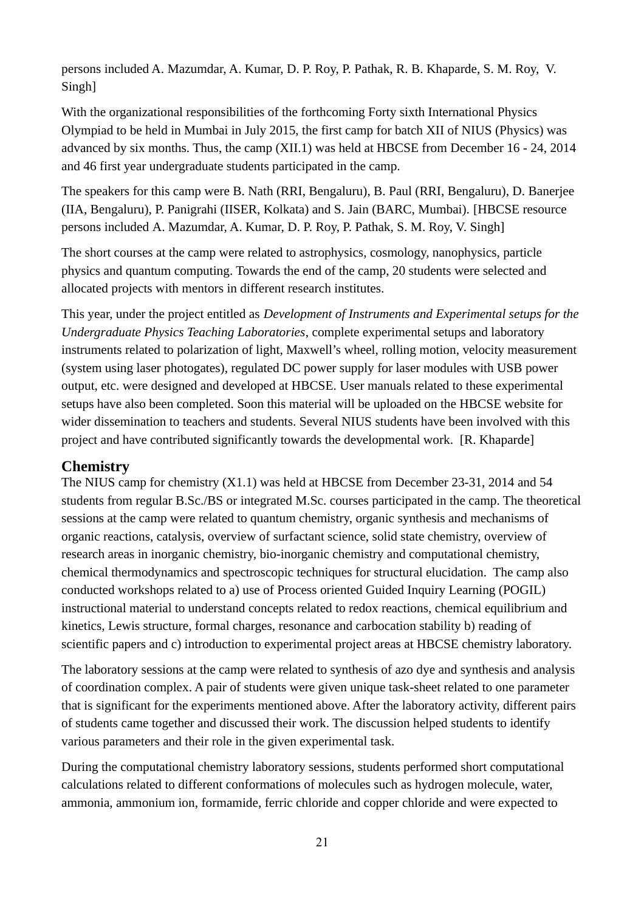persons included A. Mazumdar, A. Kumar, D. P. Roy, P. Pathak, R. B. Khaparde, S. M. Roy, V. Singh]

With the organizational responsibilities of the forthcoming Forty sixth International Physics Olympiad to be held in Mumbai in July 2015, the first camp for batch XII of NIUS (Physics) was advanced by six months. Thus, the camp (XII.1) was held at HBCSE from December 16 - 24, 2014 and 46 first year undergraduate students participated in the camp.

The speakers for this camp were B. Nath (RRI, Bengaluru), B. Paul (RRI, Bengaluru), D. Banerjee (IIA, Bengaluru), P. Panigrahi (IISER, Kolkata) and S. Jain (BARC, Mumbai). [HBCSE resource persons included A. Mazumdar, A. Kumar, D. P. Roy, P. Pathak, S. M. Roy, V. Singh]

The short courses at the camp were related to astrophysics, cosmology, nanophysics, particle physics and quantum computing. Towards the end of the camp, 20 students were selected and allocated projects with mentors in different research institutes.

This year, under the project entitled as *Development of Instruments and Experimental setups for the Undergraduate Physics Teaching Laboratories*, complete experimental setups and laboratory instruments related to polarization of light, Maxwell's wheel, rolling motion, velocity measurement (system using laser photogates), regulated DC power supply for laser modules with USB power output, etc. were designed and developed at HBCSE. User manuals related to these experimental setups have also been completed. Soon this material will be uploaded on the HBCSE website for wider dissemination to teachers and students. Several NIUS students have been involved with this project and have contributed significantly towards the developmental work. [R. Khaparde]

## Chemistry

The NIUS camp for chemistry (X1.1) was held at HBCSE from December 23-31, 2014 and 54 students from regular B.Sc./BS or integrated M.Sc. courses participated in the camp. The theoretical sessions at the camp were related to quantum chemistry, organic synthesis and mechanisms of organic reactions, catalysis, overview of surfactant science, solid state chemistry, overview of research areas in inorganic chemistry, bio-inorganic chemistry and computational chemistry, chemical thermodynamics and spectroscopic techniques for structural elucidation. The camp also conducted workshops related to a) use of Process oriented Guided Inquiry Learning (POGIL) instructional material to understand concepts related to redox reactions, chemical equilibrium and kinetics, Lewis structure, formal charges, resonance and carbocation stability b) reading of scientific papers and c) introduction to experimental project areas at HBCSE chemistry laboratory.

The laboratory sessions at the camp were related to synthesis of azo dye and synthesis and analysis of coordination complex. A pair of students were given unique task-sheet related to one parameter that is significant for the experiments mentioned above. After the laboratory activity, different pairs of students came together and discussed their work. The discussion helped students to identify various parameters and their role in the given experimental task.

During the computational chemistry laboratory sessions, students performed short computational calculations related to different conformations of molecules such as hydrogen molecule, water, ammonia, ammonium ion, formamide, ferric chloride and copper chloride and were expected to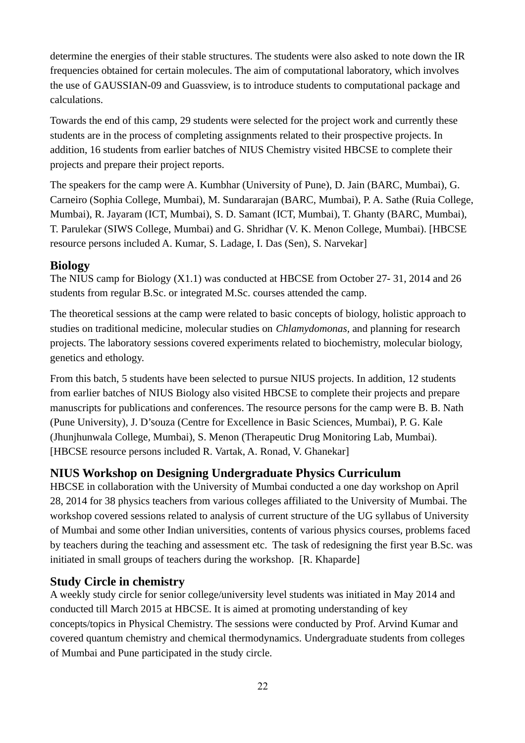determine the energies of their stable structures. The students were also asked to note down the IR frequencies obtained for certain molecules. The aim of computational laboratory, which involves the use of GAUSSIAN-09 and Guassview, is to introduce students to computational package and calculations.

Towards the end of this camp, 29 students were selected for the project work and currently these students are in the process of completing assignments related to their prospective projects. In addition, 16 students from earlier batches of NIUS Chemistry visited HBCSE to complete their projects and prepare their project reports.

The speakers for the camp were A. Kumbhar (University of Pune), D. Jain (BARC, Mumbai), G. Carneiro (Sophia College, Mumbai), M. Sundararajan (BARC, Mumbai), P. A. Sathe (Ruia College, Mumbai), R. Jayaram (ICT, Mumbai), S. D. Samant (ICT, Mumbai), T. Ghanty (BARC, Mumbai), T. Parulekar (SIWS College, Mumbai) and G. Shridhar (V. K. Menon College, Mumbai). [HBCSE resource persons included A. Kumar, S. Ladage, I. Das (Sen), S. Narvekar]

### Biology

The NIUS camp for Biology (X1.1) was conducted at HBCSE from October 27- 31, 2014 and 26 students from regular B.Sc. or integrated M.Sc. courses attended the camp.

The theoretical sessions at the camp were related to basic concepts of biology, holistic approach to studies on traditional medicine, molecular studies on *Chlamydomonas*, and planning for research projects. The laboratory sessions covered experiments related to biochemistry, molecular biology, genetics and ethology.

From this batch, 5 students have been selected to pursue NIUS projects. In addition, 12 students from earlier batches of NIUS Biology also visited HBCSE to complete their projects and prepare manuscripts for publications and conferences. The resource persons for the camp were B. B. Nath (Pune University), J. D'souza (Centre for Excellence in Basic Sciences, Mumbai), P. G. Kale (Jhunjhunwala College, Mumbai), S. Menon (Therapeutic Drug Monitoring Lab, Mumbai). [HBCSE resource persons included R. Vartak, A. Ronad, V. Ghanekar]

### NIUS Workshop on Designing Undergraduate Physics Curriculum

HBCSE in collaboration with the University of Mumbai conducted a one day workshop on April 28, 2014 for 38 physics teachers from various colleges affiliated to the University of Mumbai. The workshop covered sessions related to analysis of current structure of the UG syllabus of University of Mumbai and some other Indian universities, contents of various physics courses, problems faced by teachers during the teaching and assessment etc. The task of redesigning the first year B.Sc. was initiated in small groups of teachers during the workshop. [R. Khaparde]

### Study Circle in chemistry

A weekly study circle for senior college/university level students was initiated in May 2014 and conducted till March 2015 at HBCSE. It is aimed at promoting understanding of key concepts/topics in Physical Chemistry. The sessions were conducted by Prof. Arvind Kumar and covered quantum chemistry and chemical thermodynamics. Undergraduate students from colleges of Mumbai and Pune participated in the study circle.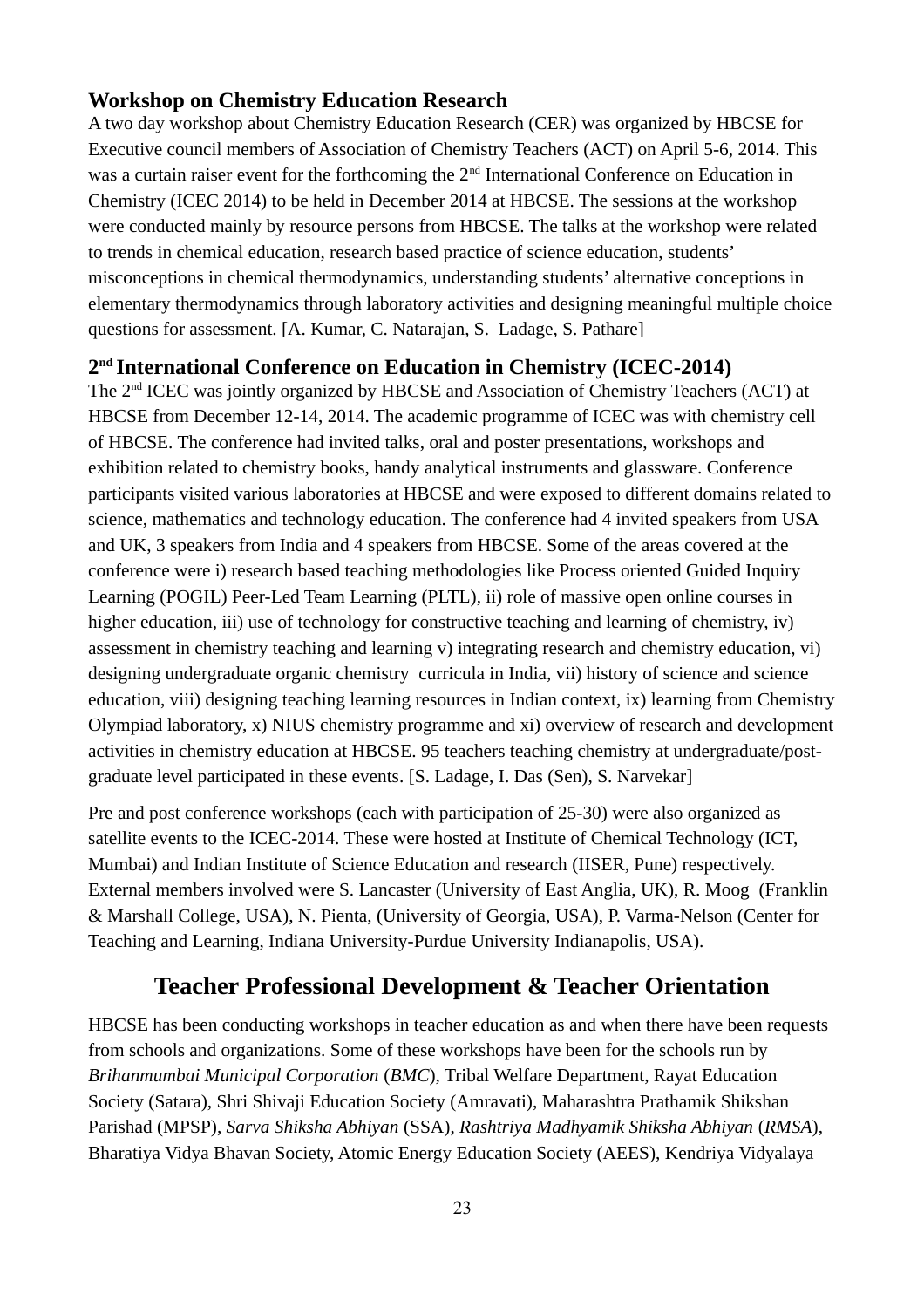### Workshop on Chemistry Education Research

A two day workshop about Chemistry Education Research (CER) was organized by HBCSE for Executive council members of Association of Chemistry Teachers (ACT) on April 5-6, 2014. This was a curtain raiser event for the forthcoming the 2nd International Conference on Education in Chemistry (ICEC 2014) to be held in December 2014 at HBCSE. The sessions at the workshop were conducted mainly by resource persons from HBCSE. The talks at the workshop were related to trends in chemical education, research based practice of science education, students' misconceptions in chemical thermodynamics, understanding students' alternative conceptions in elementary thermodynamics through laboratory activities and designing meaningful multiple choice questions for assessment. [A. Kumar, C. Natarajan, S. Ladage, S. Pathare]

### 2nd International Conference on Education in Chemistry (ICEC-2014)

The 2nd ICEC was jointly organized by HBCSE and Association of Chemistry Teachers (ACT) at HBCSE from December 12-14, 2014. The academic programme of ICEC was with chemistry cell of HBCSE. The conference had invited talks, oral and poster presentations, workshops and exhibition related to chemistry books, handy analytical instruments and glassware. Conference participants visited various laboratories at HBCSE and were exposed to different domains related to science, mathematics and technology education. The conference had 4 invited speakers from USA and UK, 3 speakers from India and 4 speakers from HBCSE. Some of the areas covered at the conference were i) research based teaching methodologies like Process oriented Guided Inquiry Learning (POGIL) Peer-Led Team Learning (PLTL), ii) role of massive open online courses in higher education, iii) use of technology for constructive teaching and learning of chemistry, iv) assessment in chemistry teaching and learning v) integrating research and chemistry education, vi) designing undergraduate organic chemistry curricula in India, vii) history of science and science education, viii) designing teaching learning resources in Indian context, ix) learning from Chemistry Olympiad laboratory, x) NIUS chemistry programme and xi) overview of research and development activities in chemistry education at HBCSE. 95 teachers teaching chemistry at undergraduate/post-graduate level participated in these events. [S. Ladage, I. Das (Sen), S. Narvekar]

Pre and post conference workshops (each with participation of 25-30) were also organized as satellite events to the ICEC-2014. These were hosted at Institute of Chemical Technology (ICT, Mumbai) and Indian Institute of Science Education and research (IISER, Pune) respectively. External members involved were S. Lancaster (University of East Anglia, UK), R. Moog (Franklin & Marshall College, USA), N. Pienta, (University of Georgia, USA), P. Varma-Nelson (Center for Teaching and Learning, Indiana University-Purdue University Indianapolis, USA).

## Teacher Professional Development & Teacher Orientation

HBCSE has been conducting workshops in teacher education as and when there have been requests from schools and organizations. Some of these workshops have been for the schools run by *Brihanmumbai Municipal Corporation* (*BMC*), Tribal Welfare Department, Rayat Education Society (Satara), Shri Shivaji Education Society (Amravati), Maharashtra Prathamik Shikshan Parishad (MPSP), *Sarva Shiksha Abhiyan* (SSA), *Rashtriya Madhyamik Shiksha Abhiyan* (*RMSA*), Bharatiya Vidya Bhavan Society, Atomic Energy Education Society (AEES), Kendriya Vidyalaya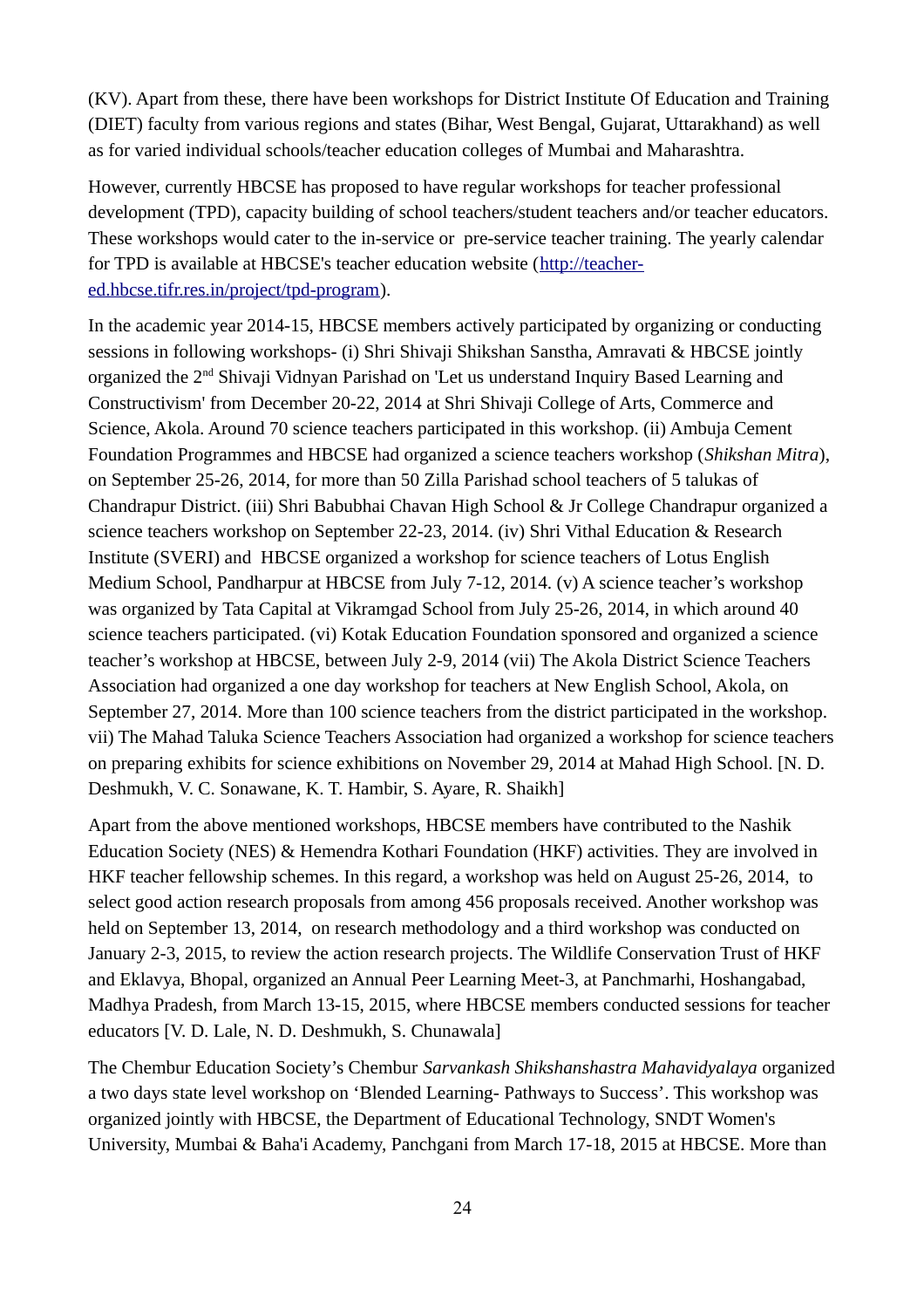(KV). Apart from these, there have been workshops for District Institute Of Education and Training (DIET) faculty from various regions and states (Bihar, West Bengal, Gujarat, Uttarakhand) as well as for varied individual schools/teacher education colleges of Mumbai and Maharashtra.

However, currently HBCSE has proposed to have regular workshops for teacher professional development (TPD), capacity building of school teachers/student teachers and/or teacher educators. These workshops would cater to the in-service or pre-service teacher training. The yearly calendar for TPD is available at HBCSE's teacher education website ([http://teacher-ed.hbcse.tifr.res.in/project/tpd-program](http://teacher-ed.hbcse.tifr.res.in/project/tpd-program)).

In the academic year 2014-15, HBCSE members actively participated by organizing or conducting sessions in following workshops- (i) Shri Shivaji Shikshan Sanstha, Amravati & HBCSE jointly organized the 2nd Shivaji Vidnyan Parishad on 'Let us understand Inquiry Based Learning and Constructivism' from December 20-22, 2014 at Shri Shivaji College of Arts, Commerce and Science, Akola. Around 70 science teachers participated in this workshop. (ii) Ambuja Cement Foundation Programmes and HBCSE had organized a science teachers workshop (*Shikshan Mitra*), on September 25-26, 2014, for more than 50 Zilla Parishad school teachers of 5 talukas of Chandrapur District. (iii) Shri Babubhai Chavan High School & Jr College Chandrapur organized a science teachers workshop on September 22-23, 2014. (iv) Shri Vithal Education & Research Institute (SVERI) and HBCSE organized a workshop for science teachers of Lotus English Medium School, Pandharpur at HBCSE from July 7-12, 2014. (v) A science teacher's workshop was organized by Tata Capital at Vikramgad School from July 25-26, 2014, in which around 40 science teachers participated. (vi) Kotak Education Foundation sponsored and organized a science teacher's workshop at HBCSE, between July 2-9, 2014 (vii) The Akola District Science Teachers Association had organized a one day workshop for teachers at New English School, Akola, on September 27, 2014. More than 100 science teachers from the district participated in the workshop. vii) The Mahad Taluka Science Teachers Association had organized a workshop for science teachers on preparing exhibits for science exhibitions on November 29, 2014 at Mahad High School. [N. D. Deshmukh, V. C. Sonawane, K. T. Hambir, S. Ayare, R. Shaikh]

Apart from the above mentioned workshops, HBCSE members have contributed to the Nashik Education Society (NES) & Hemendra Kothari Foundation (HKF) activities. They are involved in HKF teacher fellowship schemes. In this regard, a workshop was held on August 25-26, 2014, to select good action research proposals from among 456 proposals received. Another workshop was held on September 13, 2014, on research methodology and a third workshop was conducted on January 2-3, 2015, to review the action research projects. The Wildlife Conservation Trust of HKF and Eklavya, Bhopal, organized an Annual Peer Learning Meet-3, at Panchmarhi, Hoshangabad, Madhya Pradesh, from March 13-15, 2015, where HBCSE members conducted sessions for teacher educators [V. D. Lale, N. D. Deshmukh, S. Chunawala]

The Chembur Education Society's Chembur *Sarvankash Shikshanshastra Mahavidyalaya* organized a two days state level workshop on 'Blended Learning- Pathways to Success'. This workshop was organized jointly with HBCSE, the Department of Educational Technology, SNDT Women's University, Mumbai & Baha'i Academy, Panchgani from March 17-18, 2015 at HBCSE. More than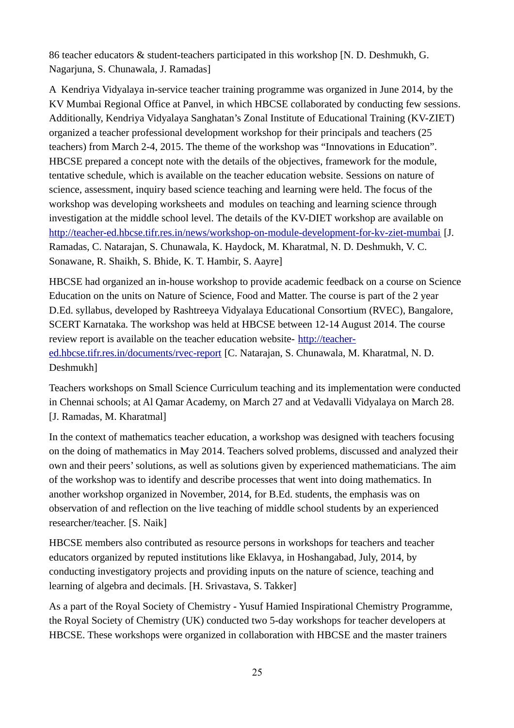86 teacher educators & student-teachers participated in this workshop [N. D. Deshmukh, G. Nagarjuna, S. Chunawala, J. Ramadas]

A Kendriya Vidyalaya in-service teacher training programme was organized in June 2014, by the KV Mumbai Regional Office at Panvel, in which HBCSE collaborated by conducting few sessions. Additionally, Kendriya Vidyalaya Sanghatan's Zonal Institute of Educational Training (KV-ZIET) organized a teacher professional development workshop for their principals and teachers (25 teachers) from March 2-4, 2015. The theme of the workshop was "Innovations in Education". HBCSE prepared a concept note with the details of the objectives, framework for the module, tentative schedule, which is available on the teacher education website. Sessions on nature of science, assessment, inquiry based science teaching and learning were held. The focus of the workshop was developing worksheets and modules on teaching and learning science through investigation at the middle school level. The details of the KV-DIET workshop are available on http://teacher-ed.hbcse.tifr.res.in/news/workshop-on-module-development-for-kv-ziet-mumbai [J. Ramadas, C. Natarajan, S. Chunawala, K. Haydock, M. Kharatmal, N. D. Deshmukh, V. C. Sonawane, R. Shaikh, S. Bhide, K. T. Hambir, S. Aayre]

HBCSE had organized an in-house workshop to provide academic feedback on a course on Science Education on the units on Nature of Science, Food and Matter. The course is part of the 2 year D.Ed. syllabus, developed by Rashtreeya Vidyalaya Educational Consortium (RVEC), Bangalore, SCERT Karnataka. The workshop was held at HBCSE between 12-14 August 2014. The course review report is available on the teacher education website- http://teacher-ed.hbcse.tifr.res.in/documents/rvec-report [C. Natarajan, S. Chunawala, M. Kharatmal, N. D. Deshmukh]

Teachers workshops on Small Science Curriculum teaching and its implementation were conducted in Chennai schools; at Al Qamar Academy, on March 27 and at Vedavalli Vidyalaya on March 28. [J. Ramadas, M. Kharatmal]

In the context of mathematics teacher education, a workshop was designed with teachers focusing on the doing of mathematics in May 2014. Teachers solved problems, discussed and analyzed their own and their peers' solutions, as well as solutions given by experienced mathematicians. The aim of the workshop was to identify and describe processes that went into doing mathematics. In another workshop organized in November, 2014, for B.Ed. students, the emphasis was on observation of and reflection on the live teaching of middle school students by an experienced researcher/teacher. [S. Naik]

HBCSE members also contributed as resource persons in workshops for teachers and teacher educators organized by reputed institutions like Eklavya, in Hoshangabad, July, 2014, by conducting investigatory projects and providing inputs on the nature of science, teaching and learning of algebra and decimals. [H. Srivastava, S. Takker]

As a part of the Royal Society of Chemistry - Yusuf Hamied Inspirational Chemistry Programme, the Royal Society of Chemistry (UK) conducted two 5-day workshops for teacher developers at HBCSE. These workshops were organized in collaboration with HBCSE and the master trainers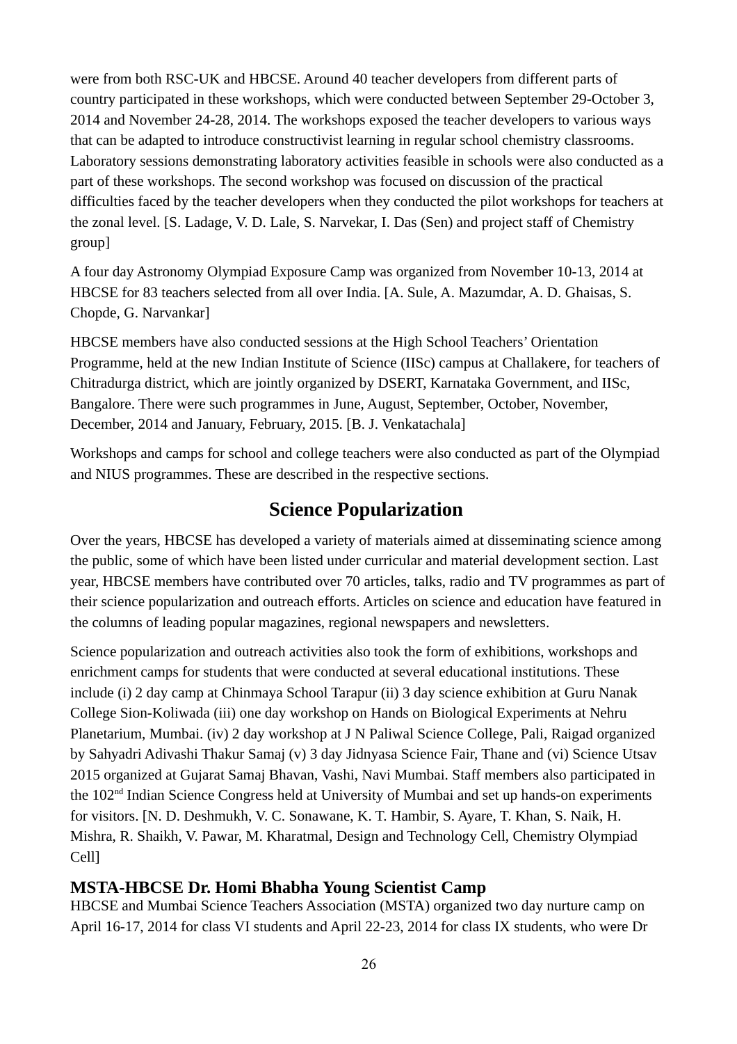were from both RSC-UK and HBCSE. Around 40 teacher developers from different parts of country participated in these workshops, which were conducted between September 29-October 3, 2014 and November 24-28, 2014. The workshops exposed the teacher developers to various ways that can be adapted to introduce constructivist learning in regular school chemistry classrooms. Laboratory sessions demonstrating laboratory activities feasible in schools were also conducted as a part of these workshops. The second workshop was focused on discussion of the practical difficulties faced by the teacher developers when they conducted the pilot workshops for teachers at the zonal level. [S. Ladage, V. D. Lale, S. Narvekar, I. Das (Sen) and project staff of Chemistry group]

A four day Astronomy Olympiad Exposure Camp was organized from November 10-13, 2014 at HBCSE for 83 teachers selected from all over India. [A. Sule, A. Mazumdar, A. D. Ghaisas, S. Chopde, G. Narvankar]

HBCSE members have also conducted sessions at the High School Teachers' Orientation Programme, held at the new Indian Institute of Science (IISc) campus at Challakere, for teachers of Chitradurga district, which are jointly organized by DSERT, Karnataka Government, and IISc, Bangalore. There were such programmes in June, August, September, October, November, December, 2014 and January, February, 2015. [B. J. Venkatachala]

Workshops and camps for school and college teachers were also conducted as part of the Olympiad and NIUS programmes. These are described in the respective sections.

## Science Popularization

Over the years, HBCSE has developed a variety of materials aimed at disseminating science among the public, some of which have been listed under curricular and material development section. Last year, HBCSE members have contributed over 70 articles, talks, radio and TV programmes as part of their science popularization and outreach efforts. Articles on science and education have featured in the columns of leading popular magazines, regional newspapers and newsletters.

Science popularization and outreach activities also took the form of exhibitions, workshops and enrichment camps for students that were conducted at several educational institutions. These include (i) 2 day camp at Chinmaya School Tarapur (ii) 3 day science exhibition at Guru Nanak College Sion-Koliwada (iii) one day workshop on Hands on Biological Experiments at Nehru Planetarium, Mumbai. (iv) 2 day workshop at J N Paliwal Science College, Pali, Raigad organized by Sahyadri Adivashi Thakur Samaj (v) 3 day Jidnyasa Science Fair, Thane and (vi) Science Utsav 2015 organized at Gujarat Samaj Bhavan, Vashi, Navi Mumbai. Staff members also participated in the 102nd Indian Science Congress held at University of Mumbai and set up hands-on experiments for visitors. [N. D. Deshmukh, V. C. Sonawane, K. T. Hambir, S. Ayare, T. Khan, S. Naik, H. Mishra, R. Shaikh, V. Pawar, M. Kharatmal, Design and Technology Cell, Chemistry Olympiad Cell]

### MSTA-HBCSE Dr. Homi Bhabha Young Scientist Camp

HBCSE and Mumbai Science Teachers Association (MSTA) organized two day nurture camp on April 16-17, 2014 for class VI students and April 22-23, 2014 for class IX students, who were Dr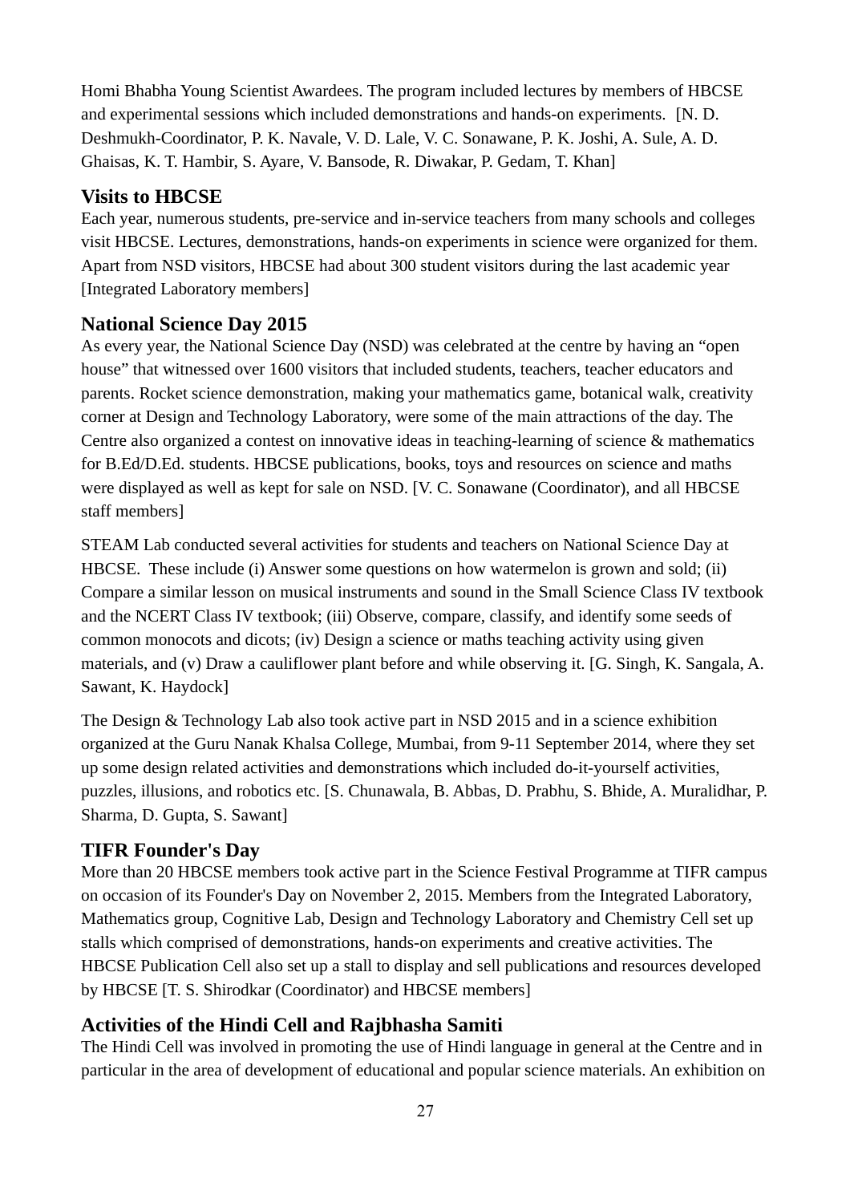Homi Bhabha Young Scientist Awardees. The program included lectures by members of HBCSE and experimental sessions which included demonstrations and hands-on experiments. [N. D. Deshmukh-Coordinator, P. K. Navale, V. D. Lale, V. C. Sonawane, P. K. Joshi, A. Sule, A. D. Ghaisas, K. T. Hambir, S. Ayare, V. Bansode, R. Diwakar, P. Gedam, T. Khan]

## Visits to HBCSE

Each year, numerous students, pre-service and in-service teachers from many schools and colleges visit HBCSE. Lectures, demonstrations, hands-on experiments in science were organized for them. Apart from NSD visitors, HBCSE had about 300 student visitors during the last academic year [Integrated Laboratory members]

## National Science Day 2015

As every year, the National Science Day (NSD) was celebrated at the centre by having an "open house" that witnessed over 1600 visitors that included students, teachers, teacher educators and parents. Rocket science demonstration, making your mathematics game, botanical walk, creativity corner at Design and Technology Laboratory, were some of the main attractions of the day. The Centre also organized a contest on innovative ideas in teaching-learning of science & mathematics for B.Ed/D.Ed. students. HBCSE publications, books, toys and resources on science and maths were displayed as well as kept for sale on NSD. [V. C. Sonawane (Coordinator), and all HBCSE staff members]

STEAM Lab conducted several activities for students and teachers on National Science Day at HBCSE. These include (i) Answer some questions on how watermelon is grown and sold; (ii) Compare a similar lesson on musical instruments and sound in the Small Science Class IV textbook and the NCERT Class IV textbook; (iii) Observe, compare, classify, and identify some seeds of common monocots and dicots; (iv) Design a science or maths teaching activity using given materials, and (v) Draw a cauliflower plant before and while observing it. [G. Singh, K. Sangala, A. Sawant, K. Haydock]

The Design & Technology Lab also took active part in NSD 2015 and in a science exhibition organized at the Guru Nanak Khalsa College, Mumbai, from 9-11 September 2014, where they set up some design related activities and demonstrations which included do-it-yourself activities, puzzles, illusions, and robotics etc. [S. Chunawala, B. Abbas, D. Prabhu, S. Bhide, A. Muralidhar, P. Sharma, D. Gupta, S. Sawant]

## TIFR Founder's Day

More than 20 HBCSE members took active part in the Science Festival Programme at TIFR campus on occasion of its Founder's Day on November 2, 2015. Members from the Integrated Laboratory, Mathematics group, Cognitive Lab, Design and Technology Laboratory and Chemistry Cell set up stalls which comprised of demonstrations, hands-on experiments and creative activities. The HBCSE Publication Cell also set up a stall to display and sell publications and resources developed by HBCSE [T. S. Shirodkar (Coordinator) and HBCSE members]

## Activities of the Hindi Cell and Rajbhasha Samiti

The Hindi Cell was involved in promoting the use of Hindi language in general at the Centre and in particular in the area of development of educational and popular science materials. An exhibition on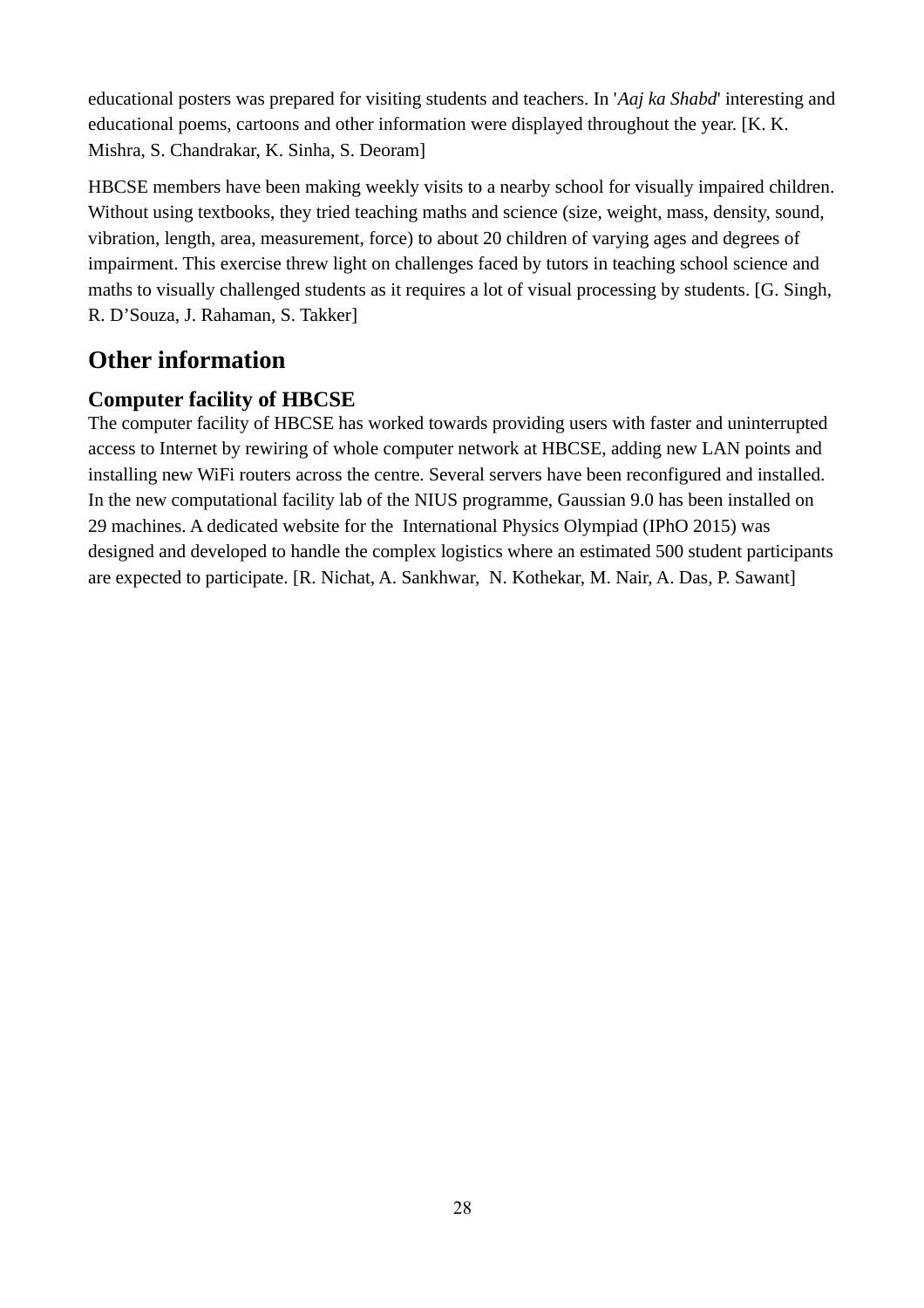educational posters was prepared for visiting students and teachers. In '*Aaj ka Shabd*' interesting and educational poems, cartoons and other information were displayed throughout the year. [K. K. Mishra, S. Chandrakar, K. Sinha, S. Deoram]

HBCSE members have been making weekly visits to a nearby school for visually impaired children. Without using textbooks, they tried teaching maths and science (size, weight, mass, density, sound, vibration, length, area, measurement, force) to about 20 children of varying ages and degrees of impairment. This exercise threw light on challenges faced by tutors in teaching school science and maths to visually challenged students as it requires a lot of visual processing by students. [G. Singh, R. D'Souza, J. Rahaman, S. Takker]

## Other information

### Computer facility of HBCSE

The computer facility of HBCSE has worked towards providing users with faster and uninterrupted access to Internet by rewiring of whole computer network at HBCSE, adding new LAN points and installing new WiFi routers across the centre. Several servers have been reconfigured and installed. In the new computational facility lab of the NIUS programme, Gaussian 9.0 has been installed on 29 machines. A dedicated website for the International Physics Olympiad (IPhO 2015) was designed and developed to handle the complex logistics where an estimated 500 student participants are expected to participate. [R. Nichat, A. Sankhwar, N. Kothekar, M. Nair, A. Das, P. Sawant]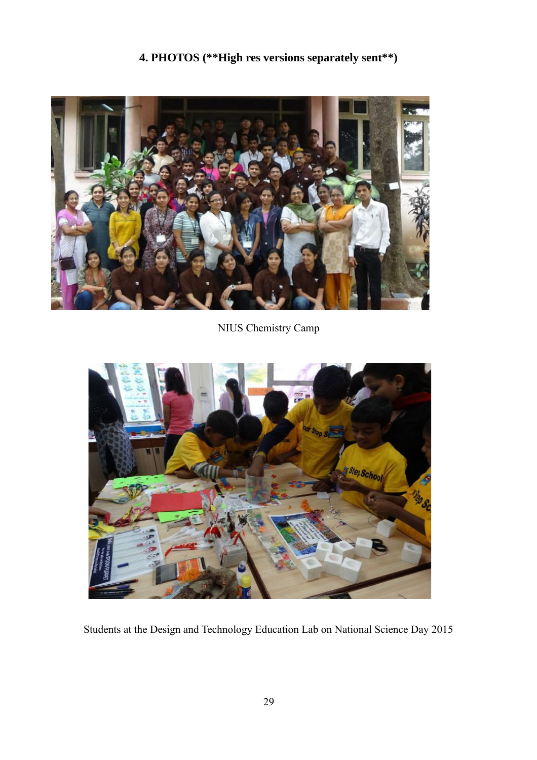## 4. PHOTOS (**High res versions separately sent**)

NIUS Chemistry Camp

Students at the Design and Technology Education Lab on National Science Day 2015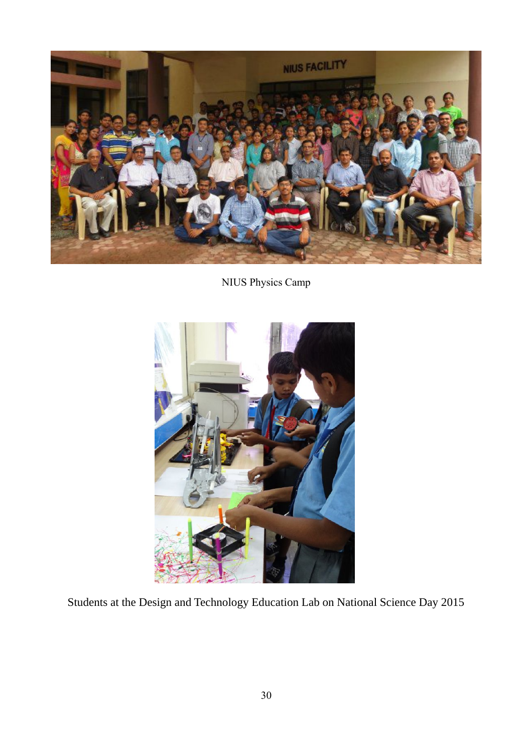NIUS Physics Camp

Students at the Design and Technology Education Lab on National Science Day 2015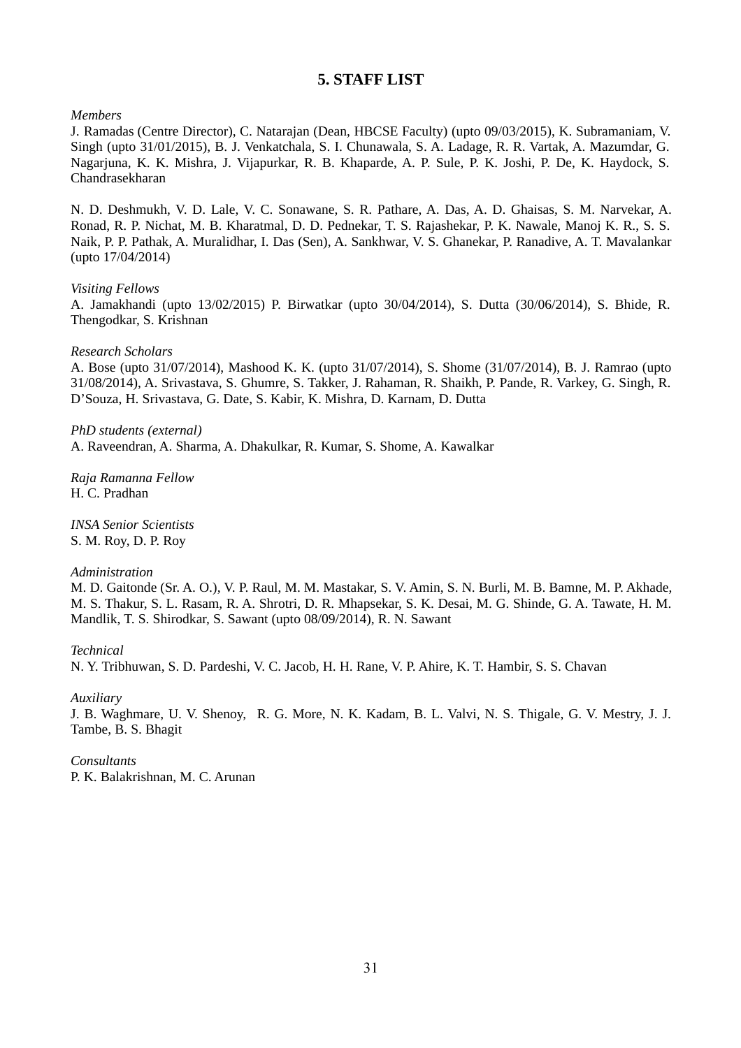# 5. STAFF LIST

*Members*

J. Ramadas (Centre Director), C. Natarajan (Dean, HBCSE Faculty) (upto 09/03/2015), K. Subramaniam, V. Singh (upto 31/01/2015), B. J. Venkatchala, S. I. Chunawala, S. A. Ladage, R. R. Vartak, A. Mazumdar, G. Nagarjuna, K. K. Mishra, J. Vijapurkar, R. B. Khaparde, A. P. Sule, P. K. Joshi, P. De, K. Haydock, S. Chandrasekharan

N. D. Deshmukh, V. D. Lale, V. C. Sonawane, S. R. Pathare, A. Das, A. D. Ghaisas, S. M. Narvekar, A. Ronad, R. P. Nichat, M. B. Kharatmal, D. D. Pednekar, T. S. Rajashekar, P. K. Nawale, Manoj K. R., S. S. Naik, P. P. Pathak, A. Muralidhar, I. Das (Sen), A. Sankhwar, V. S. Ghanekar, P. Ranadive, A. T. Mavalankar (upto 17/04/2014)

*Visiting Fellows*

A. Jamakhandi (upto 13/02/2015) P. Birwatkar (upto 30/04/2014), S. Dutta (30/06/2014), S. Bhide, R. Thengodkar, S. Krishnan

*Research Scholars*

A. Bose (upto 31/07/2014), Mashood K. K. (upto 31/07/2014), S. Shome (31/07/2014), B. J. Ramrao (upto 31/08/2014), A. Srivastava, S. Ghumre, S. Takker, J. Rahaman, R. Shaikh, P. Pande, R. Varkey, G. Singh, R. D’Souza, H. Srivastava, G. Date, S. Kabir, K. Mishra, D. Karnam, D. Dutta

*PhD students (external)*

A. Raveendran, A. Sharma, A. Dhakulkar, R. Kumar, S. Shome, A. Kawalkar

*Raja Ramanna Fellow*

H. C. Pradhan

*INSA Senior Scientists*

S. M. Roy, D. P. Roy

*Administration*

M. D. Gaitonde (Sr. A. O.), V. P. Raul, M. M. Mastakar, S. V. Amin, S. N. Burli, M. B. Bamne, M. P. Akhade, M. S. Thakur, S. L. Rasam, R. A. Shrotri, D. R. Mhapsekar, S. K. Desai, M. G. Shinde, G. A. Tawate, H. M. Mandlik, T. S. Shirodkar, S. Sawant (upto 08/09/2014), R. N. Sawant

*Technical*

N. Y. Tribhuwan, S. D. Pardeshi, V. C. Jacob, H. H. Rane, V. P. Ahire, K. T. Hambir, S. S. Chavan

*Auxiliary*

J. B. Waghmare, U. V. Shenoy, R. G. More, N. K. Kadam, B. L. Valvi, N. S. Thigale, G. V. Mestry, J. J. Tambe, B. S. Bhagit

*Consultants*

P. K. Balakrishnan, M. C. Arunan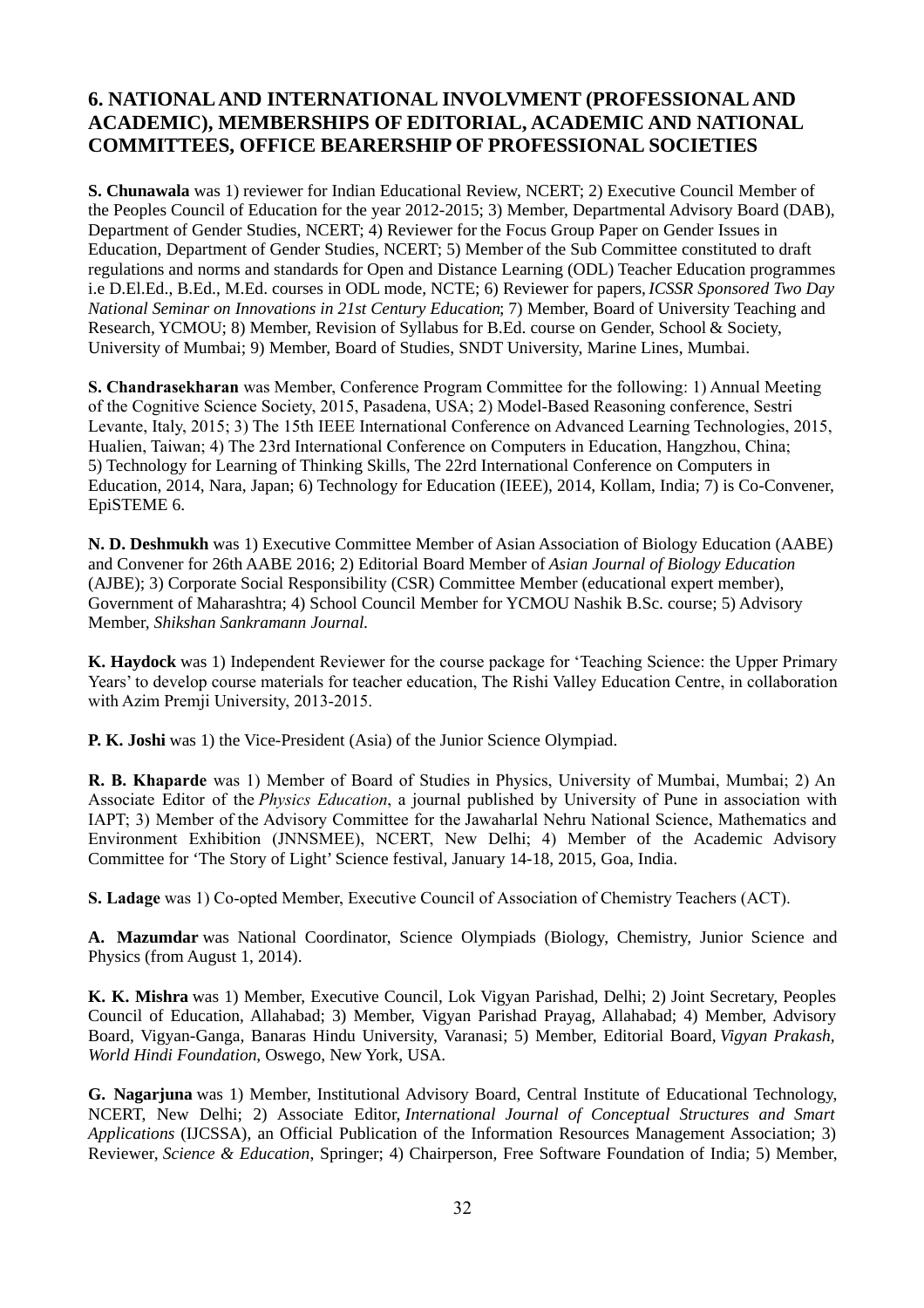## 6. NATIONAL AND INTERNATIONAL INVOLVMENT (PROFESSIONAL AND ACADEMIC), MEMBERSHIPS OF EDITORIAL, ACADEMIC AND NATIONAL COMMITTEES, OFFICE BEARERSHIP OF PROFESSIONAL SOCIETIES

**S. Chunawala** was 1) reviewer for Indian Educational Review, NCERT; 2) Executive Council Member of the Peoples Council of Education for the year 2012-2015; 3) Member, Departmental Advisory Board (DAB), Department of Gender Studies, NCERT; 4) Reviewer for the Focus Group Paper on Gender Issues in Education, Department of Gender Studies, NCERT; 5) Member of the Sub Committee constituted to draft regulations and norms and standards for Open and Distance Learning (ODL) Teacher Education programmes i.e D.El.Ed., B.Ed., M.Ed. courses in ODL mode, NCTE; 6) Reviewer for papers, *ICSSR Sponsored Two Day National Seminar on Innovations in 21st Century Education*; 7) Member, Board of University Teaching and Research, YCMOU; 8) Member, Revision of Syllabus for B.Ed. course on Gender, School & Society, University of Mumbai; 9) Member, Board of Studies, SNDT University, Marine Lines, Mumbai.

**S. Chandrasekharan** was Member, Conference Program Committee for the following: 1) Annual Meeting of the Cognitive Science Society, 2015, Pasadena, USA; 2) Model-Based Reasoning conference, Sestri Levante, Italy, 2015; 3) The 15th IEEE International Conference on Advanced Learning Technologies, 2015, Hualien, Taiwan; 4) The 23rd International Conference on Computers in Education, Hangzhou, China; 5) Technology for Learning of Thinking Skills, The 22rd International Conference on Computers in Education, 2014, Nara, Japan; 6) Technology for Education (IEEE), 2014, Kollam, India; 7) is Co-Convener, EpiSTEME 6.

**N. D. Deshmukh** was 1) Executive Committee Member of Asian Association of Biology Education (AABE) and Convener for 26th AABE 2016; 2) Editorial Board Member of *Asian Journal of Biology Education* (AJBE); 3) Corporate Social Responsibility (CSR) Committee Member (educational expert member), Government of Maharashtra; 4) School Council Member for YCMOU Nashik B.Sc. course; 5) Advisory Member, *Shikshan Sankramann Journal.*

**K. Haydock** was 1) Independent Reviewer for the course package for 'Teaching Science: the Upper Primary Years' to develop course materials for teacher education, The Rishi Valley Education Centre, in collaboration with Azim Premji University, 2013-2015.

**P. K. Joshi** was 1) the Vice-President (Asia) of the Junior Science Olympiad.

**R. B. Khaparde** was 1) Member of Board of Studies in Physics, University of Mumbai, Mumbai; 2) An Associate Editor of the *Physics Education*, a journal published by University of Pune in association with IAPT; 3) Member of the Advisory Committee for the Jawaharlal Nehru National Science, Mathematics and Environment Exhibition (JNNSMEE), NCERT, New Delhi; 4) Member of the Academic Advisory Committee for 'The Story of Light' Science festival, January 14-18, 2015, Goa, India.

**S. Ladage** was 1) Co-opted Member, Executive Council of Association of Chemistry Teachers (ACT).

**A. Mazumdar** was National Coordinator, Science Olympiads (Biology, Chemistry, Junior Science and Physics (from August 1, 2014).

**K. K. Mishra** was 1) Member, Executive Council, Lok Vigyan Parishad, Delhi; 2) Joint Secretary, Peoples Council of Education, Allahabad; 3) Member, Vigyan Parishad Prayag, Allahabad; 4) Member, Advisory Board, Vigyan-Ganga, Banaras Hindu University, Varanasi; 5) Member, Editorial Board, *Vigyan Prakash, World Hindi Foundation,* Oswego, New York, USA.

**G. Nagarjuna** was 1) Member, Institutional Advisory Board, Central Institute of Educational Technology, NCERT, New Delhi; 2) Associate Editor, *International Journal of Conceptual Structures and Smart Applications* (IJCSSA), an Official Publication of the Information Resources Management Association; 3) Reviewer, *Science & Education*, Springer; 4) Chairperson, Free Software Foundation of India; 5) Member,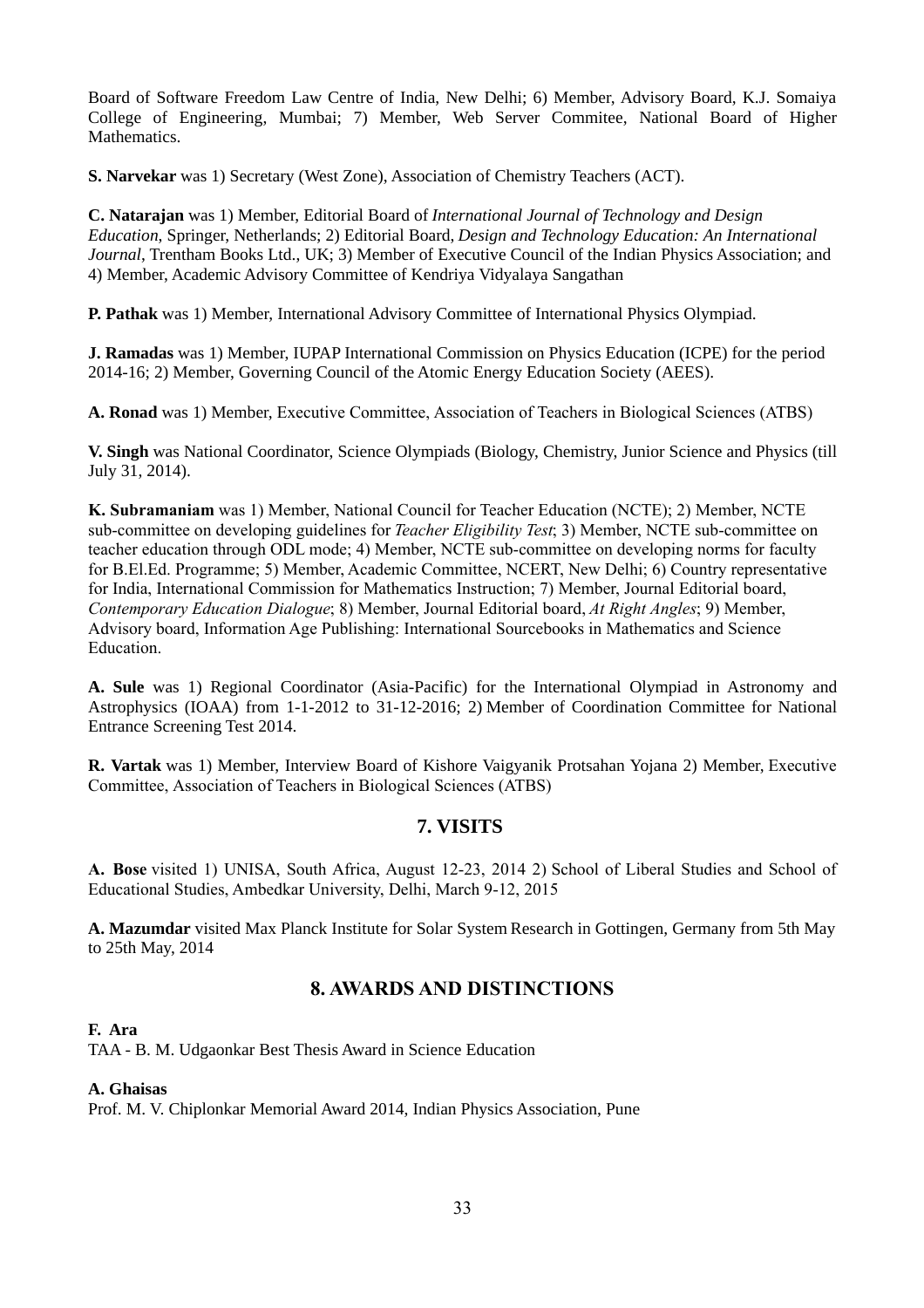Board of Software Freedom Law Centre of India, New Delhi; 6) Member, Advisory Board, K.J. Somaiya College of Engineering, Mumbai; 7) Member, Web Server Commitee, National Board of Higher Mathematics.

**S. Narvekar** was 1) Secretary (West Zone), Association of Chemistry Teachers (ACT).

**C. Natarajan** was 1) Member, Editorial Board of *International Journal of Technology and Design Education*, Springer, Netherlands; 2) Editorial Board, *Design and Technology Education: An International Journal*, Trentham Books Ltd., UK; 3) Member of Executive Council of the Indian Physics Association; and 4) Member, Academic Advisory Committee of Kendriya Vidyalaya Sangathan

**P. Pathak** was 1) Member, International Advisory Committee of International Physics Olympiad.

**J. Ramadas** was 1) Member, IUPAP International Commission on Physics Education (ICPE) for the period 2014-16; 2) Member, Governing Council of the Atomic Energy Education Society (AEES).

**A. Ronad** was 1) Member, Executive Committee, Association of Teachers in Biological Sciences (ATBS)

**V. Singh** was National Coordinator, Science Olympiads (Biology, Chemistry, Junior Science and Physics (till July 31, 2014).

**K. Subramaniam** was 1) Member, National Council for Teacher Education (NCTE); 2) Member, NCTE sub-committee on developing guidelines for *Teacher Eligibility Test*; 3) Member, NCTE sub-committee on teacher education through ODL mode; 4) Member, NCTE sub-committee on developing norms for faculty for B.El.Ed. Programme; 5) Member, Academic Committee, NCERT, New Delhi; 6) Country representative for India, International Commission for Mathematics Instruction; 7) Member, Journal Editorial board, *Contemporary Education Dialogue*; 8) Member, Journal Editorial board, *At Right Angles*; 9) Member, Advisory board, Information Age Publishing: International Sourcebooks in Mathematics and Science Education.

**A. Sule** was 1) Regional Coordinator (Asia-Pacific) for the International Olympiad in Astronomy and Astrophysics (IOAA) from 1-1-2012 to 31-12-2016; 2) Member of Coordination Committee for National Entrance Screening Test 2014.

**R. Vartak** was 1) Member, Interview Board of Kishore Vaigyanik Protsahan Yojana 2) Member, Executive Committee, Association of Teachers in Biological Sciences (ATBS)

## 7. VISITS

**A. Bose** visited 1) UNISA, South Africa, August 12-23, 2014 2) School of Liberal Studies and School of Educational Studies, Ambedkar University, Delhi, March 9-12, 2015

**A. Mazumdar** visited Max Planck Institute for Solar System Research in Gottingen, Germany from 5th May to 25th May, 2014

## 8. AWARDS AND DISTINCTIONS

**F. Ara**
TAA - B. M. Udgaonkar Best Thesis Award in Science Education

**A. Ghaisas**
Prof. M. V. Chiplonkar Memorial Award 2014, Indian Physics Association, Pune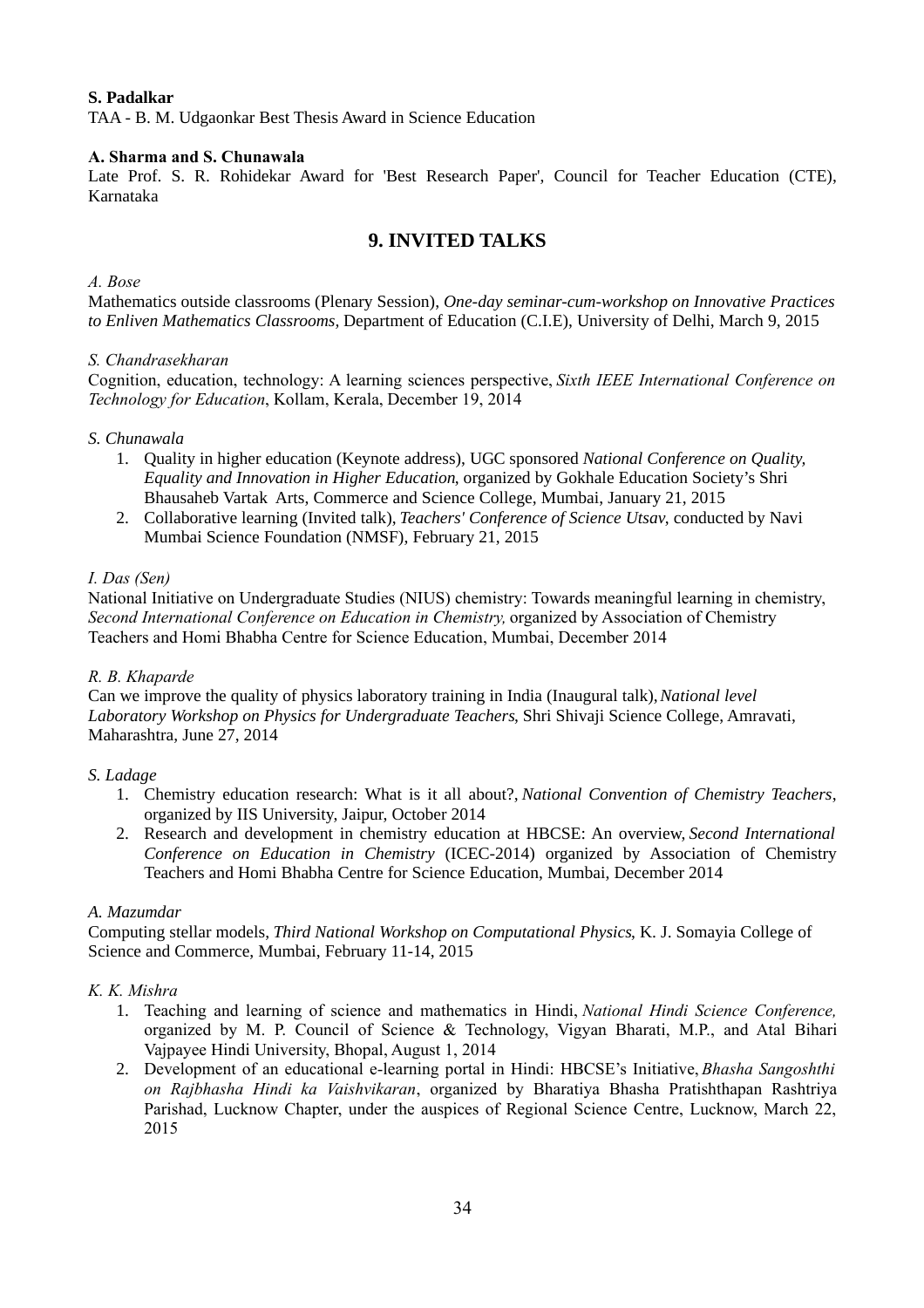**S. Padalkar**
TAA - B. M. Udgaonkar Best Thesis Award in Science Education

**A. Sharma and S. Chunawala**
Late Prof. S. R. Rohidekar Award for 'Best Research Paper', Council for Teacher Education (CTE), Karnataka

## 9. INVITED TALKS

*A. Bose*
Mathematics outside classrooms (Plenary Session), *One-day seminar-cum-workshop on Innovative Practices to Enliven Mathematics Classrooms,* Department of Education (C.I.E), University of Delhi, March 9, 2015

*S. Chandrasekharan*
Cognition, education, technology: A learning sciences perspective, *Sixth IEEE International Conference on Technology for Education*, Kollam, Kerala, December 19, 2014

*S. Chunawala*

1. Quality in higher education (Keynote address), UGC sponsored *National Conference on Quality, Equality and Innovation in Higher Education*, organized by Gokhale Education Society's Shri Bhausaheb Vartak Arts, Commerce and Science College, Mumbai, January 21, 2015
2. Collaborative learning (Invited talk), *Teachers' Conference of Science Utsav*, conducted by Navi Mumbai Science Foundation (NMSF), February 21, 2015

*I. Das (Sen)*
National Initiative on Undergraduate Studies (NIUS) chemistry: Towards meaningful learning in chemistry, *Second International Conference on Education in Chemistry,* organized by Association of Chemistry Teachers and Homi Bhabha Centre for Science Education, Mumbai, December 2014

*R. B. Khaparde*
Can we improve the quality of physics laboratory training in India (Inaugural talk), *National level Laboratory Workshop on Physics for Undergraduate Teachers*, Shri Shivaji Science College, Amravati, Maharashtra, June 27, 2014

*S. Ladage*

1. Chemistry education research: What is it all about?, *National Convention of Chemistry Teachers*, organized by IIS University, Jaipur, October 2014
2. Research and development in chemistry education at HBCSE: An overview, *Second International Conference on Education in Chemistry* (ICEC-2014) organized by Association of Chemistry Teachers and Homi Bhabha Centre for Science Education, Mumbai, December 2014

*A. Mazumdar*
Computing stellar models, *Third National Workshop on Computational Physics*, K. J. Somayia College of Science and Commerce, Mumbai, February 11-14, 2015

*K. K. Mishra*

1. Teaching and learning of science and mathematics in Hindi, *National Hindi Science Conference,* organized by M. P. Council of Science & Technology, Vigyan Bharati, M.P., and Atal Bihari Vajpayee Hindi University, Bhopal, August 1, 2014
2. Development of an educational e-learning portal in Hindi: HBCSE's Initiative, *Bhasha Sangoshthi on Rajbhasha Hindi ka Vaishvikaran*, organized by Bharatiya Bhasha Pratishthapan Rashtriya Parishad, Lucknow Chapter, under the auspices of Regional Science Centre, Lucknow, March 22, 2015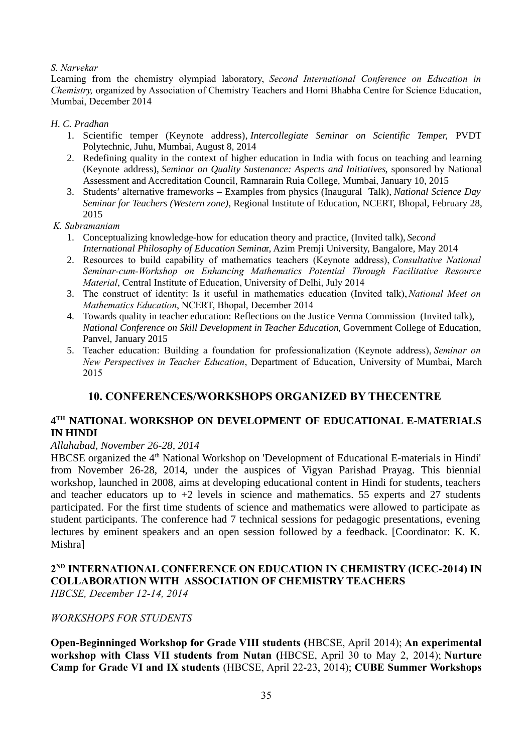*S. Narvekar*

Learning from the chemistry olympiad laboratory, *Second International Conference on Education in Chemistry,* organized by Association of Chemistry Teachers and Homi Bhabha Centre for Science Education, Mumbai, December 2014

*H. C. Pradhan*

1. Scientific temper (Keynote address), *Intercollegiate Seminar on Scientific Temper,* PVDT Polytechnic, Juhu, Mumbai, August 8, 2014
2. Redefining quality in the context of higher education in India with focus on teaching and learning (Keynote address), *Seminar on Quality Sustenance: Aspects and Initiatives*, sponsored by National Assessment and Accreditation Council, Ramnarain Ruia College, Mumbai, January 10, 2015
3. Students' alternative frameworks – Examples from physics (Inaugural Talk), *National Science Day Seminar for Teachers (Western zone)*, Regional Institute of Education, NCERT, Bhopal, February 28, 2015

*K. Subramaniam*

1. Conceptualizing knowledge-how for education theory and practice, (Invited talk), *Second International Philosophy of Education Seminar*, Azim Premji University, Bangalore, May 2014
2. Resources to build capability of mathematics teachers (Keynote address), *Consultative National Seminar-cum-Workshop on Enhancing Mathematics Potential Through Facilitative Resource Material*, Central Institute of Education, University of Delhi, July 2014
3. The construct of identity: Is it useful in mathematics education (Invited talk), *National Meet on Mathematics Education*, NCERT, Bhopal, December 2014
4. Towards quality in teacher education: Reflections on the Justice Verma Commission (Invited talk), *National Conference on Skill Development in Teacher Education*, Government College of Education, Panvel, January 2015
5. Teacher education: Building a foundation for professionalization (Keynote address), *Seminar on New Perspectives in Teacher Education*, Department of Education, University of Mumbai, March 2015

## 10. CONFERENCES/WORKSHOPS ORGANIZED BY THECENTRE

### 4TH NATIONAL WORKSHOP ON DEVELOPMENT OF EDUCATIONAL E-MATERIALS IN HINDI

*Allahabad, November 26-28, 2014*

HBCSE organized the 4th National Workshop on 'Development of Educational E-materials in Hindi' from November 26-28, 2014, under the auspices of Vigyan Parishad Prayag. This biennial workshop, launched in 2008, aims at developing educational content in Hindi for students, teachers and teacher educators up to +2 levels in science and mathematics. 55 experts and 27 students participated. For the first time students of science and mathematics were allowed to participate as student participants. The conference had 7 technical sessions for pedagogic presentations, evening lectures by eminent speakers and an open session followed by a feedback. [Coordinator: K. K. Mishra]

### 2ND INTERNATIONAL CONFERENCE ON EDUCATION IN CHEMISTRY (ICEC-2014) IN COLLABORATION WITH ASSOCIATION OF CHEMISTRY TEACHERS

*HBCSE, December 12-14, 2014*

*WORKSHOPS FOR STUDENTS*

**Open-Beginninged Workshop for Grade VIII students (**HBCSE, April 2014); **An experimental workshop with Class VII students from Nutan (**HBCSE, April 30 to May 2, 2014); **Nurture Camp for Grade VI and IX students** (HBCSE, April 22-23, 2014); **CUBE Summer Workshops**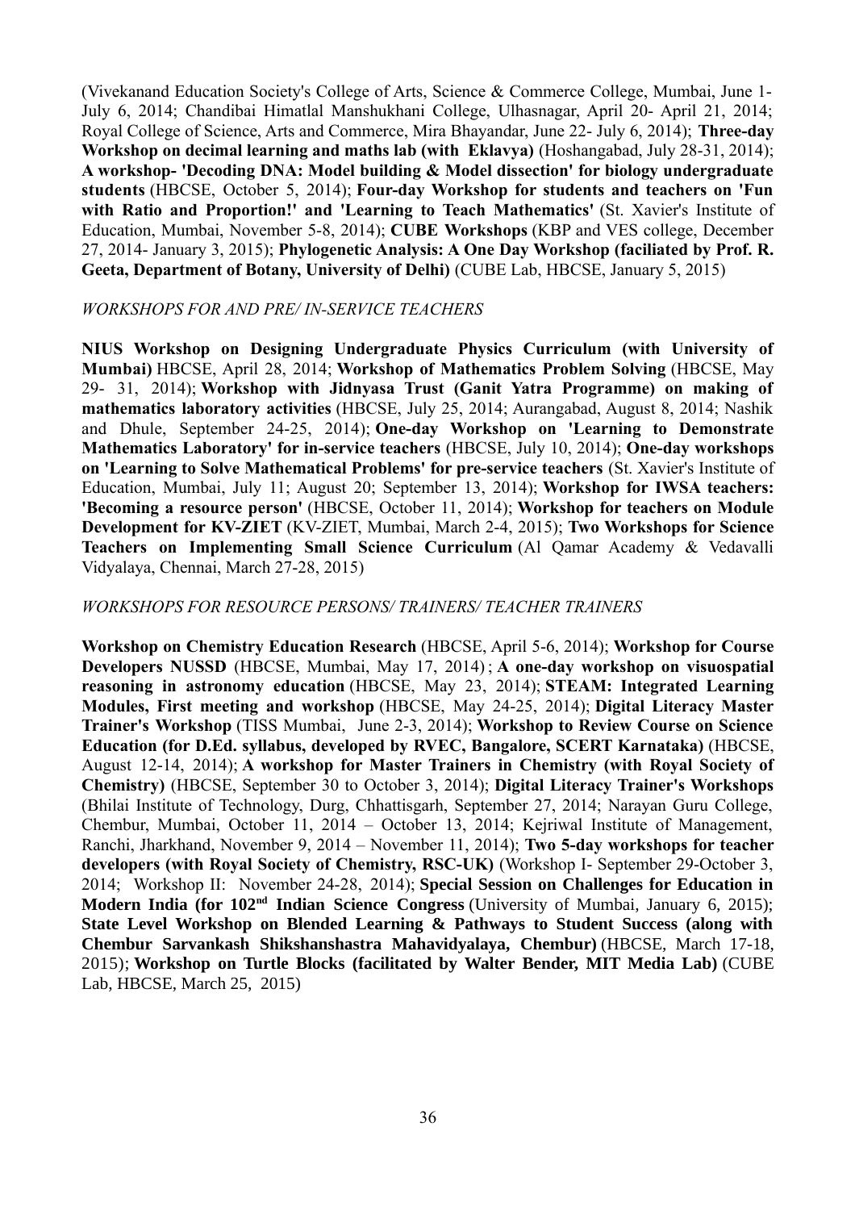(Vivekanand Education Society's College of Arts, Science & Commerce College, Mumbai, June 1- July 6, 2014; Chandibai Himatlal Manshukhani College, Ulhasnagar, April 20- April 21, 2014; Royal College of Science, Arts and Commerce, Mira Bhayandar, June 22- July 6, 2014); **Three-day Workshop on decimal learning and maths lab (with Eklavya)** (Hoshangabad, July 28-31, 2014); **A workshop- 'Decoding DNA: Model building & Model dissection' for biology undergraduate students** (HBCSE, October 5, 2014); **Four-day Workshop for students and teachers on 'Fun with Ratio and Proportion!' and 'Learning to Teach Mathematics'** (St. Xavier's Institute of Education, Mumbai, November 5-8, 2014); **CUBE Workshops** (KBP and VES college, December 27, 2014- January 3, 2015); **Phylogenetic Analysis: A One Day Workshop (faciliated by Prof. R. Geeta, Department of Botany, University of Delhi)** (CUBE Lab, HBCSE, January 5, 2015)

*WORKSHOPS FOR AND PRE/ IN-SERVICE TEACHERS*

**NIUS Workshop on Designing Undergraduate Physics Curriculum (with University of Mumbai)** HBCSE, April 28, 2014; **Workshop of Mathematics Problem Solving** (HBCSE, May 29- 31, 2014); **Workshop with Jidnyasa Trust (Ganit Yatra Programme) on making of mathematics laboratory activities** (HBCSE, July 25, 2014; Aurangabad, August 8, 2014; Nashik and Dhule, September 24-25, 2014); **One-day Workshop on 'Learning to Demonstrate Mathematics Laboratory' for in-service teachers** (HBCSE, July 10, 2014); **One-day workshops on 'Learning to Solve Mathematical Problems' for pre-service teachers** (St. Xavier's Institute of Education, Mumbai, July 11; August 20; September 13, 2014); **Workshop for IWSA teachers: 'Becoming a resource person'** (HBCSE, October 11, 2014); **Workshop for teachers on Module Development for KV-ZIET** (KV-ZIET, Mumbai, March 2-4, 2015); **Two Workshops for Science Teachers on Implementing Small Science Curriculum** (Al Qamar Academy & Vedavalli Vidyalaya, Chennai, March 27-28, 2015)

*WORKSHOPS FOR RESOURCE PERSONS/ TRAINERS/ TEACHER TRAINERS*

**Workshop on Chemistry Education Research** (HBCSE, April 5-6, 2014); **Workshop for Course Developers NUSSD** (HBCSE, Mumbai, May 17, 2014) ; **A one-day workshop on visuospatial reasoning in astronomy education** (HBCSE, May 23, 2014); **STEAM: Integrated Learning Modules, First meeting and workshop** (HBCSE, May 24-25, 2014); **Digital Literacy Master Trainer's Workshop** (TISS Mumbai, June 2-3, 2014); **Workshop to Review Course on Science Education (for D.Ed. syllabus, developed by RVEC, Bangalore, SCERT Karnataka)** (HBCSE, August 12-14, 2014); **A workshop for Master Trainers in Chemistry (with Royal Society of Chemistry)** (HBCSE, September 30 to October 3, 2014); **Digital Literacy Trainer's Workshops** (Bhilai Institute of Technology, Durg, Chhattisgarh, September 27, 2014; Narayan Guru College, Chembur, Mumbai, October 11, 2014 – October 13, 2014; Kejriwal Institute of Management, Ranchi, Jharkhand, November 9, 2014 – November 11, 2014); **Two 5-day workshops for teacher developers (with Royal Society of Chemistry, RSC-UK)** (Workshop I- September 29-October 3, 2014; Workshop II: November 24-28, 2014); **Special Session on Challenges for Education in Modern India (for 102nd Indian Science Congress** (University of Mumbai, January 6, 2015); **State Level Workshop on Blended Learning & Pathways to Student Success (along with Chembur Sarvankash Shikshanshastra Mahavidyalaya, Chembur)** (HBCSE, March 17-18, 2015); **Workshop on Turtle Blocks (facilitated by Walter Bender, MIT Media Lab)** (CUBE Lab, HBCSE, March 25, 2015)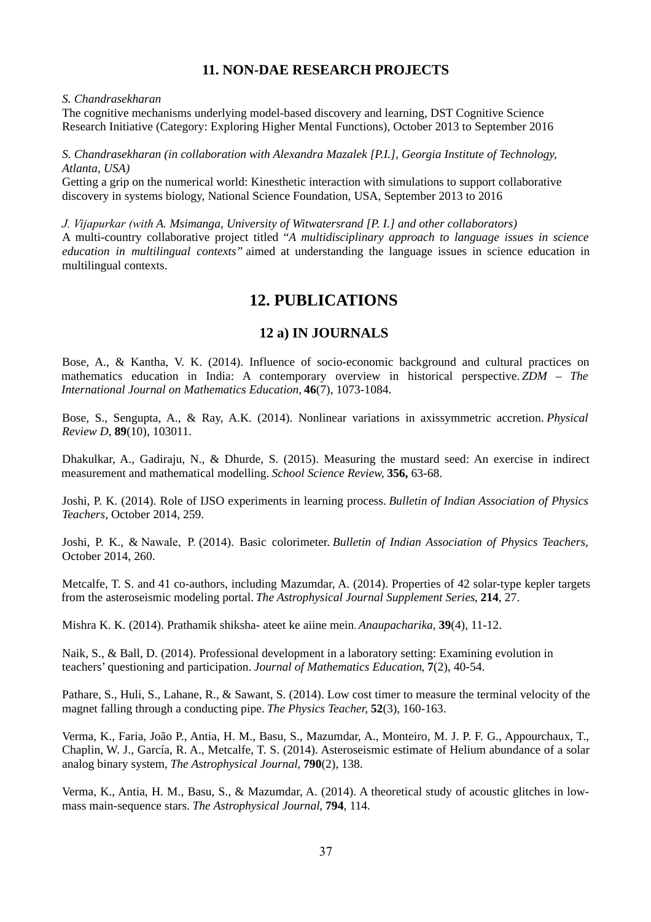## 11. NON-DAE RESEARCH PROJECTS

*S. Chandrasekharan*
The cognitive mechanisms underlying model-based discovery and learning, DST Cognitive Science Research Initiative (Category: Exploring Higher Mental Functions), October 2013 to September 2016

*S. Chandrasekharan (in collaboration with Alexandra Mazalek [P.I.], Georgia Institute of Technology, Atlanta, USA)*
Getting a grip on the numerical world: Kinesthetic interaction with simulations to support collaborative discovery in systems biology, National Science Foundation, USA, September 2013 to 2016

*J. Vijapurkar (with A. Msimanga, University of Witwatersrand [P. I.] and other collaborators)*
A multi-country collaborative project titled "*A multidisciplinary approach to language issues in science education in multilingual contexts*" aimed at understanding the language issues in science education in multilingual contexts.

# 12. PUBLICATIONS

## 12 a) IN JOURNALS

Bose, A., & Kantha, V. K. (2014). Influence of socio-economic background and cultural practices on mathematics education in India: A contemporary overview in historical perspective. *ZDM – The International Journal on Mathematics Education*, **46**(7), 1073-1084.

Bose, S., Sengupta, A., & Ray, A.K. (2014). Nonlinear variations in axissymmetric accretion. *Physical Review D*, **89**(10), 103011.

Dhakulkar, A., Gadiraju, N., & Dhurde, S. (2015). Measuring the mustard seed: An exercise in indirect measurement and mathematical modelling. *School Science Review,* **356,** 63-68.

Joshi, P. K. (2014). Role of IJSO experiments in learning process. *Bulletin of Indian Association of Physics Teachers*, October 2014, 259.

Joshi, P. K., & Nawale, P. (2014). Basic colorimeter. *Bulletin of Indian Association of Physics Teachers,* October 2014, 260.

Metcalfe, T. S. and 41 co-authors, including Mazumdar, A. (2014). Properties of 42 solar-type kepler targets from the asteroseismic modeling portal. *The Astrophysical Journal Supplement Series,* **214**, 27.

Mishra K. K. (2014). Prathamik shiksha- ateet ke aiine mein. *Anaupacharika*, **39**(4), 11-12.

Naik, S., & Ball, D. (2014). Professional development in a laboratory setting: Examining evolution in teachers' questioning and participation. *Journal of Mathematics Education,* **7**(2), 40-54.

Pathare, S., Huli, S., Lahane, R., & Sawant, S. (2014). Low cost timer to measure the terminal velocity of the magnet falling through a conducting pipe. *The Physics Teacher,* **52**(3), 160-163.

Verma, K., Faria, João P., Antia, H. M., Basu, S., Mazumdar, A., Monteiro, M. J. P. F. G., Appourchaux, T., Chaplin, W. J., García, R. A., Metcalfe, T. S. (2014). Asteroseismic estimate of Helium abundance of a solar analog binary system, *The Astrophysical Journal*, **790**(2), 138.

Verma, K., Antia, H. M., Basu, S., & Mazumdar, A. (2014). A theoretical study of acoustic glitches in low-mass main-sequence stars. *The Astrophysical Journal*, **794**, 114.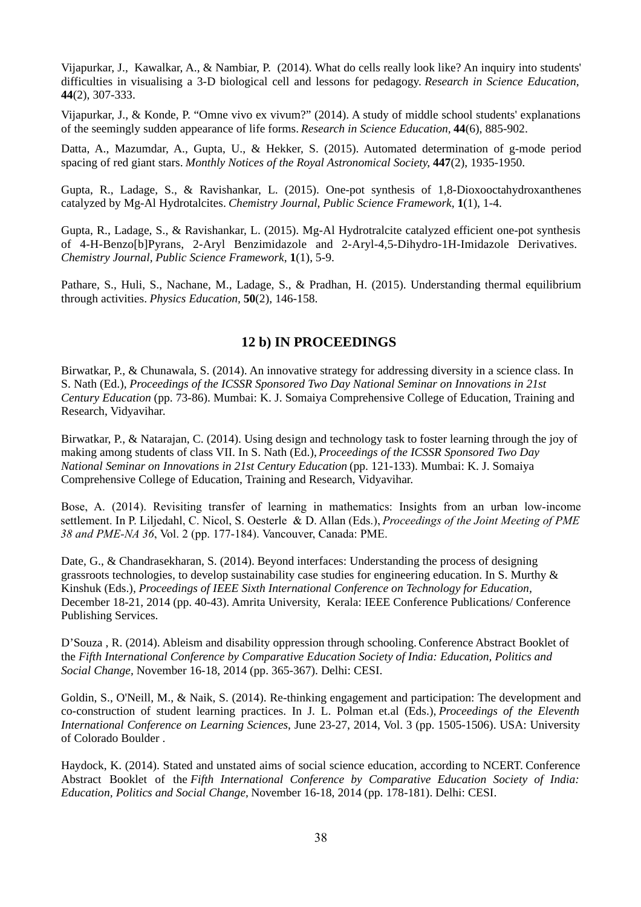Vijapurkar, J., Kawalkar, A., & Nambiar, P. (2014). What do cells really look like? An inquiry into students' difficulties in visualising a 3-D biological cell and lessons for pedagogy. *Research in Science Education*, **44**(2), 307-333.

Vijapurkar, J., & Konde, P. "Omne vivo ex vivum?" (2014). A study of middle school students' explanations of the seemingly sudden appearance of life forms. *Research in Science Education*, **44**(6), 885-902.

Datta, A., Mazumdar, A., Gupta, U., & Hekker, S. (2015). Automated determination of g-mode period spacing of red giant stars. *Monthly Notices of the Royal Astronomical Society*, **447**(2), 1935-1950.

Gupta, R., Ladage, S., & Ravishankar, L. (2015). One-pot synthesis of 1,8-Dioxooctahydroxanthenes catalyzed by Mg-Al Hydrotalcites. *Chemistry Journal, Public Science Framework*, **1**(1), 1-4.

Gupta, R., Ladage, S., & Ravishankar, L. (2015). Mg-Al Hydrotralcite catalyzed efficient one-pot synthesis of 4-H-Benzo[b]Pyrans, 2-Aryl Benzimidazole and 2-Aryl-4,5-Dihydro-1H-Imidazole Derivatives. *Chemistry Journal, Public Science Framework*, **1**(1), 5-9.

Pathare, S., Huli, S., Nachane, M., Ladage, S., & Pradhan, H. (2015). Understanding thermal equilibrium through activities. *Physics Education*, **50**(2), 146-158.

## 12 b) IN PROCEEDINGS

Birwatkar, P., & Chunawala, S. (2014). An innovative strategy for addressing diversity in a science class. In S. Nath (Ed.), *Proceedings of the ICSSR Sponsored Two Day National Seminar on Innovations in 21st Century Education* (pp. 73-86). Mumbai: K. J. Somaiya Comprehensive College of Education, Training and Research, Vidyavihar.

Birwatkar, P., & Natarajan, C. (2014). Using design and technology task to foster learning through the joy of making among students of class VII. In S. Nath (Ed.), *Proceedings of the ICSSR Sponsored Two Day National Seminar on Innovations in 21st Century Education* (pp. 121-133). Mumbai: K. J. Somaiya Comprehensive College of Education, Training and Research, Vidyavihar.

Bose, A. (2014). Revisiting transfer of learning in mathematics: Insights from an urban low-income settlement. In P. Liljedahl, C. Nicol, S. Oesterle & D. Allan (Eds.), *Proceedings of the Joint Meeting of PME 38 and PME-NA 36*, Vol. 2 (pp. 177-184). Vancouver, Canada: PME.

Date, G., & Chandrasekharan, S. (2014). Beyond interfaces: Understanding the process of designing grassroots technologies, to develop sustainability case studies for engineering education. In S. Murthy & Kinshuk (Eds.), *Proceedings of IEEE Sixth International Conference on Technology for Education*, December 18-21, 2014 (pp. 40-43). Amrita University, Kerala: IEEE Conference Publications/ Conference Publishing Services.

D'Souza , R. (2014). Ableism and disability oppression through schooling. Conference Abstract Booklet of the *Fifth International Conference by Comparative Education Society of India: Education, Politics and Social Change*, November 16-18, 2014 (pp. 365-367). Delhi: CESI.

Goldin, S., O'Neill, M., & Naik, S. (2014). Re-thinking engagement and participation: The development and co-construction of student learning practices. In J. L. Polman et.al (Eds.), *Proceedings of the Eleventh International Conference on Learning Sciences*, June 23-27, 2014, Vol. 3 (pp. 1505-1506). USA: University of Colorado Boulder .

Haydock, K. (2014). Stated and unstated aims of social science education, according to NCERT. Conference Abstract Booklet of the *Fifth International Conference by Comparative Education Society of India: Education, Politics and Social Change*, November 16-18, 2014 (pp. 178-181). Delhi: CESI.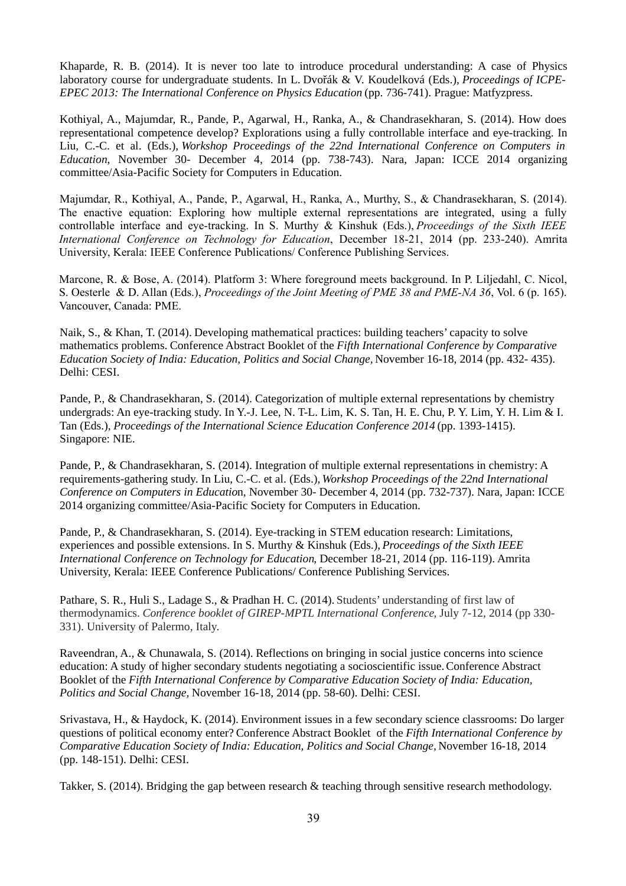Khaparde, R. B. (2014). It is never too late to introduce procedural understanding: A case of Physics laboratory course for undergraduate students. In L. Dvořák & V. Koudelková (Eds.), *Proceedings of ICPE-EPEC 2013: The International Conference on Physics Education* (pp. 736-741). Prague: Matfyzpress.

Kothiyal, A., Majumdar, R., Pande, P., Agarwal, H., Ranka, A., & Chandrasekharan, S. (2014). How does representational competence develop? Explorations using a fully controllable interface and eye-tracking. In Liu, C.-C. et al. (Eds.), *Workshop Proceedings of the 22nd International Conference on Computers in Education*, November 30- December 4, 2014 (pp. 738-743). Nara, Japan: ICCE 2014 organizing committee/Asia-Pacific Society for Computers in Education.

Majumdar, R., Kothiyal, A., Pande, P., Agarwal, H., Ranka, A., Murthy, S., & Chandrasekharan, S. (2014). The enactive equation: Exploring how multiple external representations are integrated, using a fully controllable interface and eye-tracking. In S. Murthy & Kinshuk (Eds.), *Proceedings of the Sixth IEEE International Conference on Technology for Education*, December 18-21, 2014 (pp. 233-240). Amrita University, Kerala: IEEE Conference Publications/ Conference Publishing Services.

Marcone, R. & Bose, A. (2014). Platform 3: Where foreground meets background. In P. Liljedahl, C. Nicol, S. Oesterle & D. Allan (Eds.), *Proceedings of the Joint Meeting of PME 38 and PME-NA 36*, Vol. 6 (p. 165). Vancouver, Canada: PME.

Naik, S., & Khan, T. (2014). Developing mathematical practices: building teachers' capacity to solve mathematics problems. Conference Abstract Booklet of the *Fifth International Conference by Comparative Education Society of India: Education, Politics and Social Change*, November 16-18, 2014 (pp. 432- 435). Delhi: CESI.

Pande, P., & Chandrasekharan, S. (2014). Categorization of multiple external representations by chemistry undergrads: An eye-tracking study. In Y.-J. Lee, N. T-L. Lim, K. S. Tan, H. E. Chu, P. Y. Lim, Y. H. Lim & I. Tan (Eds.), *Proceedings of the International Science Education Conference 2014* (pp. 1393-1415). Singapore: NIE.

Pande, P., & Chandrasekharan, S. (2014). Integration of multiple external representations in chemistry: A requirements-gathering study. In Liu, C.-C. et al. (Eds.), *Workshop Proceedings of the 22nd International Conference on Computers in Educatio*n, November 30- December 4, 2014 (pp. 732-737). Nara, Japan: ICCE 2014 organizing committee/Asia-Pacific Society for Computers in Education.

Pande, P., & Chandrasekharan, S. (2014). Eye-tracking in STEM education research: Limitations, experiences and possible extensions. In S. Murthy & Kinshuk (Eds.), *Proceedings of the Sixth IEEE International Conference on Technology for Education*, December 18-21, 2014 (pp. 116-119). Amrita University, Kerala: IEEE Conference Publications/ Conference Publishing Services.

Pathare, S. R., Huli S., Ladage S., & Pradhan H. C. (2014). Students' understanding of first law of thermodynamics. *Conference booklet of GIREP-MPTL International Conference*, July 7-12, 2014 (pp 330-331). University of Palermo, Italy.

Raveendran, A., & Chunawala, S. (2014). Reflections on bringing in social justice concerns into science education: A study of higher secondary students negotiating a socioscientific issue. Conference Abstract Booklet of the *Fifth International Conference by Comparative Education Society of India: Education, Politics and Social Change*, November 16-18, 2014 (pp. 58-60). Delhi: CESI.

Srivastava, H., & Haydock, K. (2014). Environment issues in a few secondary science classrooms: Do larger questions of political economy enter? Conference Abstract Booklet of the *Fifth International Conference by Comparative Education Society of India: Education, Politics and Social Change*, November 16-18, 2014 (pp. 148-151). Delhi: CESI.

Takker, S. (2014). Bridging the gap between research & teaching through sensitive research methodology.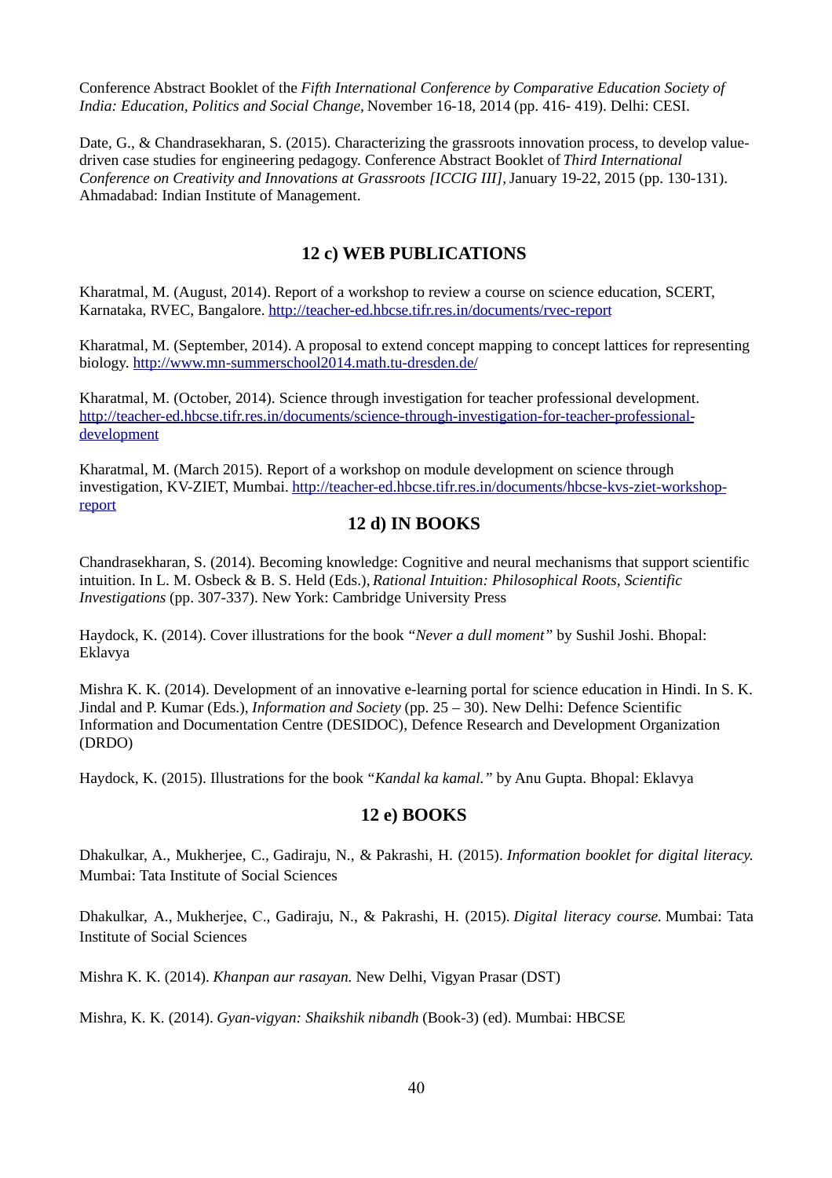Conference Abstract Booklet of the *Fifth International Conference by Comparative Education Society of India: Education, Politics and Social Change,* November 16-18, 2014 (pp. 416- 419). Delhi: CESI.

Date, G., & Chandrasekharan, S. (2015). Characterizing the grassroots innovation process, to develop value-driven case studies for engineering pedagogy. Conference Abstract Booklet of *Third International Conference on Creativity and Innovations at Grassroots [ICCIG III],* January 19-22, 2015 (pp. 130-131). Ahmadabad: Indian Institute of Management.

## 12 c) WEB PUBLICATIONS

Kharatmal, M. (August, 2014). Report of a workshop to review a course on science education, SCERT, Karnataka, RVEC, Bangalore. http://teacher-ed.hbcse.tifr.res.in/documents/rvec-report

Kharatmal, M. (September, 2014). A proposal to extend concept mapping to concept lattices for representing biology. http://www.mn-summerschool2014.math.tu-dresden.de/

Kharatmal, M. (October, 2014). Science through investigation for teacher professional development. http://teacher-ed.hbcse.tifr.res.in/documents/science-through-investigation-for-teacher-professional-development

Kharatmal, M. (March 2015). Report of a workshop on module development on science through investigation, KV-ZIET, Mumbai. http://teacher-ed.hbcse.tifr.res.in/documents/hbcse-kvs-ziet-workshop-report

## 12 d) IN BOOKS

Chandrasekharan, S. (2014). Becoming knowledge: Cognitive and neural mechanisms that support scientific intuition. In L. M. Osbeck & B. S. Held (Eds.), *Rational Intuition: Philosophical Roots, Scientific Investigations* (pp. 307-337). New York: Cambridge University Press

Haydock, K. (2014). Cover illustrations for the book *"Never a dull moment"* by Sushil Joshi. Bhopal: Eklavya

Mishra K. K. (2014). Development of an innovative e-learning portal for science education in Hindi. In S. K. Jindal and P. Kumar (Eds.), *Information and Society* (pp. 25 – 30). New Delhi: Defence Scientific Information and Documentation Centre (DESIDOC), Defence Research and Development Organization (DRDO)

Haydock, K. (2015). Illustrations for the book *"Kandal ka kamal."* by Anu Gupta. Bhopal: Eklavya

## 12 e) BOOKS

Dhakulkar, A., Mukherjee, C., Gadiraju, N., & Pakrashi, H. (2015). *Information booklet for digital literacy.* Mumbai: Tata Institute of Social Sciences

Dhakulkar, A., Mukherjee, C., Gadiraju, N., & Pakrashi, H. (2015). *Digital literacy course.* Mumbai: Tata Institute of Social Sciences

Mishra K. K. (2014). *Khanpan aur rasayan.* New Delhi, Vigyan Prasar (DST)

Mishra, K. K. (2014). *Gyan-vigyan: Shaikshik nibandh* (Book-3) (ed). Mumbai: HBCSE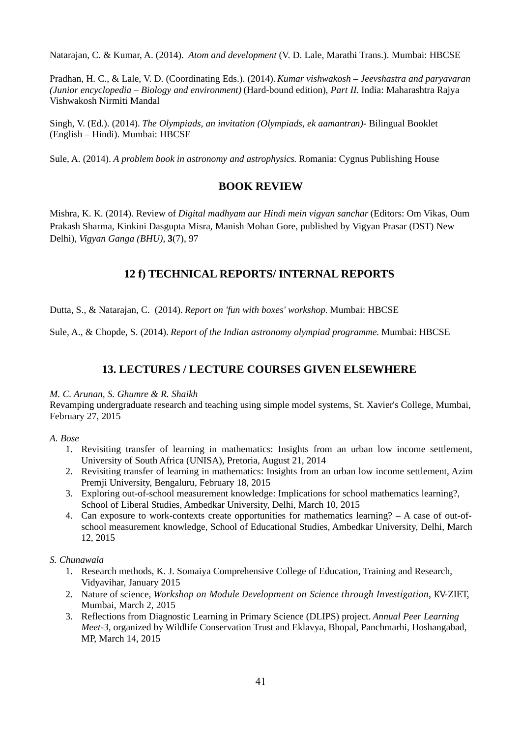Natarajan, C. & Kumar, A. (2014). *Atom and development* (V. D. Lale, Marathi Trans.). Mumbai: HBCSE

Pradhan, H. C., & Lale, V. D. (Coordinating Eds.). (2014). *Kumar vishwakosh – Jeevshastra and paryavaran (Junior encyclopedia – Biology and environment)* (Hard-bound edition)*, Part II.* India: Maharashtra Rajya Vishwakosh Nirmiti Mandal

Singh, V. (Ed.). (2014). *The Olympiads, an invitation (Olympiads, ek aamantran)*- Bilingual Booklet (English – Hindi). Mumbai: HBCSE

Sule, A. (2014). *A problem book in astronomy and astrophysics.* Romania: Cygnus Publishing House

## BOOK REVIEW

Mishra, K. K. (2014). Review of *Digital madhyam aur Hindi mein vigyan sanchar* (Editors: Om Vikas, Oum Prakash Sharma, Kinkini Dasgupta Misra, Manish Mohan Gore, published by Vigyan Prasar (DST) New Delhi), *Vigyan Ganga (BHU)*, **3**(7), 97

## 12 f) TECHNICAL REPORTS/ INTERNAL REPORTS

Dutta, S., & Natarajan, C. (2014). *Report on 'fun with boxes' workshop.* Mumbai: HBCSE

Sule, A., & Chopde, S. (2014). *Report of the Indian astronomy olympiad programme.* Mumbai: HBCSE

## 13. LECTURES / LECTURE COURSES GIVEN ELSEWHERE

*M. C. Arunan, S. Ghumre & R. Shaikh*
Revamping undergraduate research and teaching using simple model systems, St. Xavier's College, Mumbai, February 27, 2015

*A. Bose*

1. Revisiting transfer of learning in mathematics: Insights from an urban low income settlement, University of South Africa (UNISA), Pretoria, August 21, 2014
2. Revisiting transfer of learning in mathematics: Insights from an urban low income settlement, Azim Premji University, Bengaluru, February 18, 2015
3. Exploring out-of-school measurement knowledge: Implications for school mathematics learning?, School of Liberal Studies, Ambedkar University, Delhi, March 10, 2015
4. Can exposure to work-contexts create opportunities for mathematics learning? – A case of out-of-school measurement knowledge, School of Educational Studies, Ambedkar University, Delhi, March 12, 2015

*S. Chunawala*

1. Research methods, K. J. Somaiya Comprehensive College of Education, Training and Research, Vidyavihar, January 2015
2. Nature of science, *Workshop on Module Development on Science through Investigation*, KV-ZIET, Mumbai, March 2, 2015
3. Reflections from Diagnostic Learning in Primary Science (DLIPS) project. *Annual Peer Learning Meet-3*, organized by Wildlife Conservation Trust and Eklavya, Bhopal, Panchmarhi, Hoshangabad, MP, March 14, 2015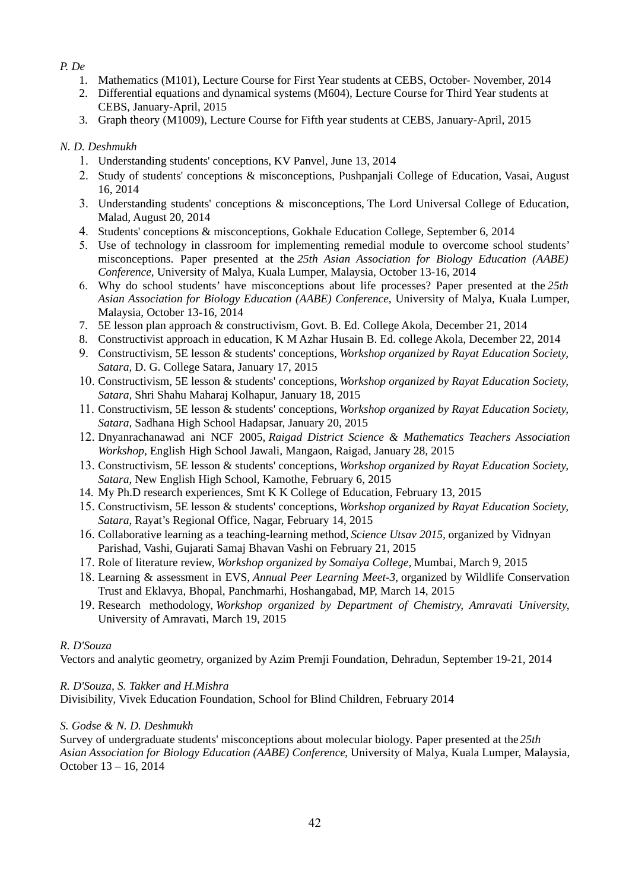*P. De*

1. Mathematics (M101), Lecture Course for First Year students at CEBS, October- November, 2014
2. Differential equations and dynamical systems (M604), Lecture Course for Third Year students at CEBS, January-April, 2015
3. Graph theory (M1009), Lecture Course for Fifth year students at CEBS, January-April, 2015

*N. D. Deshmukh*

1. Understanding students' conceptions, KV Panvel, June 13, 2014
2. Study of students' conceptions & misconceptions, Pushpanjali College of Education, Vasai, August 16, 2014
3. Understanding students' conceptions & misconceptions, The Lord Universal College of Education, Malad, August 20, 2014
4. Students' conceptions & misconceptions, Gokhale Education College, September 6, 2014
5. Use of technology in classroom for implementing remedial module to overcome school students' misconceptions. Paper presented at the *25th Asian Association for Biology Education (AABE) Conference*, University of Malya, Kuala Lumper, Malaysia, October 13-16, 2014
6. Why do school students' have misconceptions about life processes? Paper presented at the *25th Asian Association for Biology Education (AABE) Conference*, University of Malya, Kuala Lumper, Malaysia, October 13-16, 2014
7. 5E lesson plan approach & constructivism, Govt. B. Ed. College Akola, December 21, 2014
8. Constructivist approach in education, K M Azhar Husain B. Ed. college Akola, December 22, 2014
9. Constructivism, 5E lesson & students' conceptions, *Workshop organized by Rayat Education Society, Satara*, D. G. College Satara, January 17, 2015
10. Constructivism, 5E lesson & students' conceptions, *Workshop organized by Rayat Education Society, Satara*, Shri Shahu Maharaj Kolhapur, January 18, 2015
11. Constructivism, 5E lesson & students' conceptions, *Workshop organized by Rayat Education Society, Satara*, Sadhana High School Hadapsar, January 20, 2015
12. Dnyanrachanawad ani NCF 2005, *Raigad District Science & Mathematics Teachers Association Workshop*, English High School Jawali, Mangaon, Raigad, January 28, 2015
13. Constructivism, 5E lesson & students' conceptions, *Workshop organized by Rayat Education Society, Satara*, New English High School, Kamothe, February 6, 2015
14. My Ph.D research experiences, Smt K K College of Education, February 13, 2015
15. Constructivism, 5E lesson & students' conceptions, *Workshop organized by Rayat Education Society, Satara*, Rayat's Regional Office, Nagar, February 14, 2015
16. Collaborative learning as a teaching-learning method, *Science Utsav 2015*, organized by Vidnyan Parishad, Vashi, Gujarati Samaj Bhavan Vashi on February 21, 2015
17. Role of literature review, *Workshop organized by Somaiya College*, Mumbai, March 9, 2015
18. Learning & assessment in EVS, *Annual Peer Learning Meet-3*, organized by Wildlife Conservation Trust and Eklavya, Bhopal, Panchmarhi, Hoshangabad, MP, March 14, 2015
19. Research methodology, *Workshop organized by Department of Chemistry, Amravati University*, University of Amravati, March 19, 2015

*R. D'Souza*

Vectors and analytic geometry, organized by Azim Premji Foundation, Dehradun, September 19-21, 2014

*R. D'Souza, S. Takker and H.Mishra*

Divisibility, Vivek Education Foundation, School for Blind Children, February 2014

*S. Godse & N. D. Deshmukh*

Survey of undergraduate students' misconceptions about molecular biology. Paper presented at the *25th Asian Association for Biology Education (AABE) Conference*, University of Malya, Kuala Lumper, Malaysia, October 13 – 16, 2014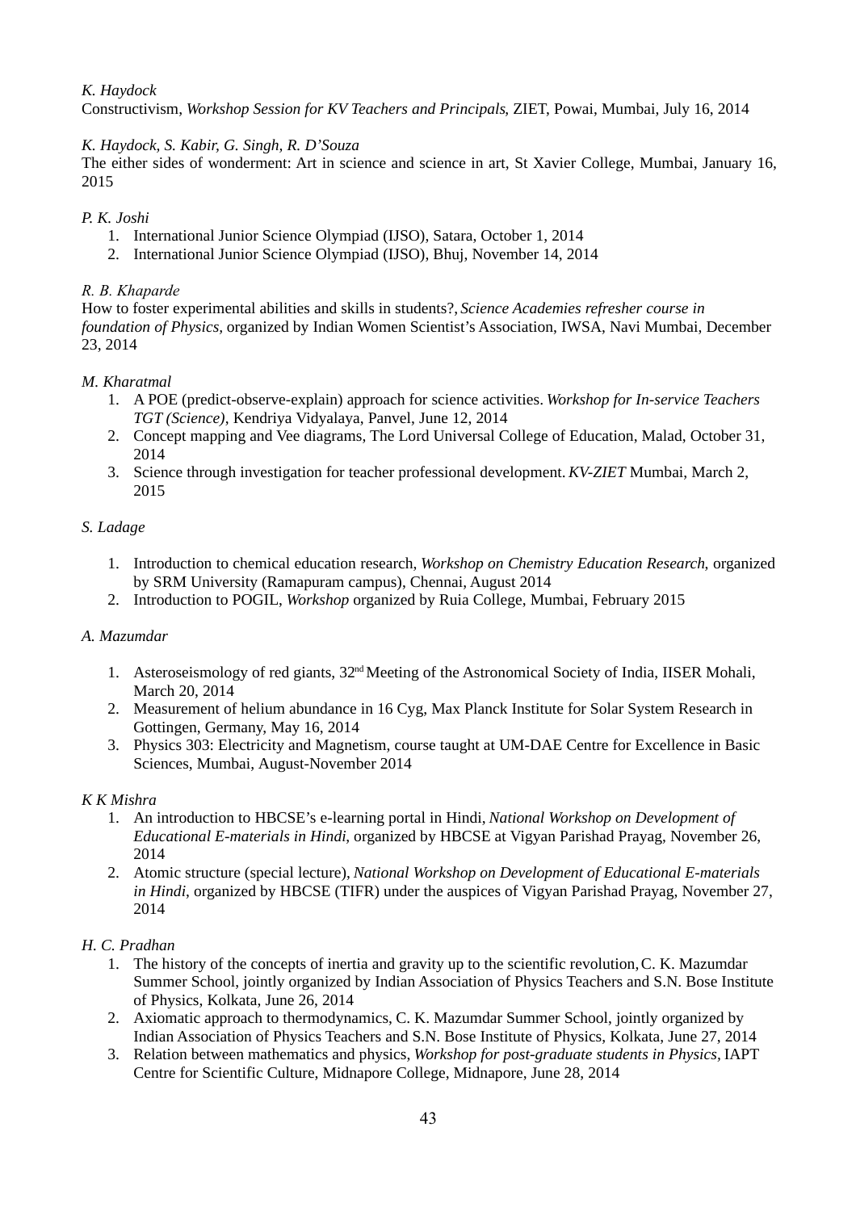*K. Haydock*
Constructivism, *Workshop Session for KV Teachers and Principals*, ZIET, Powai, Mumbai, July 16, 2014

*K. Haydock, S. Kabir, G. Singh, R. D'Souza*
The either sides of wonderment: Art in science and science in art, St Xavier College, Mumbai, January 16, 2015

*P. K. Joshi*

1. International Junior Science Olympiad (IJSO), Satara, October 1, 2014
2. International Junior Science Olympiad (IJSO), Bhuj, November 14, 2014

*R. B. Khaparde*
How to foster experimental abilities and skills in students?, *Science Academies refresher course in foundation of Physics,* organized by Indian Women Scientist's Association, IWSA, Navi Mumbai, December 23, 2014

*M. Kharatmal*

1. A POE (predict-observe-explain) approach for science activities. *Workshop for In-service Teachers TGT (Science)*, Kendriya Vidyalaya, Panvel, June 12, 2014
2. Concept mapping and Vee diagrams, The Lord Universal College of Education, Malad, October 31, 2014
3. Science through investigation for teacher professional development. *KV-ZIET* Mumbai, March 2, 2015

*S. Ladage*

1. Introduction to chemical education research, *Workshop on Chemistry Education Research*, organized by SRM University (Ramapuram campus), Chennai, August 2014
2. Introduction to POGIL, *Workshop* organized by Ruia College, Mumbai, February 2015

*A. Mazumdar*

1. Asteroseismology of red giants, 32nd Meeting of the Astronomical Society of India, IISER Mohali, March 20, 2014
2. Measurement of helium abundance in 16 Cyg, Max Planck Institute for Solar System Research in Gottingen, Germany, May 16, 2014
3. Physics 303: Electricity and Magnetism, course taught at UM-DAE Centre for Excellence in Basic Sciences, Mumbai, August-November 2014

*K K Mishra*

1. An introduction to HBCSE's e-learning portal in Hindi, *National Workshop on Development of Educational E-materials in Hindi*, organized by HBCSE at Vigyan Parishad Prayag, November 26, 2014
2. Atomic structure (special lecture), *National Workshop on Development of Educational E-materials in Hindi*, organized by HBCSE (TIFR) under the auspices of Vigyan Parishad Prayag, November 27, 2014

*H. C. Pradhan*

1. The history of the concepts of inertia and gravity up to the scientific revolution, C. K. Mazumdar Summer School, jointly organized by Indian Association of Physics Teachers and S.N. Bose Institute of Physics, Kolkata, June 26, 2014
2. Axiomatic approach to thermodynamics, C. K. Mazumdar Summer School, jointly organized by Indian Association of Physics Teachers and S.N. Bose Institute of Physics, Kolkata, June 27, 2014
3. Relation between mathematics and physics, *Workshop for post-graduate students in Physics,* IAPT Centre for Scientific Culture, Midnapore College, Midnapore, June 28, 2014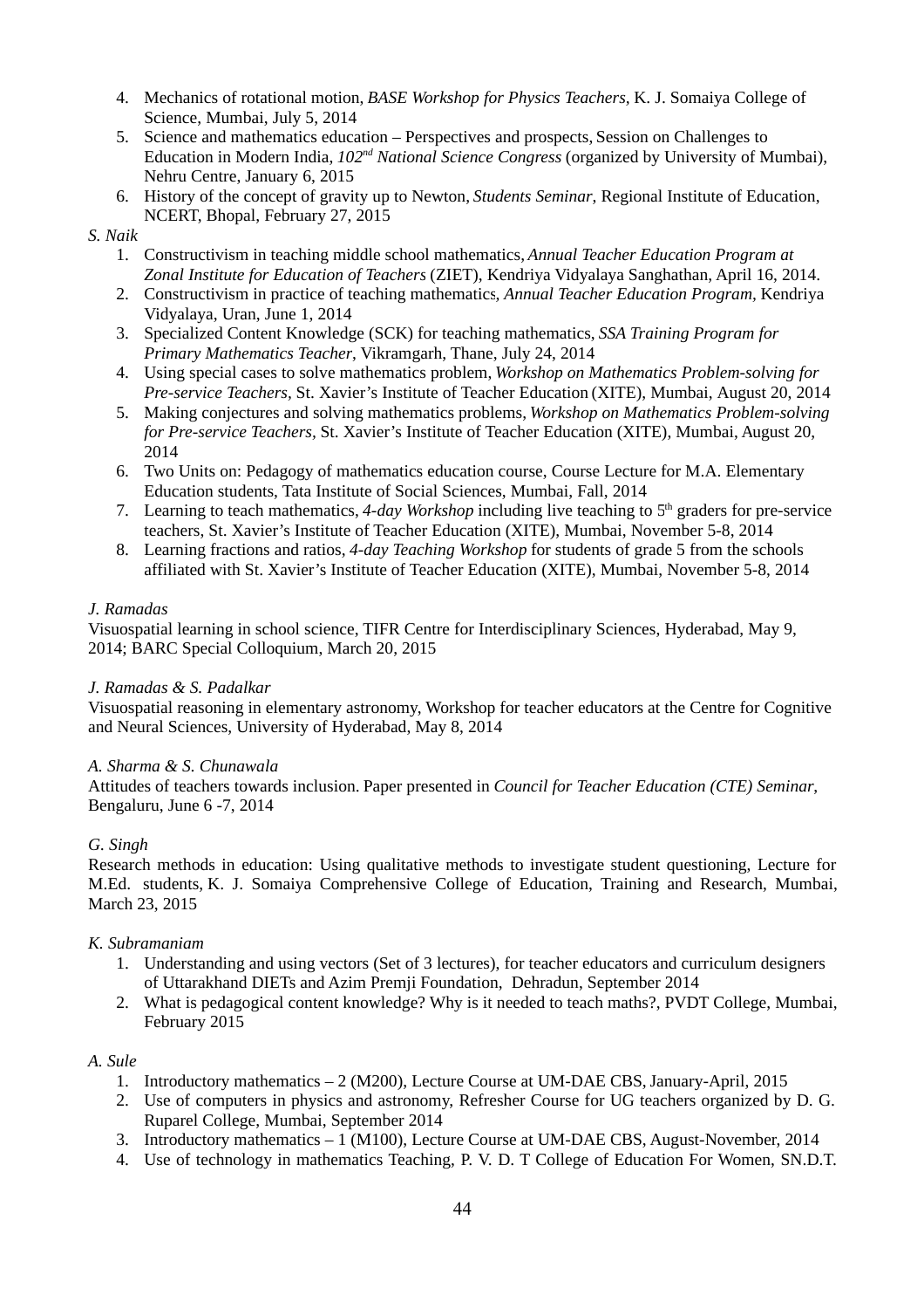4. Mechanics of rotational motion, *BASE Workshop for Physics Teachers*, K. J. Somaiya College of Science, Mumbai, July 5, 2014
5. Science and mathematics education – Perspectives and prospects, Session on Challenges to Education in Modern India, *102nd National Science Congress* (organized by University of Mumbai), Nehru Centre, January 6, 2015
6. History of the concept of gravity up to Newton, *Students Seminar*, Regional Institute of Education, NCERT, Bhopal, February 27, 2015

*S. Naik*

1. Constructivism in teaching middle school mathematics, *Annual Teacher Education Program at Zonal Institute for Education of Teachers* (ZIET), Kendriya Vidyalaya Sanghathan, April 16, 2014.
2. Constructivism in practice of teaching mathematics, *Annual Teacher Education Program,* Kendriya Vidyalaya, Uran, June 1, 2014
3. Specialized Content Knowledge (SCK) for teaching mathematics, *SSA Training Program for Primary Mathematics Teacher,* Vikramgarh, Thane, July 24, 2014
4. Using special cases to solve mathematics problem, *Workshop on Mathematics Problem-solving for Pre-service Teachers,* St. Xavier's Institute of Teacher Education (XITE), Mumbai, August 20, 2014
5. Making conjectures and solving mathematics problems, *Workshop on Mathematics Problem-solving for Pre-service Teachers,* St. Xavier's Institute of Teacher Education (XITE), Mumbai, August 20, 2014
6. Two Units on: Pedagogy of mathematics education course, Course Lecture for M.A. Elementary Education students, Tata Institute of Social Sciences, Mumbai, Fall, 2014
7. Learning to teach mathematics, *4-day Workshop* including live teaching to 5th graders for pre-service teachers, St. Xavier's Institute of Teacher Education (XITE), Mumbai, November 5-8, 2014
8. Learning fractions and ratios, *4-day Teaching Workshop* for students of grade 5 from the schools affiliated with St. Xavier's Institute of Teacher Education (XITE), Mumbai, November 5-8, 2014

*J. Ramadas*

Visuospatial learning in school science, TIFR Centre for Interdisciplinary Sciences, Hyderabad, May 9, 2014; BARC Special Colloquium, March 20, 2015

*J. Ramadas & S. Padalkar*

Visuospatial reasoning in elementary astronomy, Workshop for teacher educators at the Centre for Cognitive and Neural Sciences, University of Hyderabad, May 8, 2014

*A. Sharma & S. Chunawala*

Attitudes of teachers towards inclusion. Paper presented in *Council for Teacher Education (CTE) Seminar*, Bengaluru, June 6 -7, 2014

*G. Singh*

Research methods in education: Using qualitative methods to investigate student questioning, Lecture for M.Ed. students, K. J. Somaiya Comprehensive College of Education, Training and Research, Mumbai, March 23, 2015

*K. Subramaniam*

1. Understanding and using vectors (Set of 3 lectures), for teacher educators and curriculum designers of Uttarakhand DIETs and Azim Premji Foundation, Dehradun, September 2014
2. What is pedagogical content knowledge? Why is it needed to teach maths?, PVDT College, Mumbai, February 2015

*A. Sule*

1. Introductory mathematics – 2 (M200), Lecture Course at UM-DAE CBS, January-April, 2015
2. Use of computers in physics and astronomy, Refresher Course for UG teachers organized by D. G. Ruparel College, Mumbai, September 2014
3. Introductory mathematics – 1 (M100), Lecture Course at UM-DAE CBS, August-November, 2014
4. Use of technology in mathematics Teaching, P. V. D. T College of Education For Women, SN.D.T.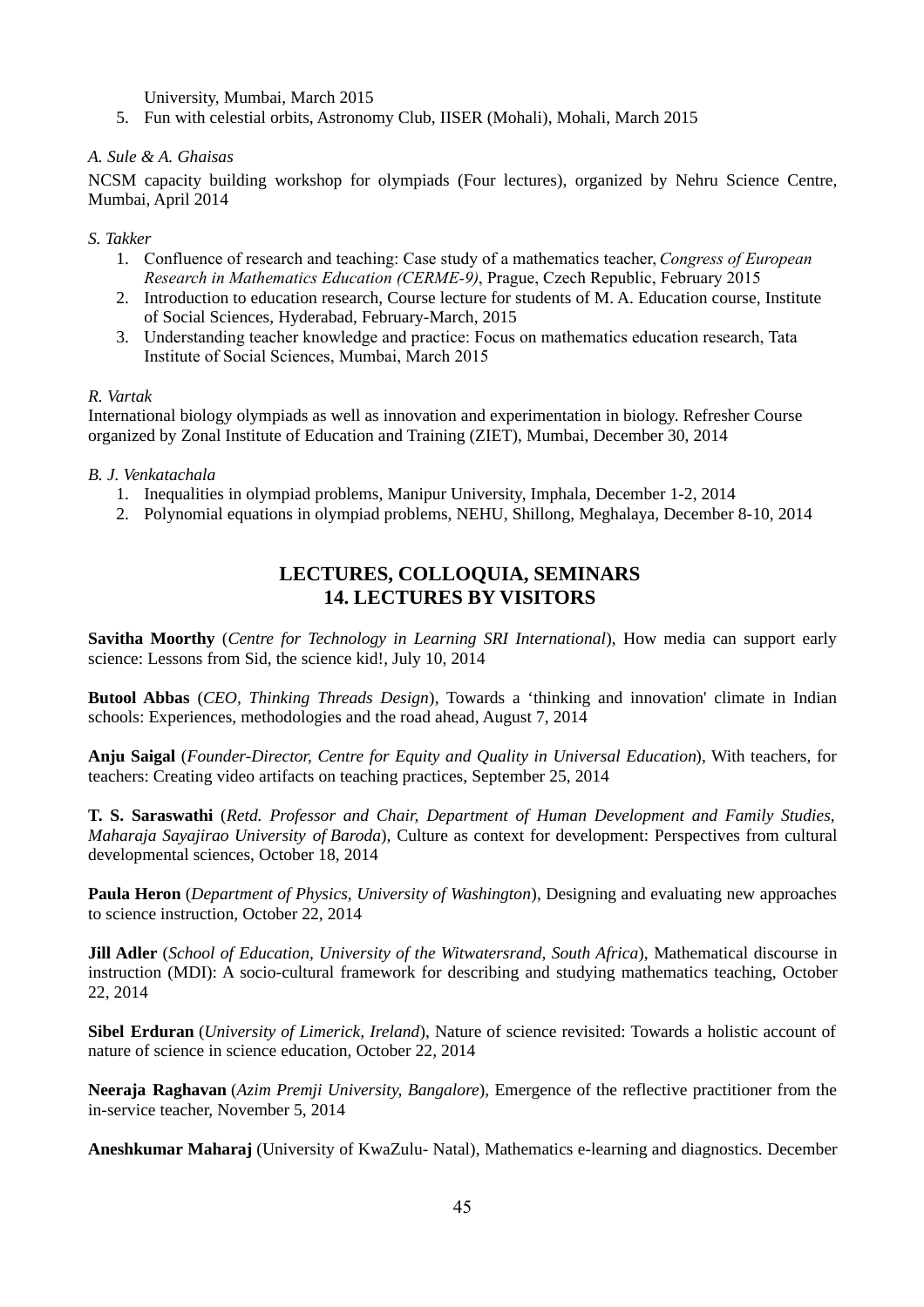University, Mumbai, March 2015

5. Fun with celestial orbits, Astronomy Club, IISER (Mohali), Mohali, March 2015

*A. Sule & A. Ghaisas*

NCSM capacity building workshop for olympiads (Four lectures), organized by Nehru Science Centre, Mumbai, April 2014

*S. Takker*

1. Confluence of research and teaching: Case study of a mathematics teacher, *Congress of European Research in Mathematics Education (CERME-9)*, Prague, Czech Republic, February 2015
2. Introduction to education research, Course lecture for students of M. A. Education course, Institute of Social Sciences, Hyderabad, February-March, 2015
3. Understanding teacher knowledge and practice: Focus on mathematics education research, Tata Institute of Social Sciences, Mumbai, March 2015

*R. Vartak*

International biology olympiads as well as innovation and experimentation in biology. Refresher Course organized by Zonal Institute of Education and Training (ZIET), Mumbai, December 30, 2014

*B. J. Venkatachala*

1. Inequalities in olympiad problems, Manipur University, Imphala, December 1-2, 2014
2. Polynomial equations in olympiad problems, NEHU, Shillong, Meghalaya, December 8-10, 2014

## LECTURES, COLLOQUIA, SEMINARS

## 14. LECTURES BY VISITORS

**Savitha Moorthy** (*Centre for Technology in Learning SRI International*), How media can support early science: Lessons from Sid, the science kid!, July 10, 2014

**Butool Abbas** (*CEO, Thinking Threads Design*), Towards a 'thinking and innovation' climate in Indian schools: Experiences, methodologies and the road ahead, August 7, 2014

**Anju Saigal** (*Founder-Director, Centre for Equity and Quality in Universal Education*), With teachers, for teachers: Creating video artifacts on teaching practices, September 25, 2014

**T. S. Saraswathi** (*Retd. Professor and Chair, Department of Human Development and Family Studies, Maharaja Sayajirao University of Baroda*), Culture as context for development: Perspectives from cultural developmental sciences, October 18, 2014

**Paula Heron** (*Department of Physics, University of Washington*), Designing and evaluating new approaches to science instruction, October 22, 2014

**Jill Adler** (*School of Education, University of the Witwatersrand, South Africa*), Mathematical discourse in instruction (MDI): A socio-cultural framework for describing and studying mathematics teaching, October 22, 2014

**Sibel Erduran** (*University of Limerick, Ireland*), Nature of science revisited: Towards a holistic account of nature of science in science education, October 22, 2014

**Neeraja Raghavan** (*Azim Premji University, Bangalore*), Emergence of the reflective practitioner from the in-service teacher, November 5, 2014

**Aneshkumar Maharaj** (University of KwaZulu- Natal), Mathematics e-learning and diagnostics. December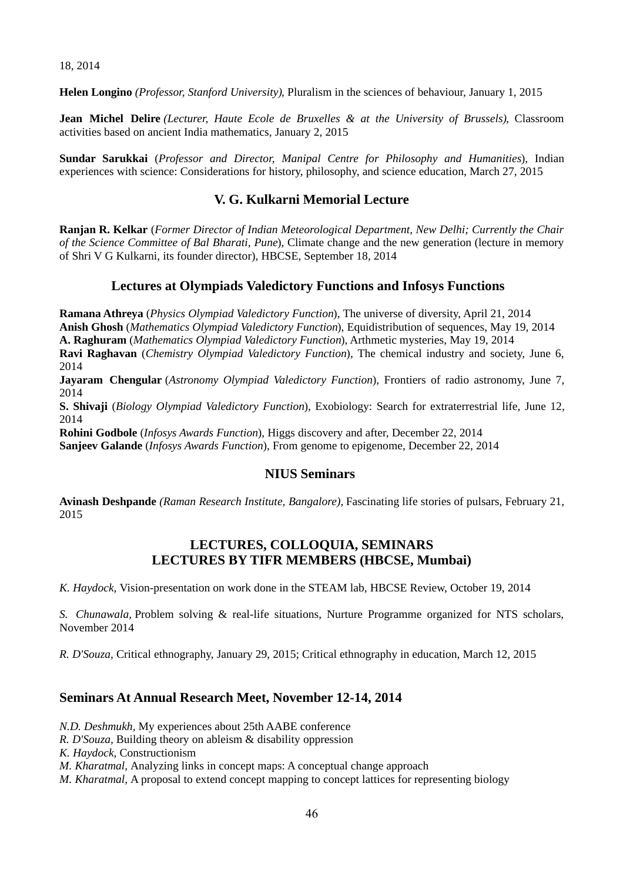18, 2014

**Helen Longino** *(Professor, Stanford University)*, Pluralism in the sciences of behaviour, January 1, 2015

**Jean Michel Delire** *(Lecturer, Haute Ecole de Bruxelles & at the University of Brussels)*, Classroom activities based on ancient India mathematics, January 2, 2015

**Sundar Sarukkai** (*Professor and Director, Manipal Centre for Philosophy and Humanities*), Indian experiences with science: Considerations for history, philosophy, and science education, March 27, 2015

## V. G. Kulkarni Memorial Lecture

**Ranjan R. Kelkar** (*Former Director of Indian Meteorological Department, New Delhi; Currently the Chair of the Science Committee of Bal Bharati, Pune*), Climate change and the new generation (lecture in memory of Shri V G Kulkarni, its founder director), HBCSE, September 18, 2014

## Lectures at Olympiads Valedictory Functions and Infosys Functions

**Ramana Athreya** (*Physics Olympiad Valedictory Function*), The universe of diversity, April 21, 2014
**Anish Ghosh** (*Mathematics Olympiad Valedictory Function*), Equidistribution of sequences, May 19, 2014
**A. Raghuram** (*Mathematics Olympiad Valedictory Function*), Arthmetic mysteries, May 19, 2014
**Ravi Raghavan** (*Chemistry Olympiad Valedictory Function*), The chemical industry and society, June 6, 2014
**Jayaram Chengular** (*Astronomy Olympiad Valedictory Function*), Frontiers of radio astronomy, June 7, 2014
**S. Shivaji** (*Biology Olympiad Valedictory Function*), Exobiology: Search for extraterrestrial life, June 12, 2014
**Rohini Godbole** (*Infosys Awards Function*), Higgs discovery and after, December 22, 2014
**Sanjeev Galande** (*Infosys Awards Function*), From genome to epigenome, December 22, 2014

## NIUS Seminars

**Avinash Deshpande** *(Raman Research Institute, Bangalore)*, Fascinating life stories of pulsars, February 21, 2015

## LECTURES, COLLOQUIA, SEMINARS
## LECTURES BY TIFR MEMBERS (HBCSE, Mumbai)

*K. Haydock*, Vision-presentation on work done in the STEAM lab, HBCSE Review, October 19, 2014

*S. Chunawala*, Problem solving & real-life situations, Nurture Programme organized for NTS scholars, November 2014

*R. D'Souza*, Critical ethnography, January 29, 2015; Critical ethnography in education, March 12, 2015

## Seminars At Annual Research Meet, November 12-14, 2014

*N.D. Deshmukh*, My experiences about 25th AABE conference
*R. D'Souza*, Building theory on ableism & disability oppression
*K. Haydock*, Constructionism
*M. Kharatmal*, Analyzing links in concept maps: A conceptual change approach
*M. Kharatmal*, A proposal to extend concept mapping to concept lattices for representing biology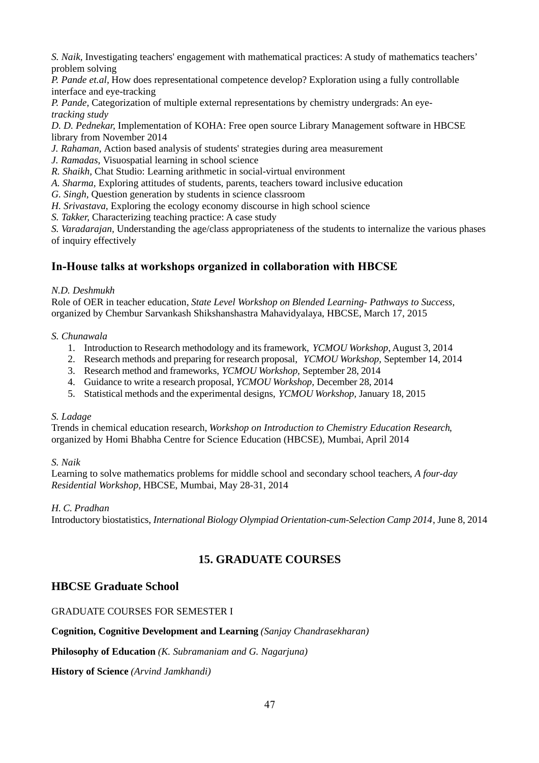*S. Naik*, Investigating teachers' engagement with mathematical practices: A study of mathematics teachers' problem solving

*P. Pande et.al*, How does representational competence develop? Exploration using a fully controllable interface and eye-tracking

*P. Pande,* Categorization of multiple external representations by chemistry undergrads: An eye-*tracking study*

*D. D. Pednekar,* Implementation of KOHA: Free open source Library Management software in HBCSE library from November 2014

*J. Rahaman,* Action based analysis of students' strategies during area measurement

*J. Ramadas,* Visuospatial learning in school science

*R. Shaikh,* Chat Studio: Learning arithmetic in social-virtual environment

*A. Sharma,* Exploring attitudes of students, parents, teachers toward inclusive education

*G. Singh,* Question generation by students in science classroom

*H. Srivastava,* Exploring the ecology economy discourse in high school science

*S. Takker,* Characterizing teaching practice: A case study

*S. Varadarajan,* Understanding the age/class appropriateness of the students to internalize the various phases of inquiry effectively

## In-House talks at workshops organized in collaboration with HBCSE

*N.D. Deshmukh*

Role of OER in teacher education, *State Level Workshop on Blended Learning- Pathways to Success,* organized by Chembur Sarvankash Shikshanshastra Mahavidyalaya, HBCSE, March 17, 2015

*S. Chunawala*

1. Introduction to Research methodology and its framework, *YCMOU Workshop,* August 3, 2014
2. Research methods and preparing for research proposal, *YCMOU Workshop,* September 14, 2014
3. Research method and frameworks, *YCMOU Workshop,* September 28, 2014
4. Guidance to write a research proposal, *YCMOU Workshop,* December 28, 2014
5. Statistical methods and the experimental designs, *YCMOU Workshop,* January 18, 2015

*S. Ladage*

Trends in chemical education research, *Workshop on Introduction to Chemistry Education Research*, organized by Homi Bhabha Centre for Science Education (HBCSE), Mumbai, April 2014

*S. Naik*

Learning to solve mathematics problems for middle school and secondary school teachers, *A four-day Residential Workshop,* HBCSE, Mumbai, May 28-31, 2014

*H. C. Pradhan*

Introductory biostatistics, *International Biology Olympiad Orientation-cum-Selection Camp 2014*, June 8, 2014

# 15. GRADUATE COURSES

## HBCSE Graduate School

GRADUATE COURSES FOR SEMESTER I

**Cognition, Cognitive Development and Learning** *(Sanjay Chandrasekharan)*

**Philosophy of Education** *(K. Subramaniam and G. Nagarjuna)*

**History of Science** *(Arvind Jamkhandi)*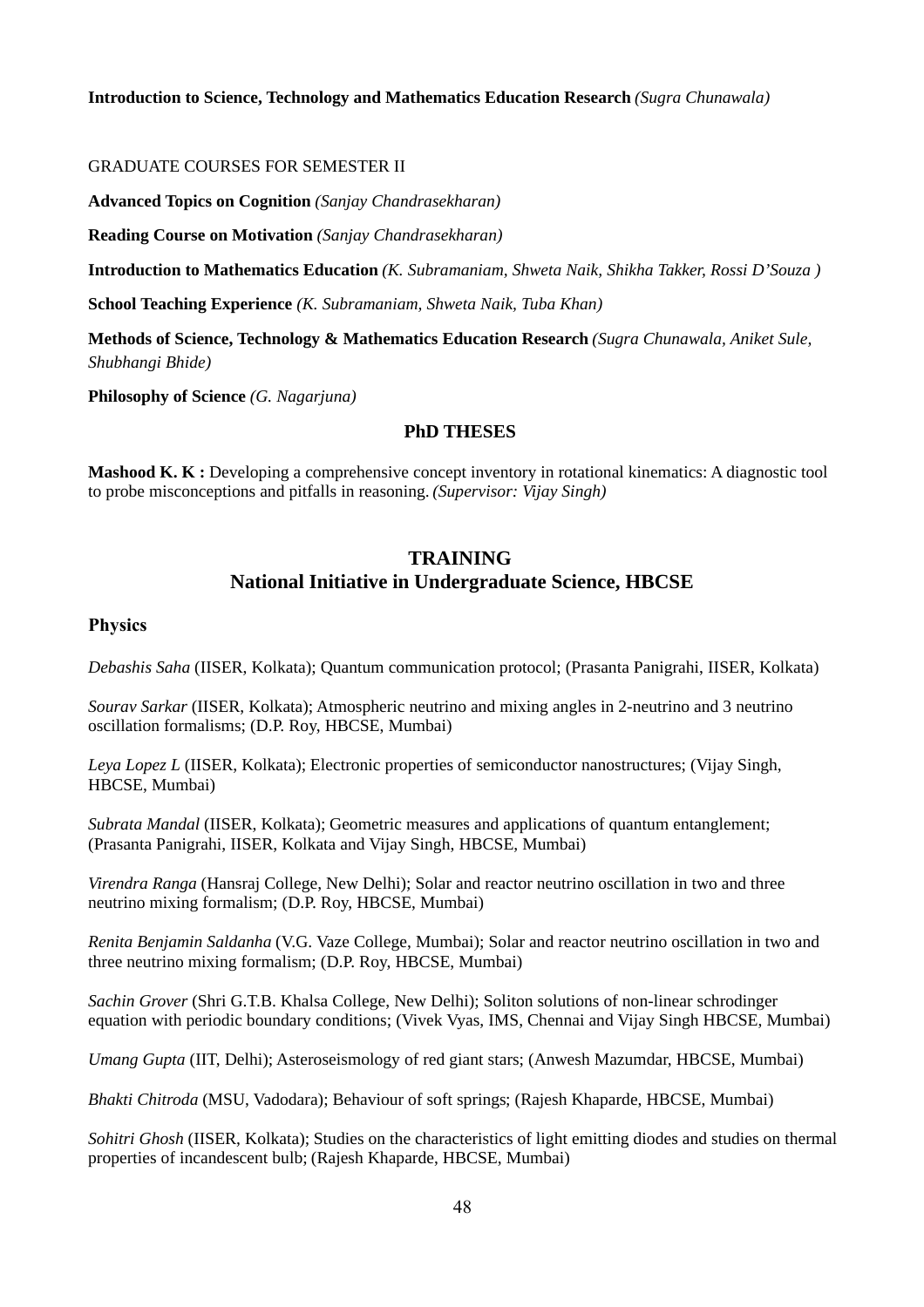**Introduction to Science, Technology and Mathematics Education Research** *(Sugra Chunawala)*

GRADUATE COURSES FOR SEMESTER II

**Advanced Topics on Cognition** *(Sanjay Chandrasekharan)*

**Reading Course on Motivation** *(Sanjay Chandrasekharan)*

**Introduction to Mathematics Education** *(K. Subramaniam, Shweta Naik, Shikha Takker, Rossi D'Souza )*

**School Teaching Experience** *(K. Subramaniam, Shweta Naik, Tuba Khan)*

**Methods of Science, Technology & Mathematics Education Research** *(Sugra Chunawala, Aniket Sule, Shubhangi Bhide)*

**Philosophy of Science** *(G. Nagarjuna)*

## PhD THESES

**Mashood K. K :** Developing a comprehensive concept inventory in rotational kinematics: A diagnostic tool to probe misconceptions and pitfalls in reasoning. *(Supervisor: Vijay Singh)*

## TRAINING
## National Initiative in Undergraduate Science, HBCSE

### Physics

*Debashis Saha* (IISER, Kolkata); Quantum communication protocol; (Prasanta Panigrahi, IISER, Kolkata)

*Sourav Sarkar* (IISER, Kolkata); Atmospheric neutrino and mixing angles in 2-neutrino and 3 neutrino oscillation formalisms; (D.P. Roy, HBCSE, Mumbai)

*Leya Lopez L* (IISER, Kolkata); Electronic properties of semiconductor nanostructures; (Vijay Singh, HBCSE, Mumbai)

*Subrata Mandal* (IISER, Kolkata); Geometric measures and applications of quantum entanglement; (Prasanta Panigrahi, IISER, Kolkata and Vijay Singh, HBCSE, Mumbai)

*Virendra Ranga* (Hansraj College, New Delhi); Solar and reactor neutrino oscillation in two and three neutrino mixing formalism; (D.P. Roy, HBCSE, Mumbai)

*Renita Benjamin Saldanha* (V.G. Vaze College, Mumbai); Solar and reactor neutrino oscillation in two and three neutrino mixing formalism; (D.P. Roy, HBCSE, Mumbai)

*Sachin Grover* (Shri G.T.B. Khalsa College, New Delhi); Soliton solutions of non-linear schrodinger equation with periodic boundary conditions; (Vivek Vyas, IMS, Chennai and Vijay Singh HBCSE, Mumbai)

*Umang Gupta* (IIT, Delhi); Asteroseismology of red giant stars; (Anwesh Mazumdar, HBCSE, Mumbai)

*Bhakti Chitroda* (MSU, Vadodara); Behaviour of soft springs; (Rajesh Khaparde, HBCSE, Mumbai)

*Sohitri Ghosh* (IISER, Kolkata); Studies on the characteristics of light emitting diodes and studies on thermal properties of incandescent bulb; (Rajesh Khaparde, HBCSE, Mumbai)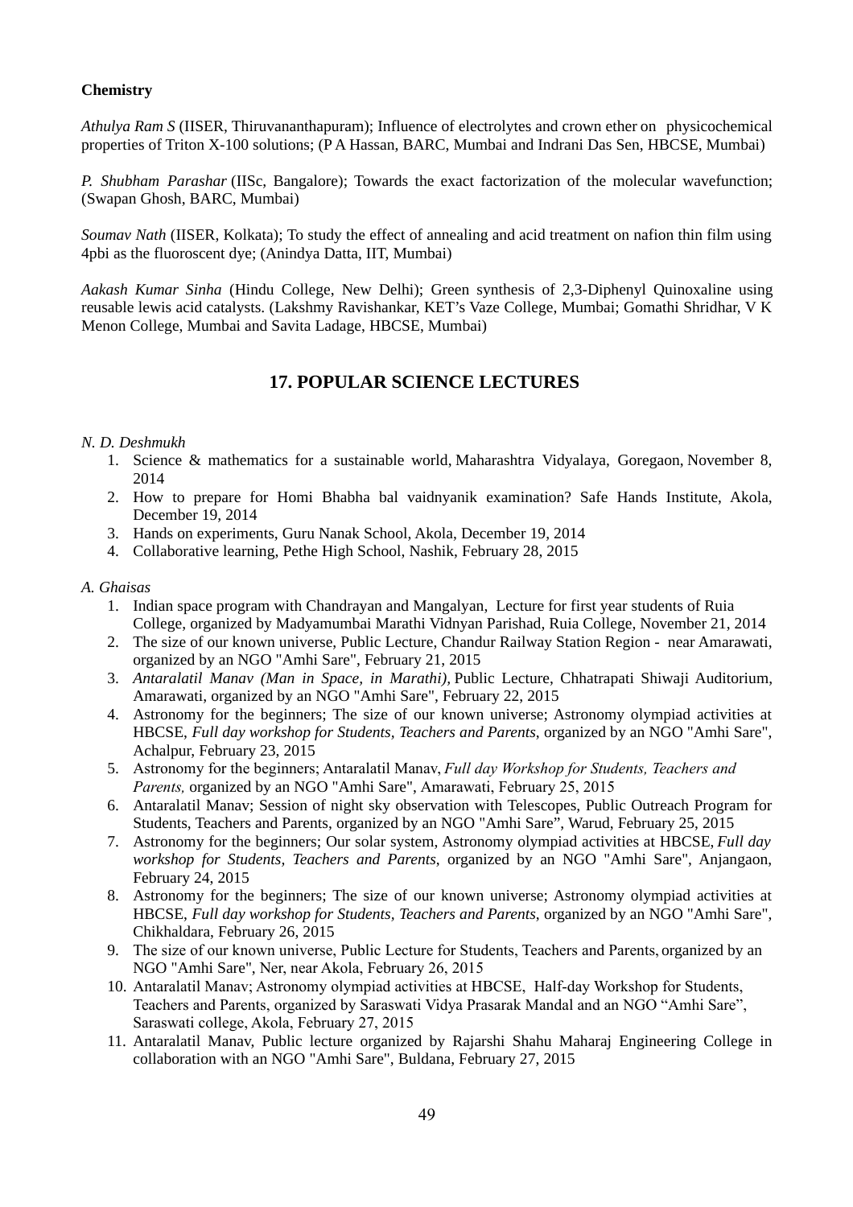**Chemistry**

*Athulya Ram S* (IISER, Thiruvananthapuram); Influence of electrolytes and crown ether on physicochemical properties of Triton X-100 solutions; (P A Hassan, BARC, Mumbai and Indrani Das Sen, HBCSE, Mumbai)

*P. Shubham Parashar* (IISc, Bangalore); Towards the exact factorization of the molecular wavefunction; (Swapan Ghosh, BARC, Mumbai)

*Soumav Nath* (IISER, Kolkata); To study the effect of annealing and acid treatment on nafion thin film using 4pbi as the fluoroscent dye; (Anindya Datta, IIT, Mumbai)

*Aakash Kumar Sinha* (Hindu College, New Delhi); Green synthesis of 2,3-Diphenyl Quinoxaline using reusable lewis acid catalysts. (Lakshmy Ravishankar, KET's Vaze College, Mumbai; Gomathi Shridhar, V K Menon College, Mumbai and Savita Ladage, HBCSE, Mumbai)

## 17. POPULAR SCIENCE LECTURES

*N. D. Deshmukh*

1. Science & mathematics for a sustainable world, Maharashtra Vidyalaya, Goregaon, November 8, 2014
2. How to prepare for Homi Bhabha bal vaidnyanik examination? Safe Hands Institute, Akola, December 19, 2014
3. Hands on experiments, Guru Nanak School, Akola, December 19, 2014
4. Collaborative learning, Pethe High School, Nashik, February 28, 2015

*A. Ghaisas*

1. Indian space program with Chandrayan and Mangalyan, Lecture for first year students of Ruia College, organized by Madyamumbai Marathi Vidnyan Parishad, Ruia College, November 21, 2014
2. The size of our known universe, Public Lecture, Chandur Railway Station Region - near Amarawati, organized by an NGO "Amhi Sare", February 21, 2015
3. *Antaralatil Manav (Man in Space, in Marathi),* Public Lecture, Chhatrapati Shiwaji Auditorium, Amarawati, organized by an NGO "Amhi Sare", February 22, 2015
4. Astronomy for the beginners; The size of our known universe; Astronomy olympiad activities at HBCSE, *Full day workshop for Students, Teachers and Parents*, organized by an NGO "Amhi Sare", Achalpur, February 23, 2015
5. Astronomy for the beginners; Antaralatil Manav, *Full day Workshop for Students, Teachers and Parents,* organized by an NGO "Amhi Sare", Amarawati, February 25, 2015
6. Antaralatil Manav; Session of night sky observation with Telescopes, Public Outreach Program for Students, Teachers and Parents, organized by an NGO "Amhi Sare", Warud, February 25, 2015
7. Astronomy for the beginners; Our solar system, Astronomy olympiad activities at HBCSE, *Full day workshop for Students, Teachers and Parents*, organized by an NGO "Amhi Sare", Anjangaon, February 24, 2015
8. Astronomy for the beginners; The size of our known universe; Astronomy olympiad activities at HBCSE, *Full day workshop for Students, Teachers and Parents*, organized by an NGO "Amhi Sare", Chikhaldara, February 26, 2015
9. The size of our known universe, Public Lecture for Students, Teachers and Parents, organized by an NGO "Amhi Sare", Ner, near Akola, February 26, 2015
10. Antaralatil Manav; Astronomy olympiad activities at HBCSE, Half-day Workshop for Students, Teachers and Parents, organized by Saraswati Vidya Prasarak Mandal and an NGO "Amhi Sare", Saraswati college, Akola, February 27, 2015
11. Antaralatil Manav, Public lecture organized by Rajarshi Shahu Maharaj Engineering College in collaboration with an NGO "Amhi Sare", Buldana, February 27, 2015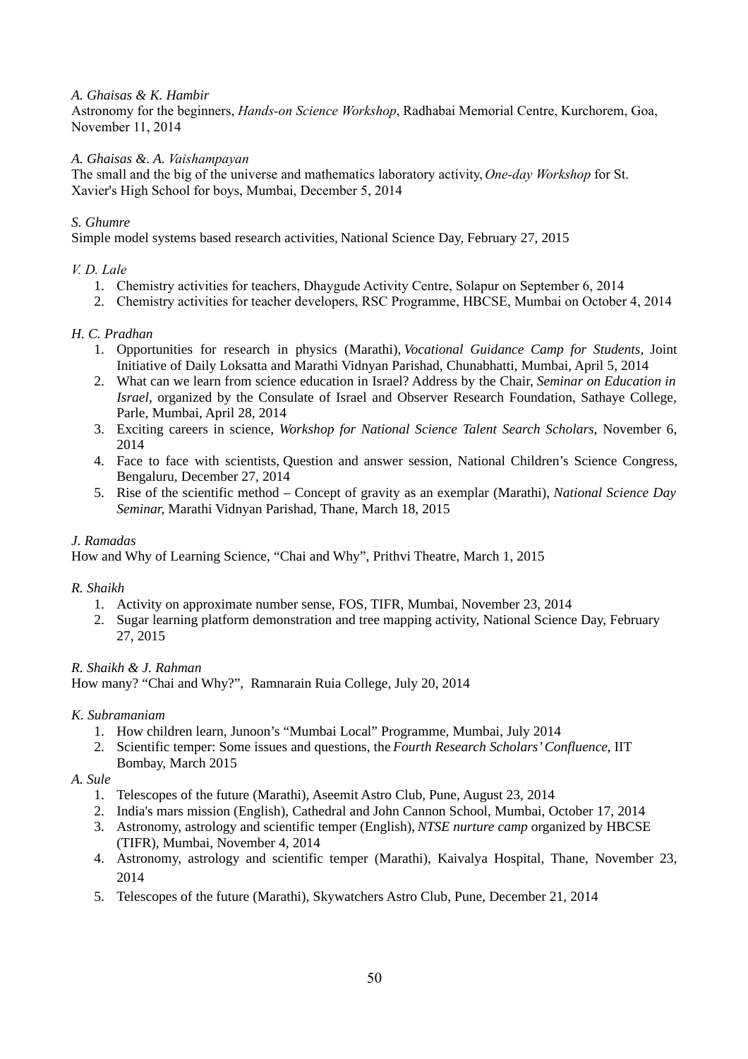*A. Ghaisas & K. Hambir*
Astronomy for the beginners, *Hands-on Science Workshop*, Radhabai Memorial Centre, Kurchorem, Goa, November 11, 2014

*A. Ghaisas &. A. Vaishampayan*
The small and the big of the universe and mathematics laboratory activity, *One-day Workshop* for St. Xavier's High School for boys, Mumbai, December 5, 2014

*S. Ghumre*
Simple model systems based research activities, National Science Day, February 27, 2015

*V. D. Lale*

1. Chemistry activities for teachers, Dhaygude Activity Centre, Solapur on September 6, 2014
2. Chemistry activities for teacher developers, RSC Programme, HBCSE, Mumbai on October 4, 2014

*H. C. Pradhan*

1. Opportunities for research in physics (Marathi), *Vocational Guidance Camp for Students*, Joint Initiative of Daily Loksatta and Marathi Vidnyan Parishad, Chunabhatti, Mumbai, April 5, 2014
2. What can we learn from science education in Israel? Address by the Chair, *Seminar on Education in Israel*, organized by the Consulate of Israel and Observer Research Foundation, Sathaye College, Parle, Mumbai, April 28, 2014
3. Exciting careers in science, *Workshop for National Science Talent Search Scholars*, November 6, 2014
4. Face to face with scientists, Question and answer session, National Children's Science Congress, Bengaluru, December 27, 2014
5. Rise of the scientific method – Concept of gravity as an exemplar (Marathi), *National Science Day Seminar,* Marathi Vidnyan Parishad, Thane, March 18, 2015

*J. Ramadas*
How and Why of Learning Science, "Chai and Why", Prithvi Theatre, March 1, 2015

*R. Shaikh*

1. Activity on approximate number sense, FOS, TIFR, Mumbai, November 23, 2014
2. Sugar learning platform demonstration and tree mapping activity, National Science Day, February 27, 2015

*R. Shaikh & J. Rahman*
How many? "Chai and Why?", Ramnarain Ruia College, July 20, 2014

*K. Subramaniam*

1. How children learn, Junoon's "Mumbai Local" Programme, Mumbai, July 2014
2. Scientific temper: Some issues and questions, the *Fourth Research Scholars' Confluence,* IIT Bombay, March 2015

*A. Sule*

1. Telescopes of the future (Marathi), Aseemit Astro Club, Pune, August 23, 2014
2. India's mars mission (English), Cathedral and John Cannon School, Mumbai, October 17, 2014
3. Astronomy, astrology and scientific temper (English), *NTSE nurture camp* organized by HBCSE (TIFR), Mumbai, November 4, 2014
4. Astronomy, astrology and scientific temper (Marathi), Kaivalya Hospital, Thane, November 23, 2014
5. Telescopes of the future (Marathi), Skywatchers Astro Club, Pune, December 21, 2014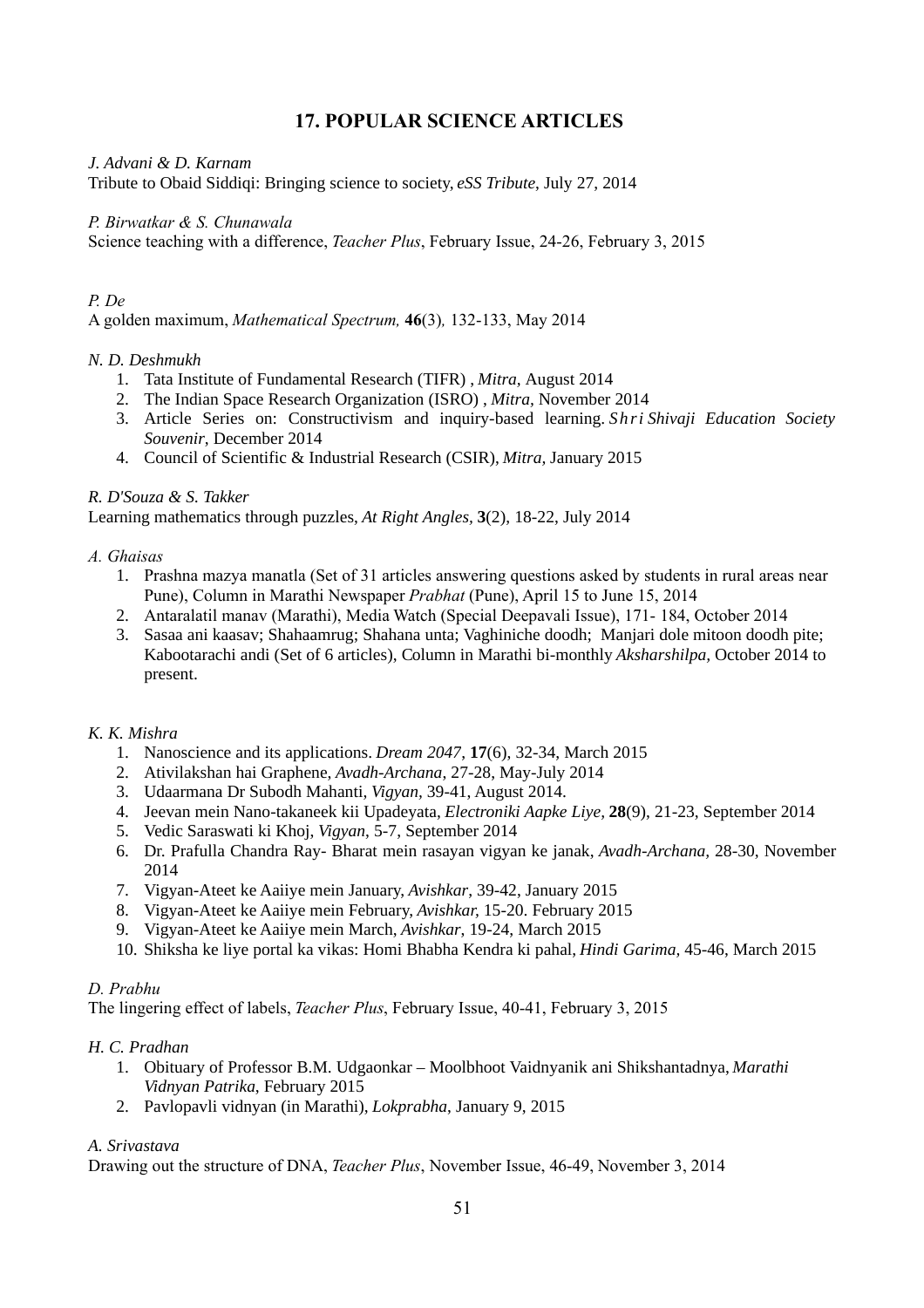## 17. POPULAR SCIENCE ARTICLES

*J. Advani & D. Karnam*
Tribute to Obaid Siddiqi: Bringing science to society, *eSS Tribute*, July 27, 2014

*P. Birwatkar & S. Chunawala*
Science teaching with a difference, *Teacher Plus*, February Issue, 24-26, February 3, 2015

*P. De*
A golden maximum, *Mathematical Spectrum,* **46**(3)*,* 132-133, May 2014

*N. D. Deshmukh*

1. Tata Institute of Fundamental Research (TIFR) , *Mitra*, August 2014
2. The Indian Space Research Organization (ISRO) , *Mitra*, November 2014
3. Article Series on: Constructivism and inquiry-based learning. *Shri Shivaji Education Society Souvenir*, December 2014
4. Council of Scientific & Industrial Research (CSIR), *Mitra,* January 2015

*R. D'Souza & S. Takker*
Learning mathematics through puzzles, *At Right Angles,* **3**(2), 18-22, July 2014

*A. Ghaisas*

1. Prashna mazya manatla (Set of 31 articles answering questions asked by students in rural areas near Pune), Column in Marathi Newspaper *Prabhat* (Pune), April 15 to June 15, 2014
2. Antaralatil manav (Marathi), Media Watch (Special Deepavali Issue), 171- 184, October 2014
3. Sasaa ani kaasav; Shahaamrug; Shahana unta; Vaghiniche doodh; Manjari dole mitoon doodh pite; Kabootarachi andi (Set of 6 articles), Column in Marathi bi-monthly *Aksharshilpa,* October 2014 to present.

*K. K. Mishra*

1. Nanoscience and its applications. *Dream 2047*, **17**(6), 32-34, March 2015
2. Ativilakshan hai Graphene, *Avadh-Archana*, 27-28, May-July 2014
3. Udaarmana Dr Subodh Mahanti, *Vigyan,* 39-41, August 2014.
4. Jeevan mein Nano-takaneek kii Upadeyata, *Electroniki Aapke Liye,* **28**(9), 21-23, September 2014
5. Vedic Saraswati ki Khoj, *Vigyan,* 5-7, September 2014
6. Dr. Prafulla Chandra Ray- Bharat mein rasayan vigyan ke janak, *Avadh-Archana,* 28-30, November 2014
7. Vigyan-Ateet ke Aaiiye mein January, *Avishkar*, 39-42, January 2015
8. Vigyan-Ateet ke Aaiiye mein February, *Avishkar,* 15-20. February 2015
9. Vigyan-Ateet ke Aaiiye mein March, *Avishkar*, 19-24, March 2015
10. Shiksha ke liye portal ka vikas: Homi Bhabha Kendra ki pahal, *Hindi Garima,* 45-46, March 2015

*D. Prabhu*
The lingering effect of labels, *Teacher Plus*, February Issue, 40-41, February 3, 2015

*H. C. Pradhan*

1. Obituary of Professor B.M. Udgaonkar – Moolbhoot Vaidnyanik ani Shikshantadnya, *Marathi Vidnyan Patrika*, February 2015
2. Pavlopavli vidnyan (in Marathi), *Lokprabha*, January 9, 2015

*A. Srivastava*
Drawing out the structure of DNA, *Teacher Plus*, November Issue, 46-49, November 3, 2014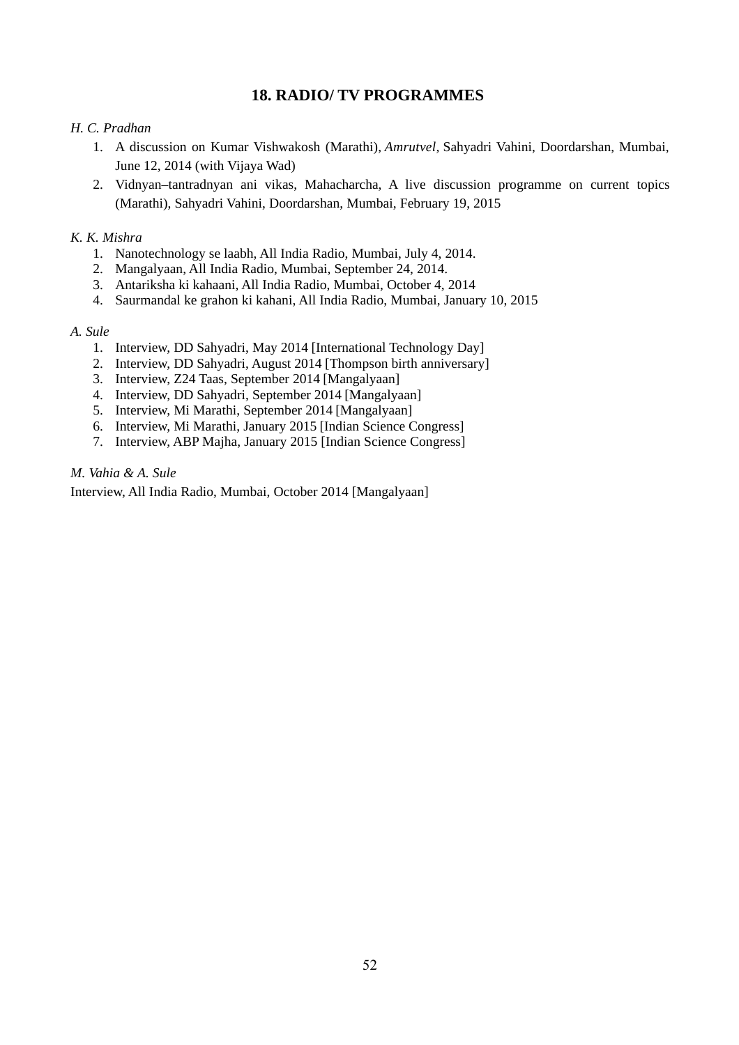## 18. RADIO/ TV PROGRAMMES

*H. C. Pradhan*

1. A discussion on Kumar Vishwakosh (Marathi), *Amrutvel*, Sahyadri Vahini, Doordarshan, Mumbai, June 12, 2014 (with Vijaya Wad)
2. Vidnyan–tantradnyan ani vikas, Mahacharcha, A live discussion programme on current topics (Marathi), Sahyadri Vahini, Doordarshan, Mumbai, February 19, 2015

*K. K. Mishra*

1. Nanotechnology se laabh, All India Radio, Mumbai, July 4, 2014.
2. Mangalyaan, All India Radio, Mumbai, September 24, 2014.
3. Antariksha ki kahaani, All India Radio, Mumbai, October 4, 2014
4. Saurmandal ke grahon ki kahani, All India Radio, Mumbai, January 10, 2015

*A. Sule*

1. Interview, DD Sahyadri, May 2014 [International Technology Day]
2. Interview, DD Sahyadri, August 2014 [Thompson birth anniversary]
3. Interview, Z24 Taas, September 2014 [Mangalyaan]
4. Interview, DD Sahyadri, September 2014 [Mangalyaan]
5. Interview, Mi Marathi, September 2014 [Mangalyaan]
6. Interview, Mi Marathi, January 2015 [Indian Science Congress]
7. Interview, ABP Majha, January 2015 [Indian Science Congress]

*M. Vahia & A. Sule*

Interview, All India Radio, Mumbai, October 2014 [Mangalyaan]